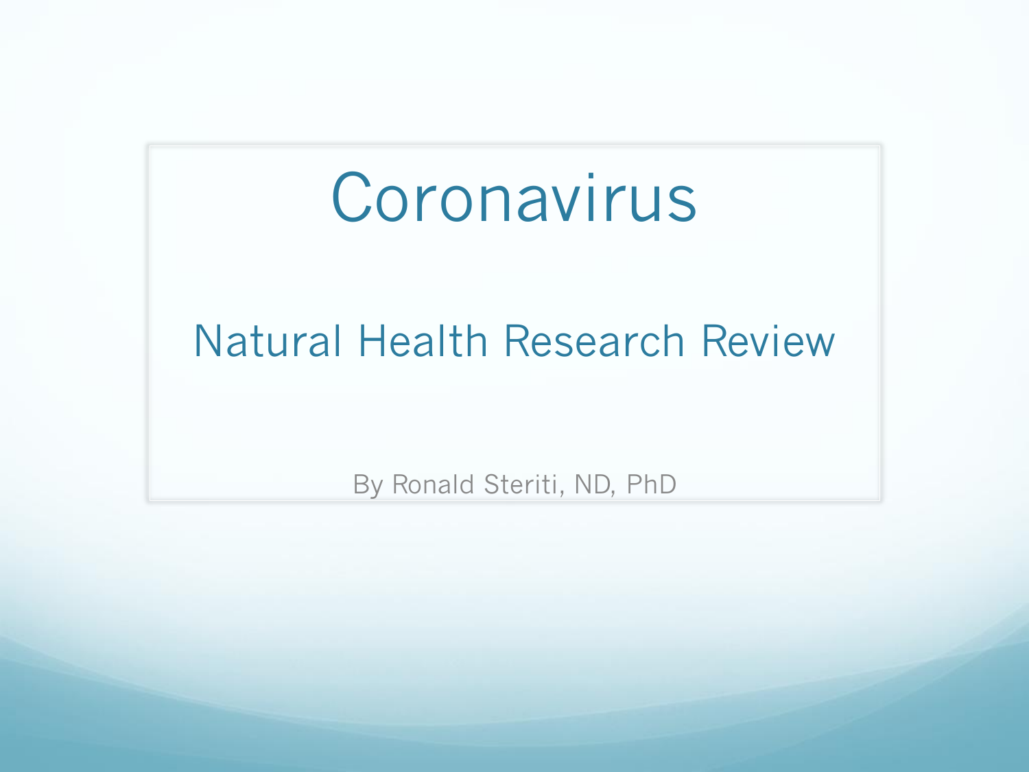# Coronavirus

## Natural Health Research Review

By Ronald Steriti, ND, PhD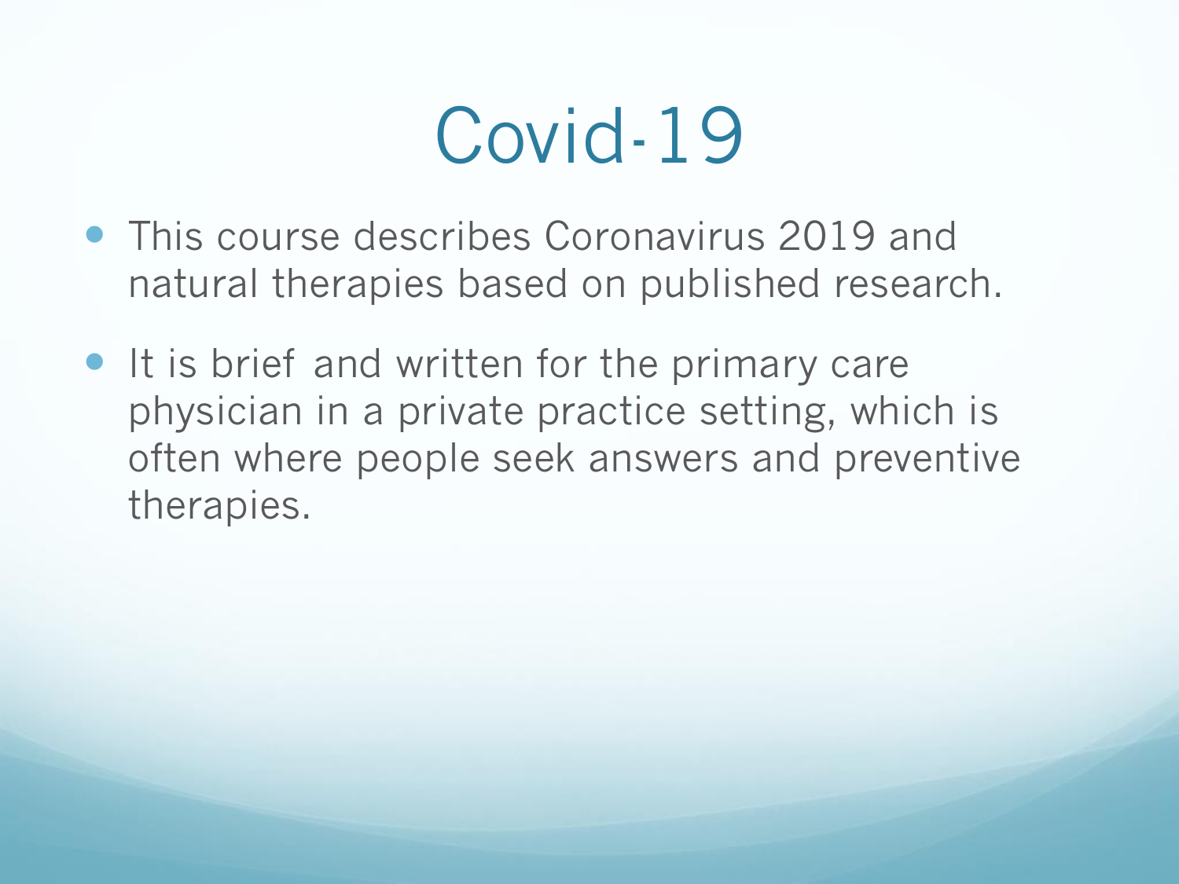# Covid-19

- This course describes Coronavirus 2019 and natural therapies based on published research.
- It is brief and written for the primary care physician in a private practice setting, which is often where people seek answers and preventive therapies.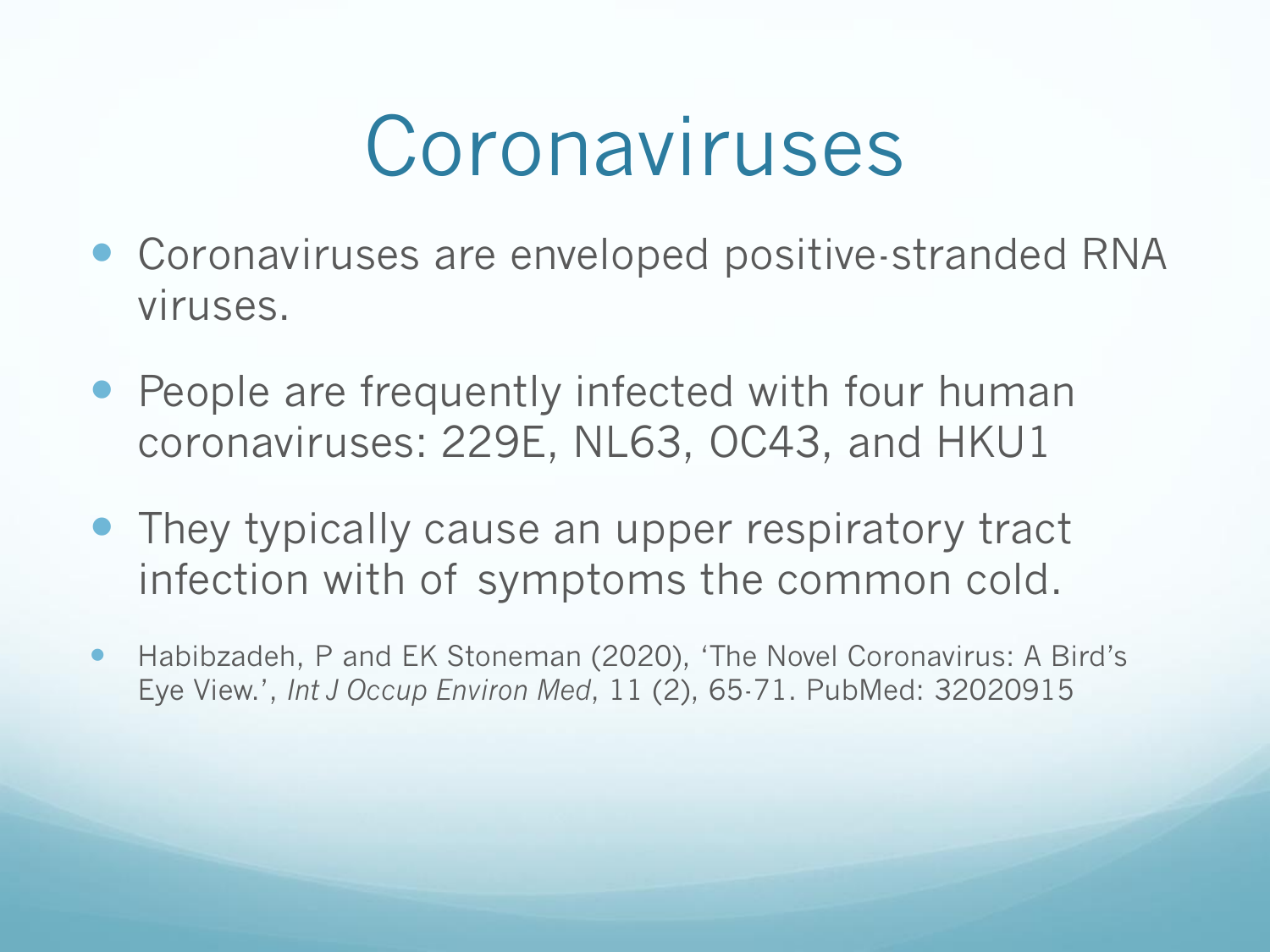# Coronaviruses

- Coronaviruses are enveloped positive-stranded RNA viruses.
- People are frequently infected with four human coronaviruses: 229E, NL63, OC43, and HKU1
- They typically cause an upper respiratory tract infection with of symptoms the common cold.
- Habibzadeh, P and EK Stoneman (2020), 'The Novel Coronavirus: A Bird's Eye View.', *Int J Occup Environ Med*, 11 (2), 65-71. PubMed: 32020915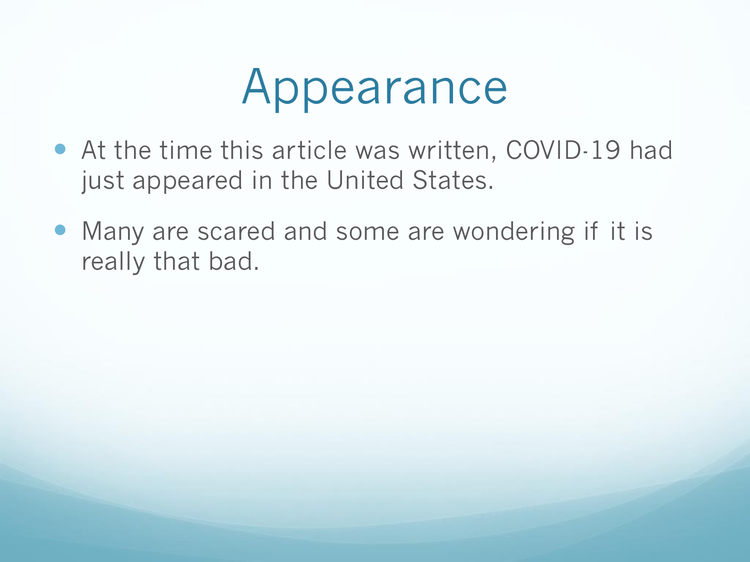# Appearance

- At the time this article was written, COVID-19 had just appeared in the United States.
- Many are scared and some are wondering if it is really that bad.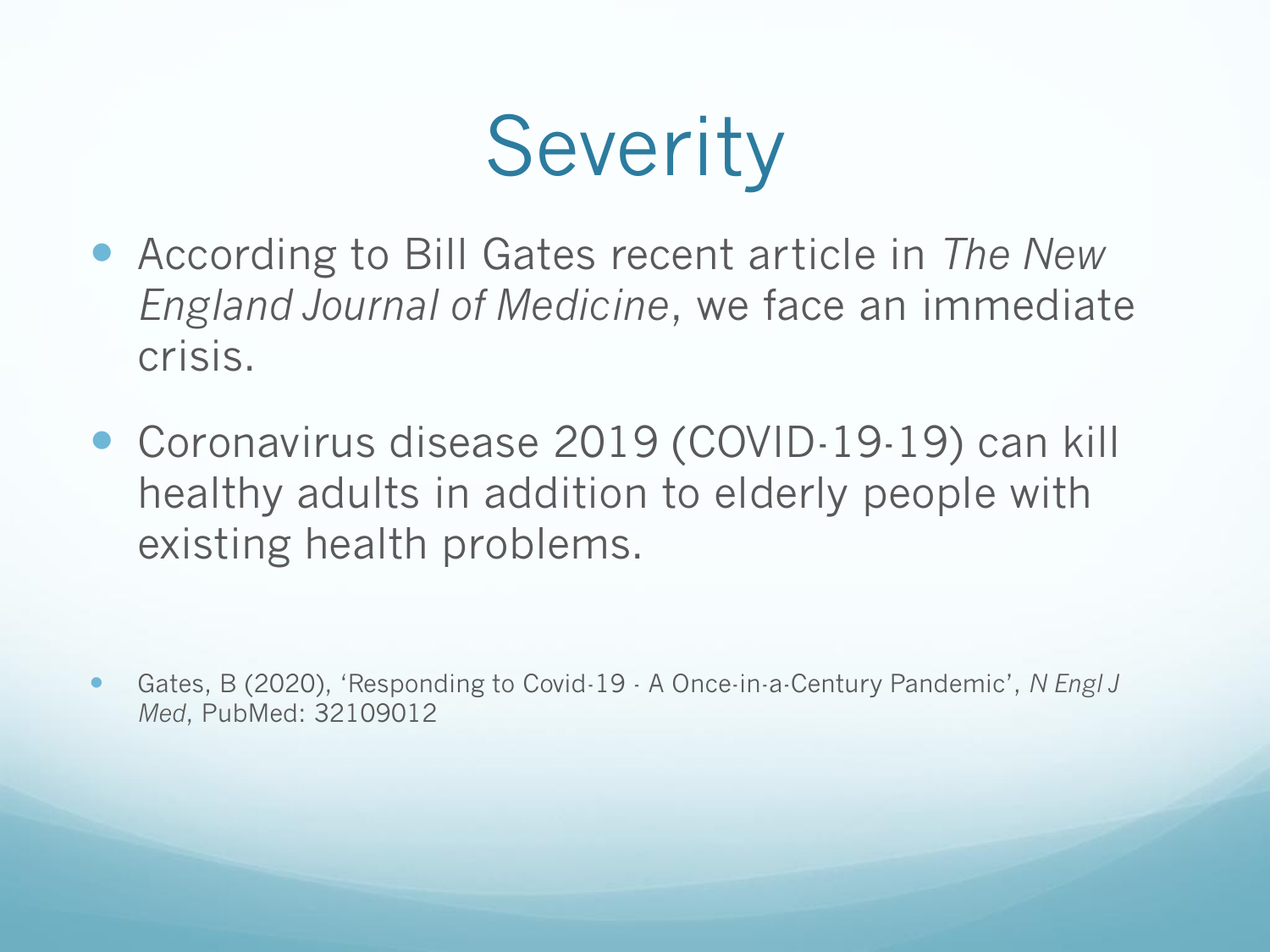# Severity

- According to Bill Gates recent article in *The New England Journal of Medicine*, we face an immediate crisis.
- Coronavirus disease 2019 (COVID-19-19) can kill healthy adults in addition to elderly people with existing health problems.

- Gates, B (2020), 'Responding to Covid-19 - A Once-in-a-Century Pandemic', *N Engl J Med*, PubMed: 32109012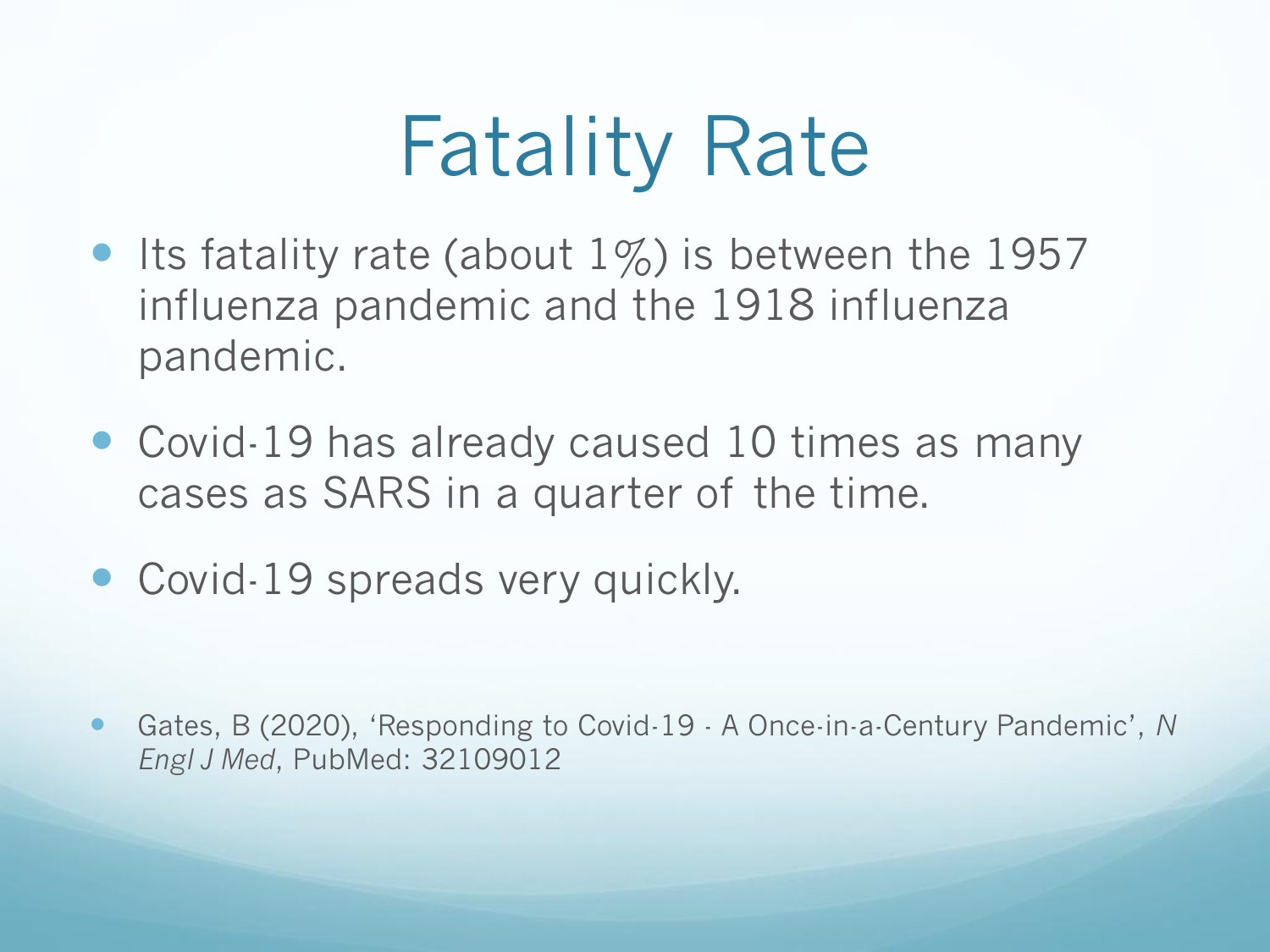# Fatality Rate

- Its fatality rate (about 1%) is between the 1957 influenza pandemic and the 1918 influenza pandemic.
- Covid-19 has already caused 10 times as many cases as SARS in a quarter of the time.
- Covid-19 spreads very quickly.

- Gates, B (2020), 'Responding to Covid-19 - A Once-in-a-Century Pandemic', *N Engl J Med*, PubMed: 32109012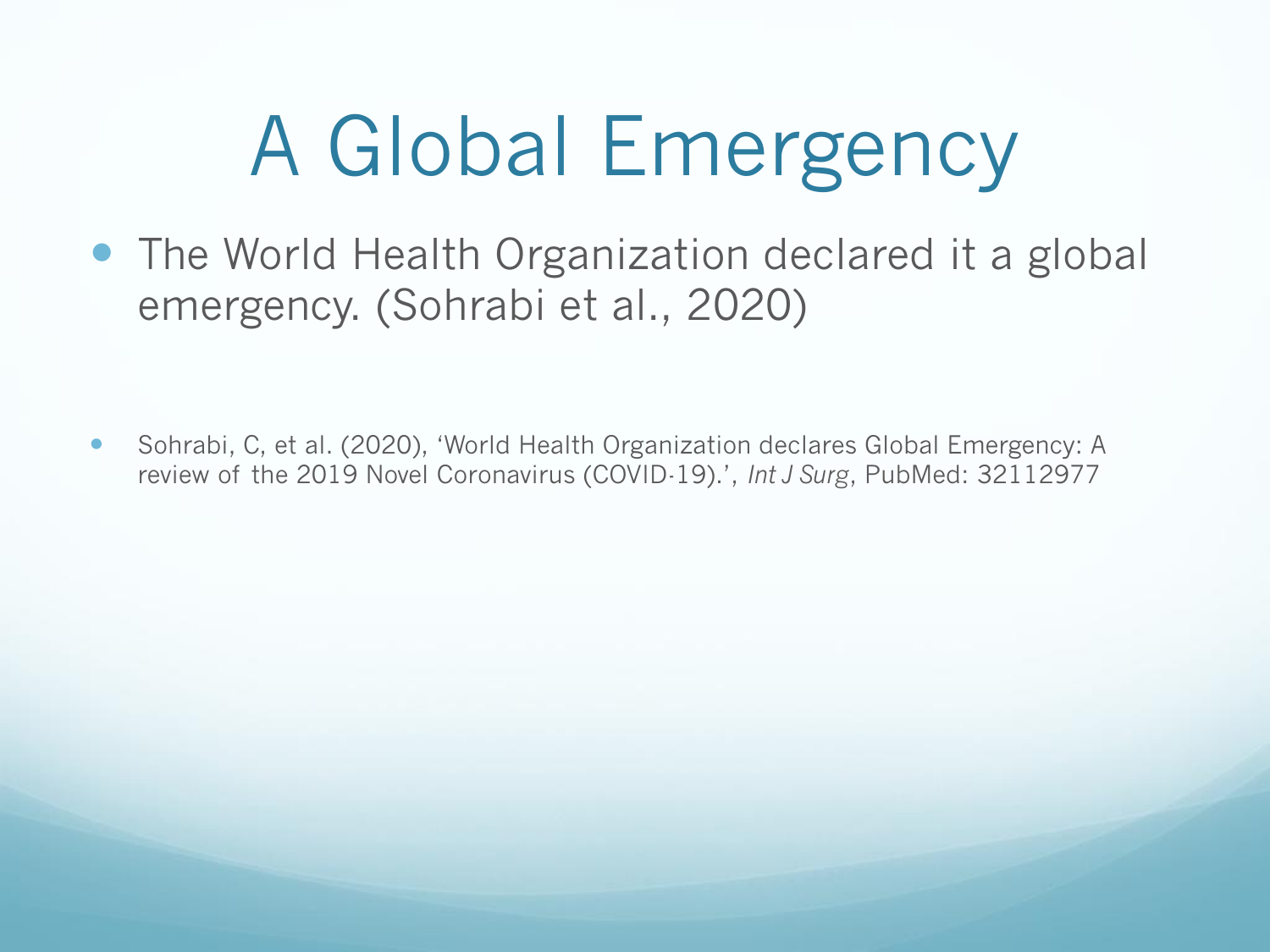# A Global Emergency

- The World Health Organization declared it a global emergency. (Sohrabi et al., 2020)

- Sohrabi, C, et al. (2020), 'World Health Organization declares Global Emergency: A review of the 2019 Novel Coronavirus (COVID-19).', *Int J Surg*, PubMed: 32112977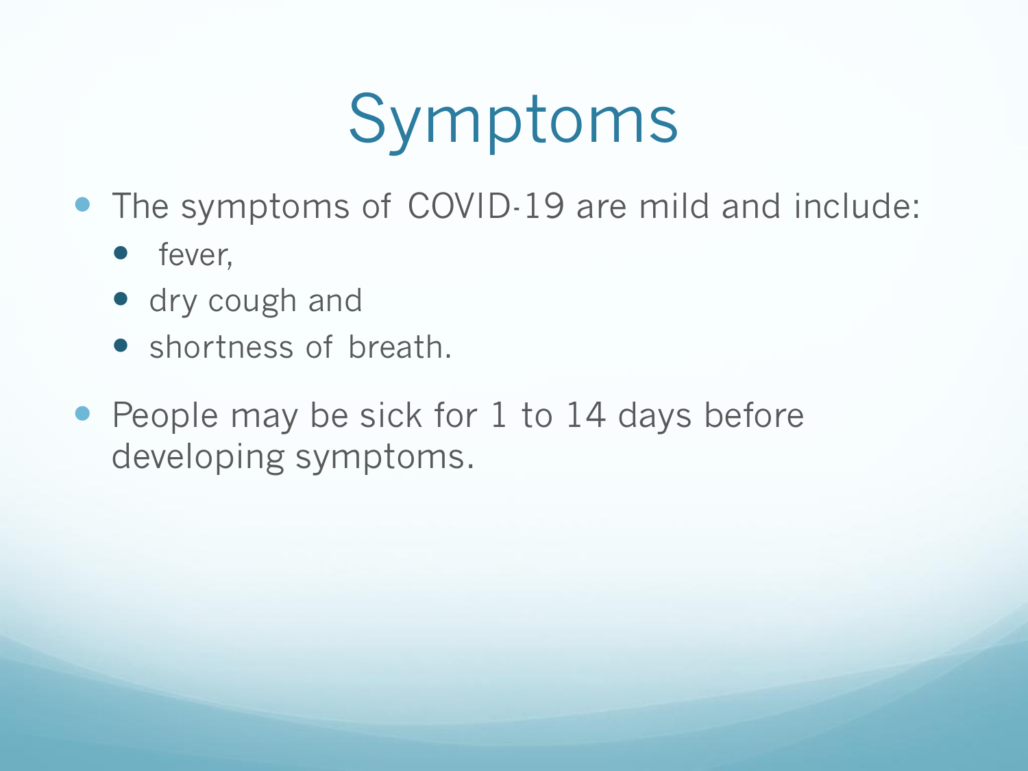# Symptoms

- The symptoms of COVID-19 are mild and include:
  - fever,
  - dry cough and
  - shortness of breath.
- People may be sick for 1 to 14 days before developing symptoms.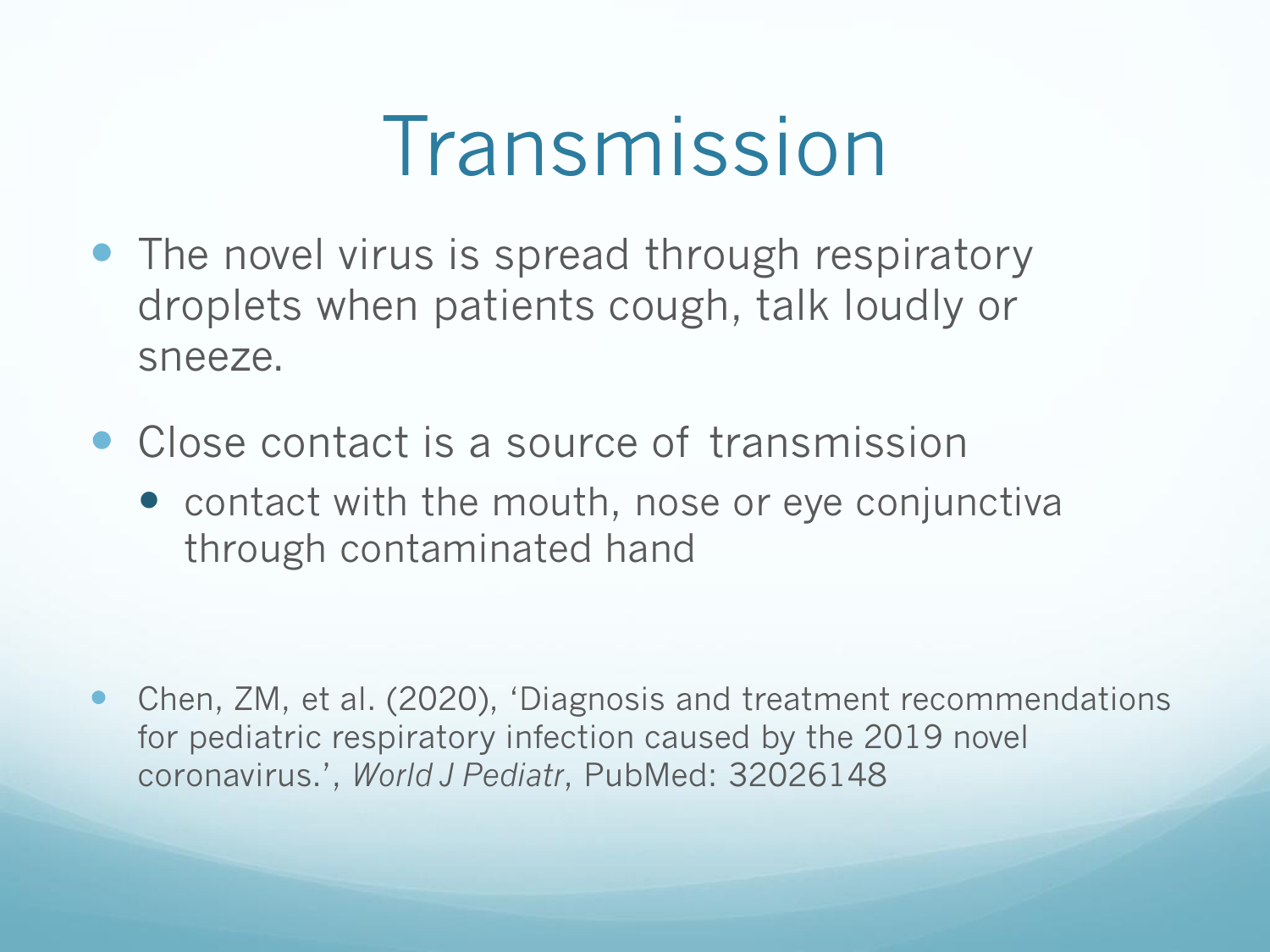# Transmission

- The novel virus is spread through respiratory droplets when patients cough, talk loudly or sneeze.
- Close contact is a source of transmission
  - contact with the mouth, nose or eye conjunctiva through contaminated hand

- Chen, ZM, et al. (2020), 'Diagnosis and treatment recommendations for pediatric respiratory infection caused by the 2019 novel coronavirus.', *World J Pediatr*, PubMed: 32026148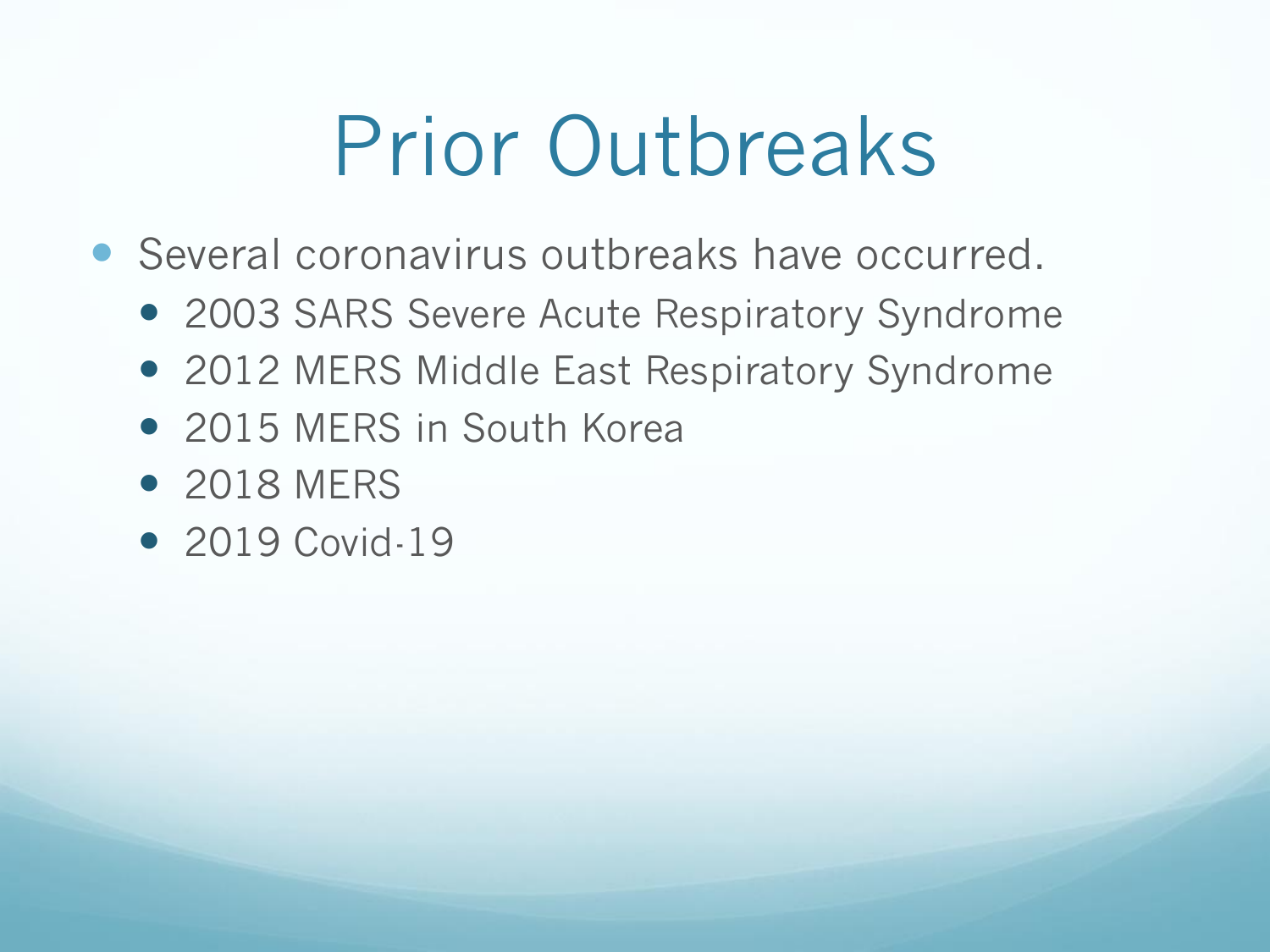# Prior Outbreaks

- Several coronavirus outbreaks have occurred.
  - 2003 SARS Severe Acute Respiratory Syndrome
  - 2012 MERS Middle East Respiratory Syndrome
  - 2015 MERS in South Korea
  - 2018 MERS
  - 2019 Covid-19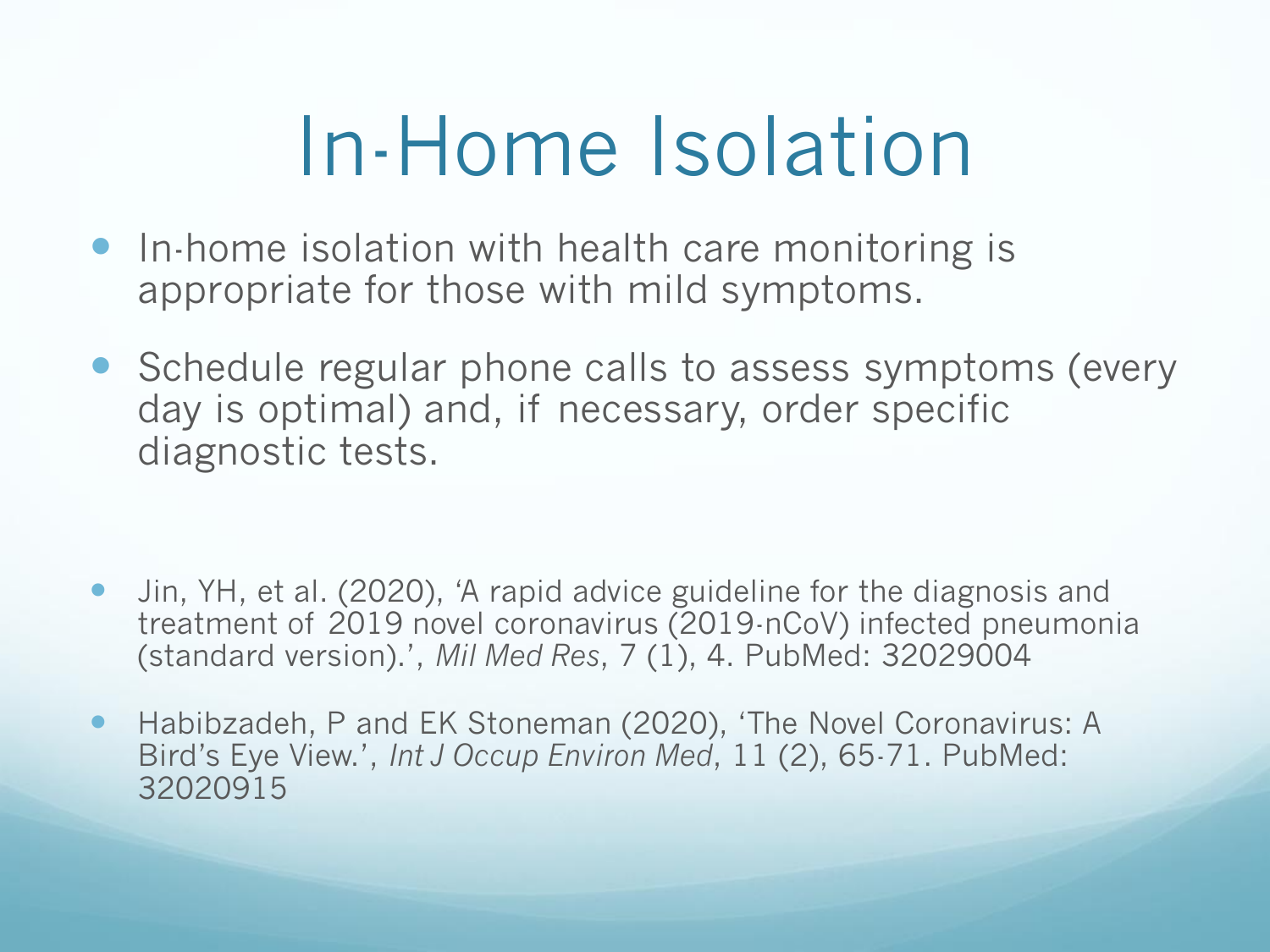# In-Home Isolation

- In-home isolation with health care monitoring is appropriate for those with mild symptoms.
- Schedule regular phone calls to assess symptoms (every day is optimal) and, if necessary, order specific diagnostic tests.

- Jin, YH, et al. (2020), 'A rapid advice guideline for the diagnosis and treatment of 2019 novel coronavirus (2019-nCoV) infected pneumonia (standard version).', *Mil Med Res*, 7 (1), 4. PubMed: 32029004
- Habibzadeh, P and EK Stoneman (2020), 'The Novel Coronavirus: A Bird's Eye View.', *Int J Occup Environ Med*, 11 (2), 65-71. PubMed: 32020915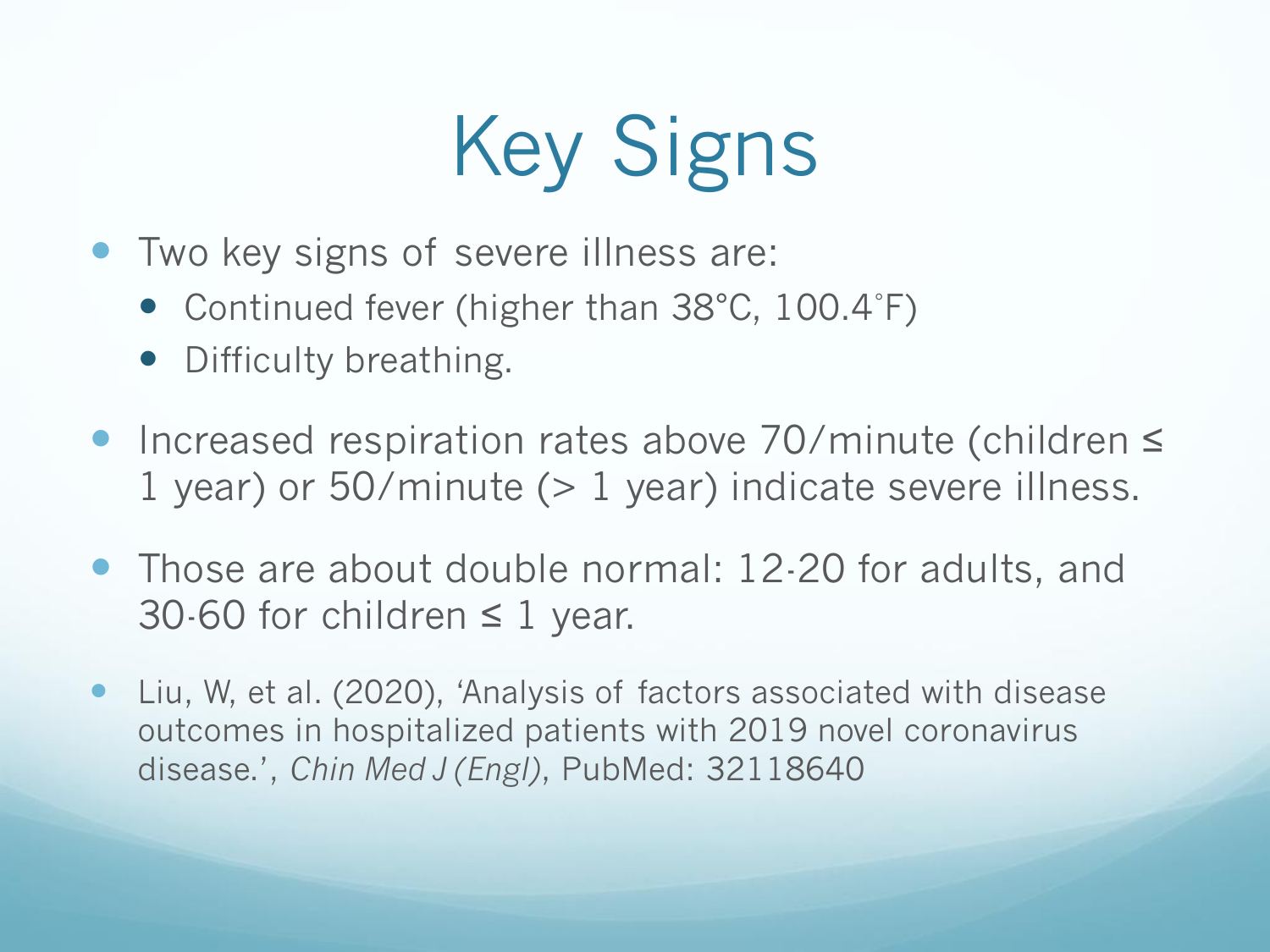# Key Signs

- Two key signs of severe illness are:
  - Continued fever (higher than 38°C, 100.4˚F)
  - Difficulty breathing.
- Increased respiration rates above 70/minute (children ≤ 1 year) or 50/minute (> 1 year) indicate severe illness.
- Those are about double normal: 12-20 for adults, and 30-60 for children ≤ 1 year.
- Liu, W, et al. (2020), 'Analysis of factors associated with disease outcomes in hospitalized patients with 2019 novel coronavirus disease.', *Chin Med J (Engl)*, PubMed: 32118640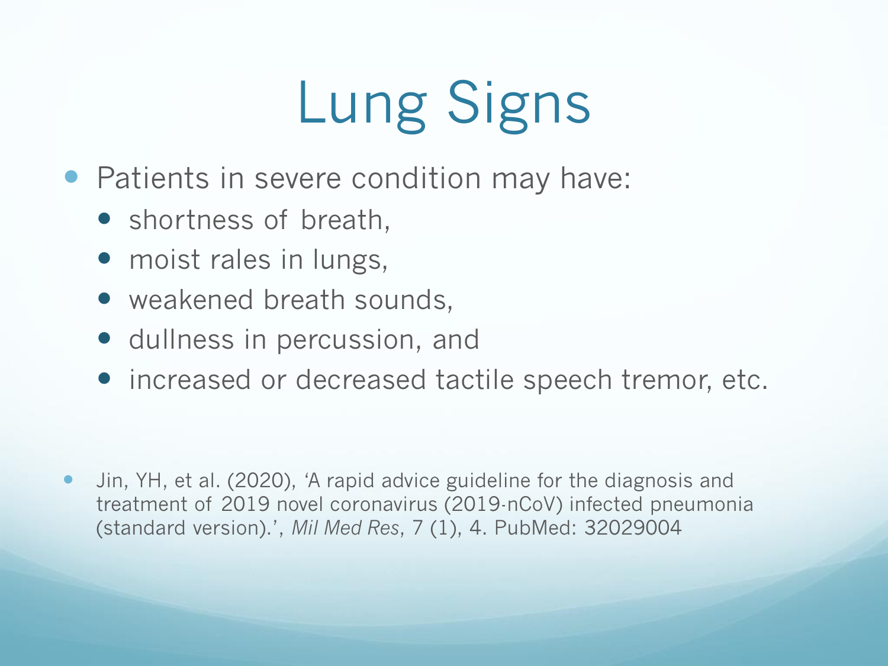# Lung Signs

- Patients in severe condition may have:
  - shortness of breath,
  - moist rales in lungs,
  - weakened breath sounds,
  - dullness in percussion, and
  - increased or decreased tactile speech tremor, etc.

- Jin, YH, et al. (2020), 'A rapid advice guideline for the diagnosis and treatment of 2019 novel coronavirus (2019-nCoV) infected pneumonia (standard version).', *Mil Med Res*, 7 (1), 4. PubMed: 32029004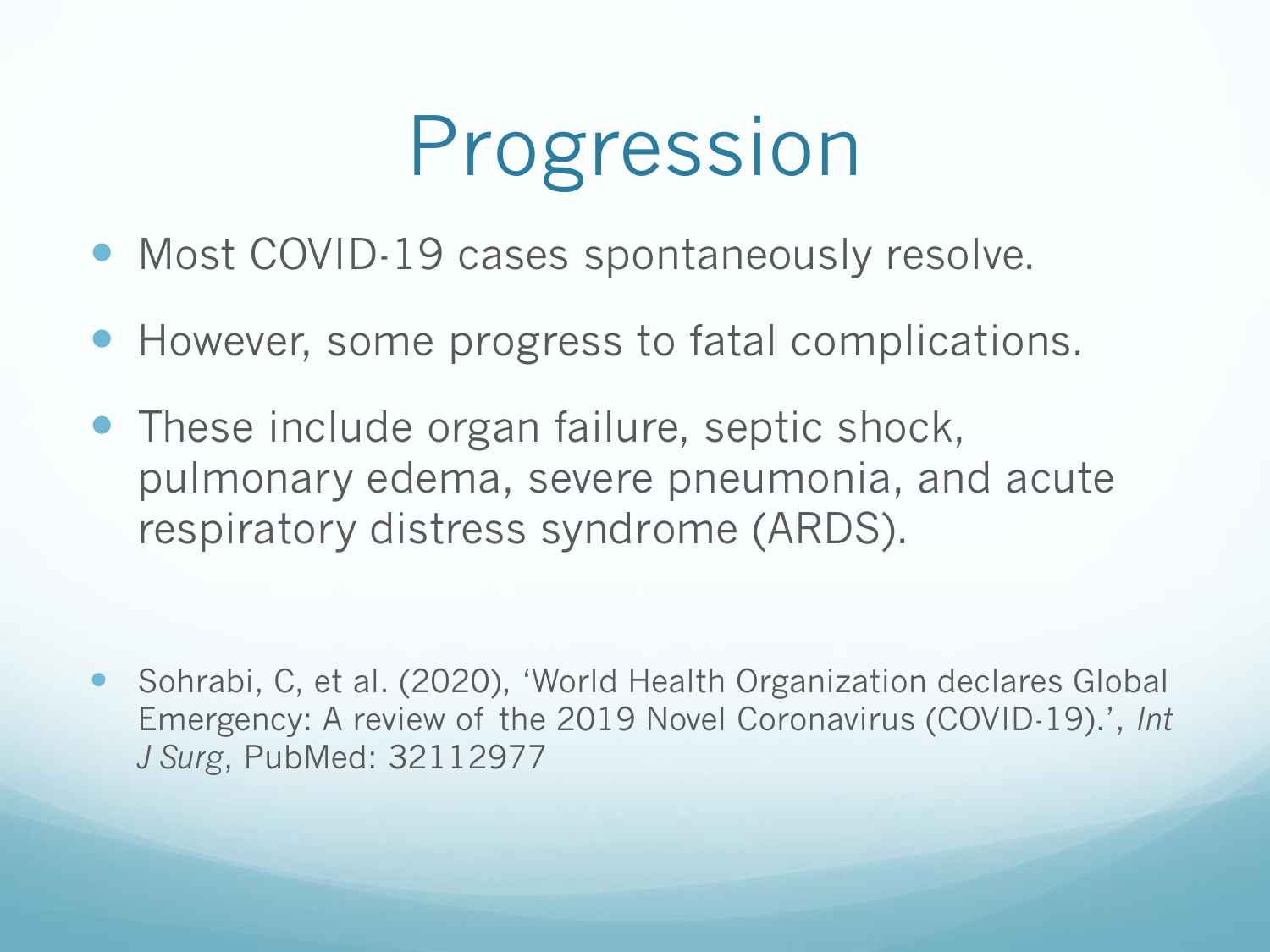# Progression

- Most COVID-19 cases spontaneously resolve.
- However, some progress to fatal complications.
- These include organ failure, septic shock, pulmonary edema, severe pneumonia, and acute respiratory distress syndrome (ARDS).

- Sohrabi, C, et al. (2020), 'World Health Organization declares Global Emergency: A review of the 2019 Novel Coronavirus (COVID-19).', *Int J Surg*, PubMed: 32112977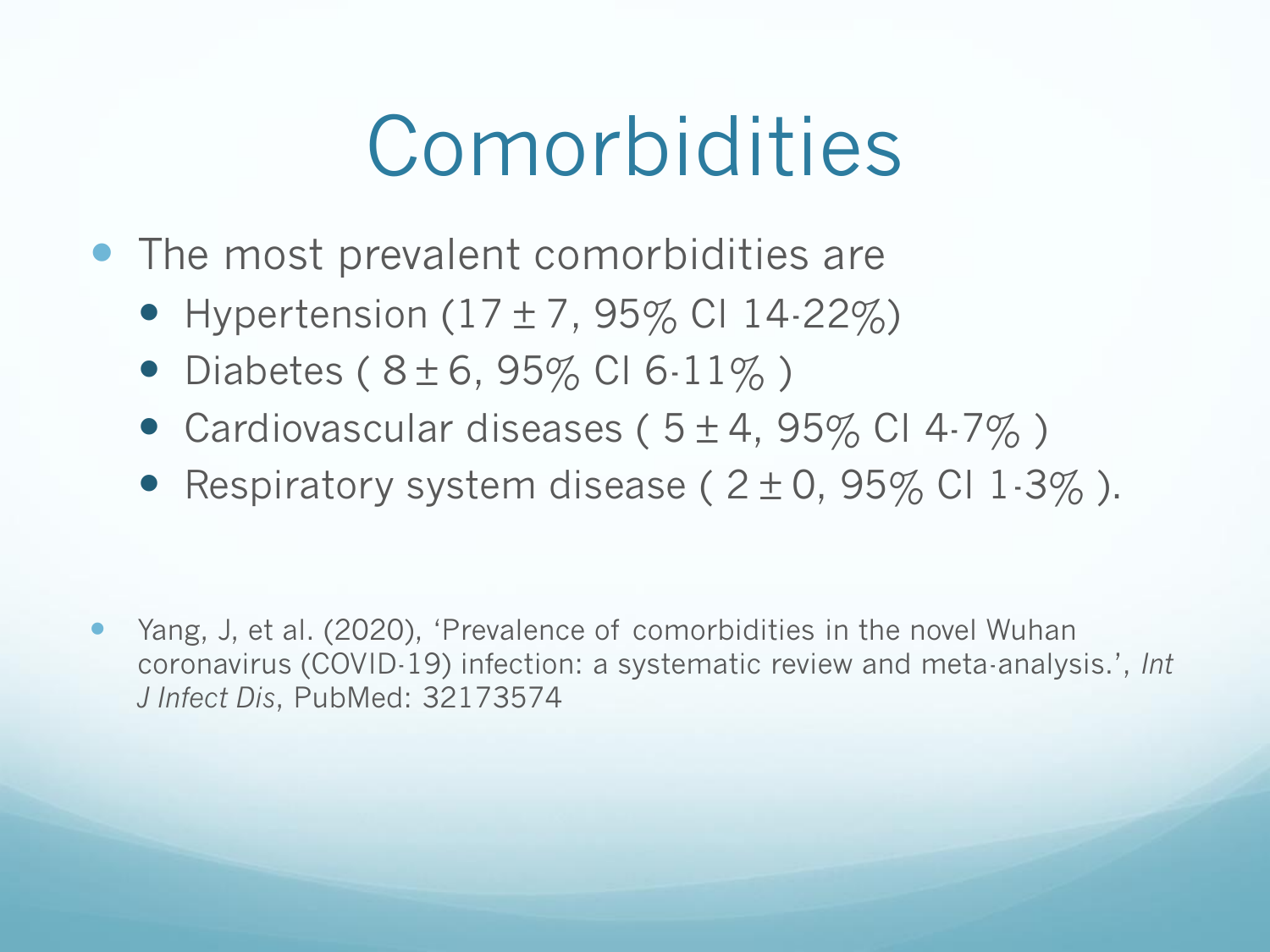# Comorbidities

- The most prevalent comorbidities are
  - Hypertension ($17 \pm 7$, 95% CI 14-22%)
  - Diabetes ( $8 \pm 6$, 95% CI 6-11% )
  - Cardiovascular diseases ( $5 \pm 4$, 95% CI 4-7% )
  - Respiratory system disease ( $2 \pm 0$, 95% CI 1-3% ).

- Yang, J, et al. (2020), 'Prevalence of comorbidities in the novel Wuhan coronavirus (COVID-19) infection: a systematic review and meta-analysis.', *Int J Infect Dis*, PubMed: 32173574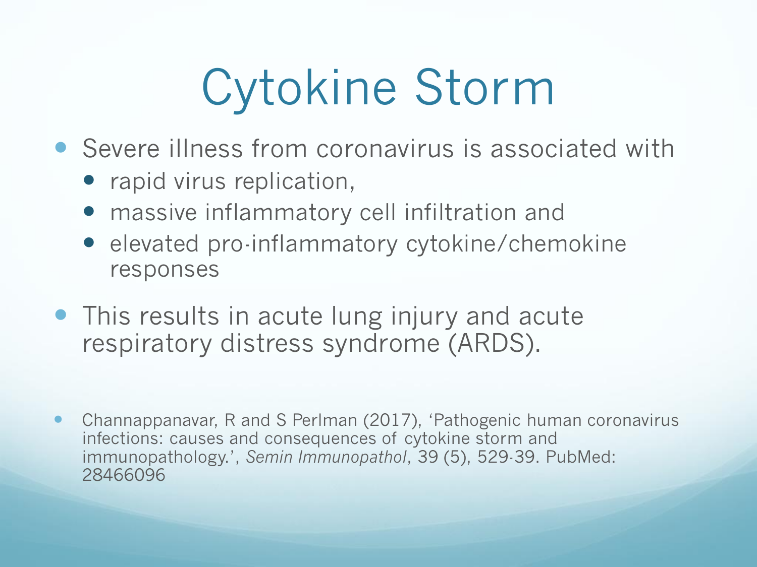# Cytokine Storm

- Severe illness from coronavirus is associated with
  - rapid virus replication,
  - massive inflammatory cell infiltration and
  - elevated pro-inflammatory cytokine/chemokine responses
- This results in acute lung injury and acute respiratory distress syndrome (ARDS).

- Channappanavar, R and S Perlman (2017), ‘Pathogenic human coronavirus infections: causes and consequences of cytokine storm and immunopathology.’, *Semin Immunopathol*, 39 (5), 529-39. PubMed: 28466096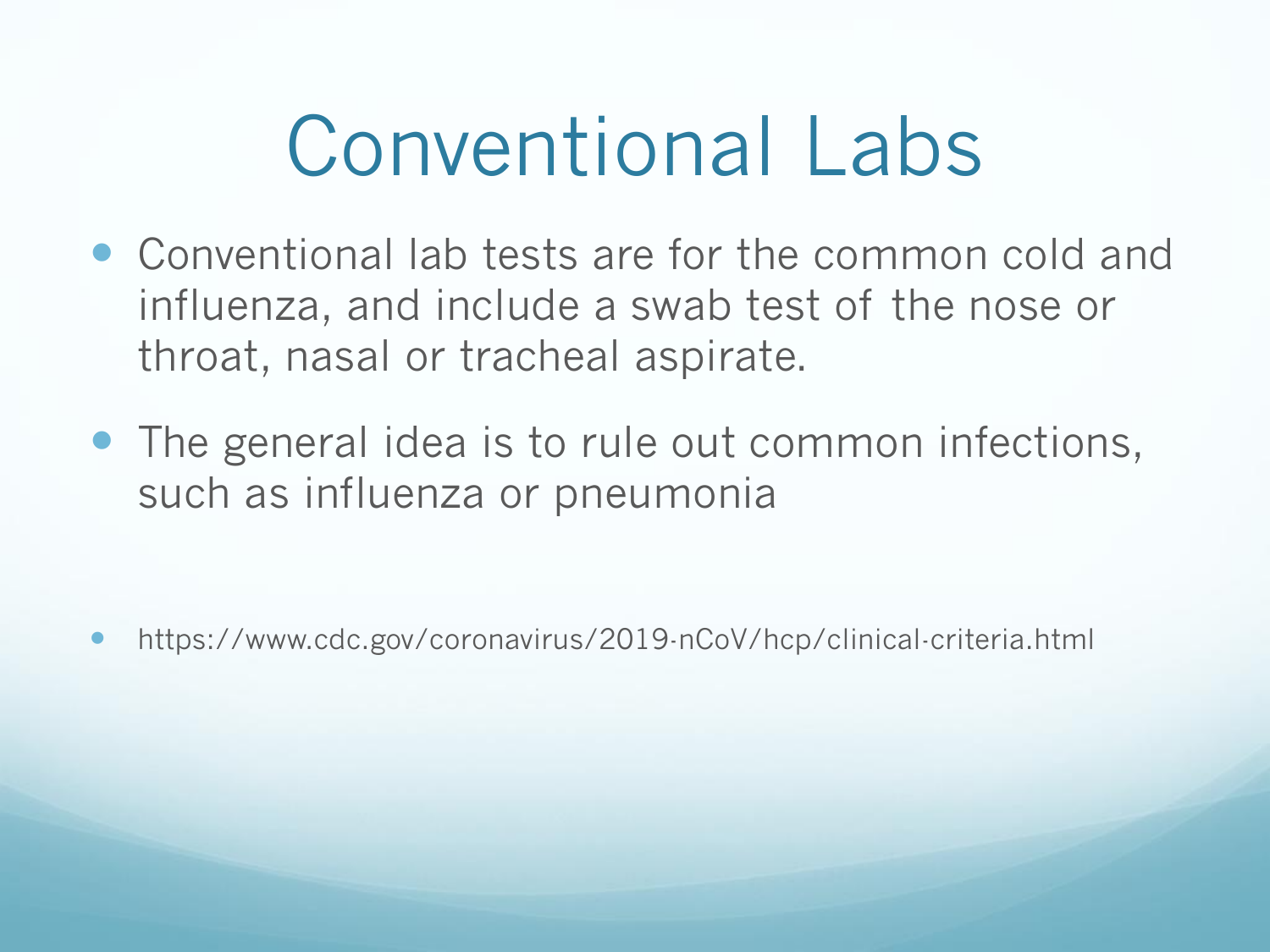# Conventional Labs

- Conventional lab tests are for the common cold and influenza, and include a swab test of the nose or throat, nasal or tracheal aspirate.
- The general idea is to rule out common infections, such as influenza or pneumonia

- https://www.cdc.gov/coronavirus/2019-nCoV/hcp/clinical-criteria.html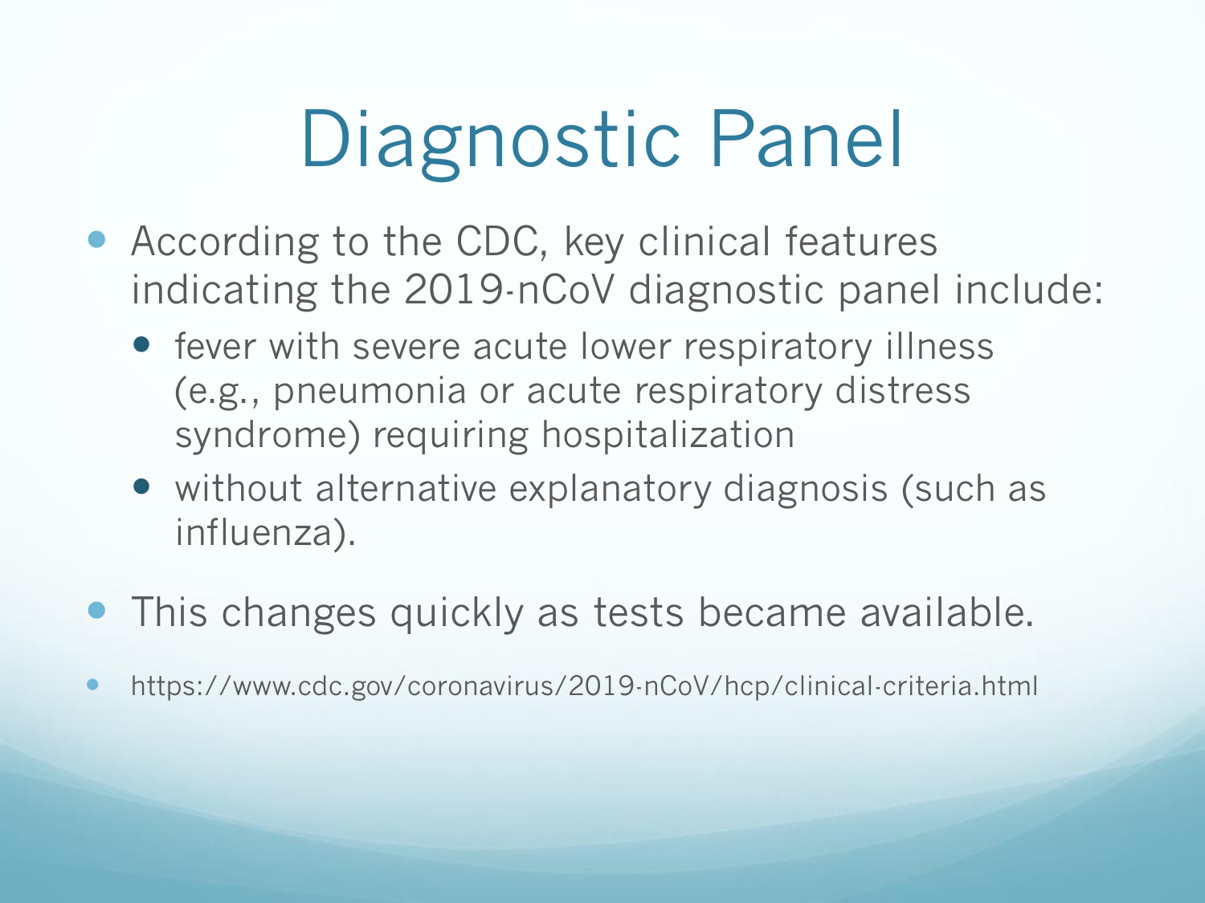# Diagnostic Panel

- According to the CDC, key clinical features indicating the 2019-nCoV diagnostic panel include:
  - fever with severe acute lower respiratory illness (e.g., pneumonia or acute respiratory distress syndrome) requiring hospitalization
  - without alternative explanatory diagnosis (such as influenza).
- This changes quickly as tests became available.
- https://www.cdc.gov/coronavirus/2019-nCoV/hcp/clinical-criteria.html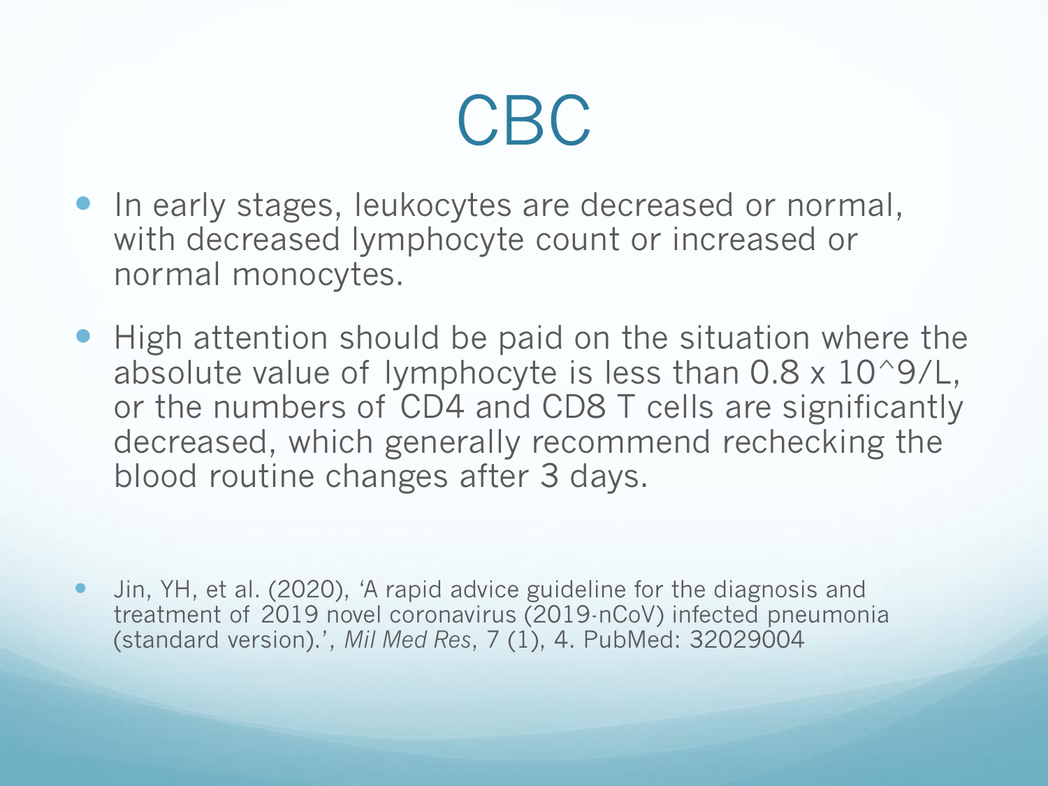# CBC

- In early stages, leukocytes are decreased or normal, with decreased lymphocyte count or increased or normal monocytes.
- High attention should be paid on the situation where the absolute value of lymphocyte is less than $0.8 \times 10^9/L$, or the numbers of CD4 and CD8 T cells are significantly decreased, which generally recommend rechecking the blood routine changes after 3 days.

- Jin, YH, et al. (2020), 'A rapid advice guideline for the diagnosis and treatment of 2019 novel coronavirus (2019-nCoV) infected pneumonia (standard version).', *Mil Med Res*, 7 (1), 4. PubMed: 32029004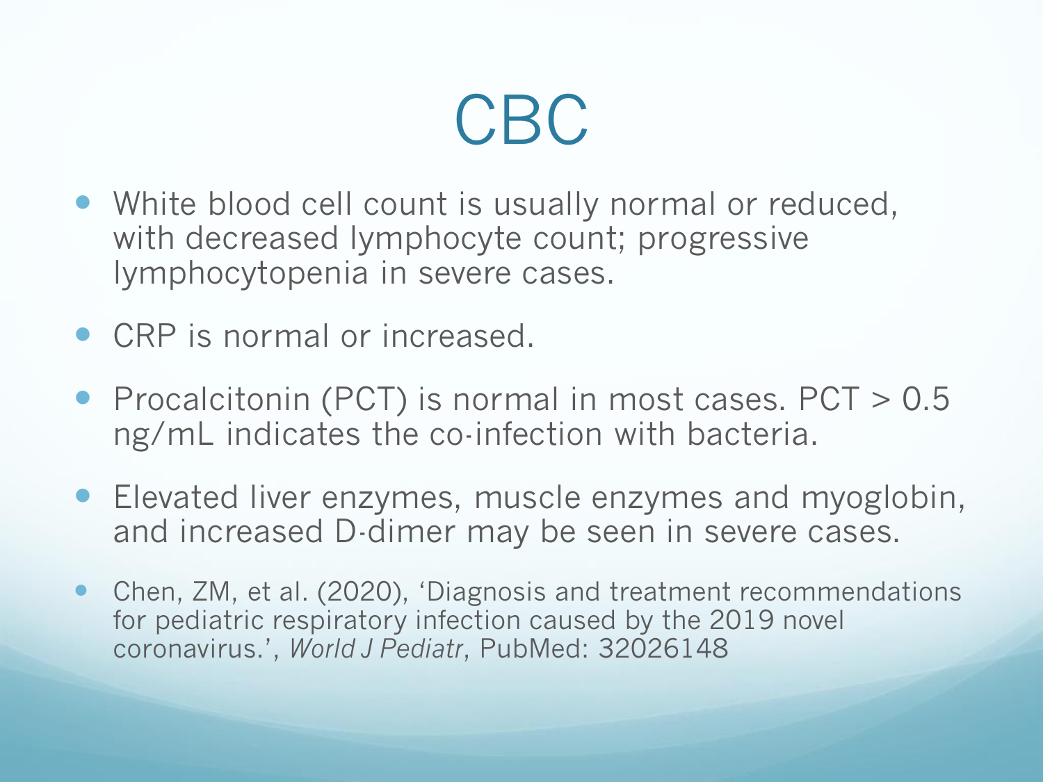# CBC

- White blood cell count is usually normal or reduced, with decreased lymphocyte count; progressive lymphocytopenia in severe cases.
- CRP is normal or increased.
- Procalcitonin (PCT) is normal in most cases. PCT > 0.5 ng/mL indicates the co-infection with bacteria.
- Elevated liver enzymes, muscle enzymes and myoglobin, and increased D-dimer may be seen in severe cases.
- Chen, ZM, et al. (2020), 'Diagnosis and treatment recommendations for pediatric respiratory infection caused by the 2019 novel coronavirus.', *World J Pediatr*, PubMed: 32026148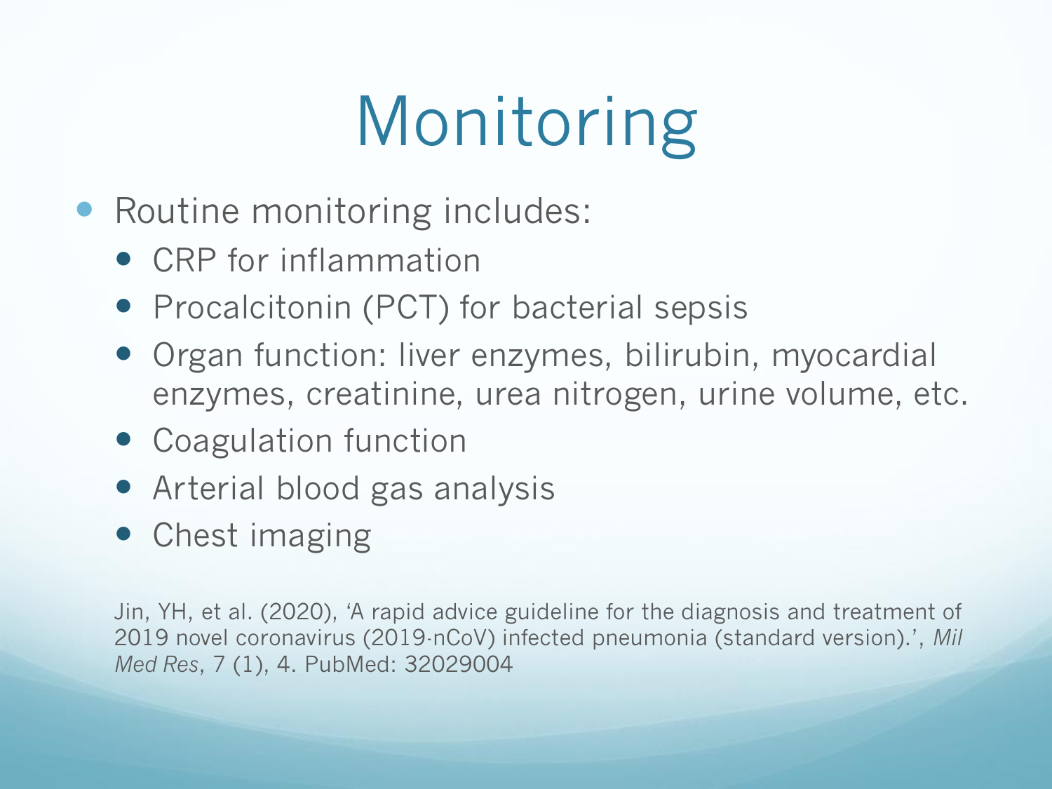# Monitoring

- Routine monitoring includes:
  - CRP for inflammation
  - Procalcitonin (PCT) for bacterial sepsis
  - Organ function: liver enzymes, bilirubin, myocardial enzymes, creatinine, urea nitrogen, urine volume, etc.
  - Coagulation function
  - Arterial blood gas analysis
  - Chest imaging

Jin, YH, et al. (2020), 'A rapid advice guideline for the diagnosis and treatment of 2019 novel coronavirus (2019-nCoV) infected pneumonia (standard version).', *Mil Med Res*, 7 (1), 4. PubMed: 32029004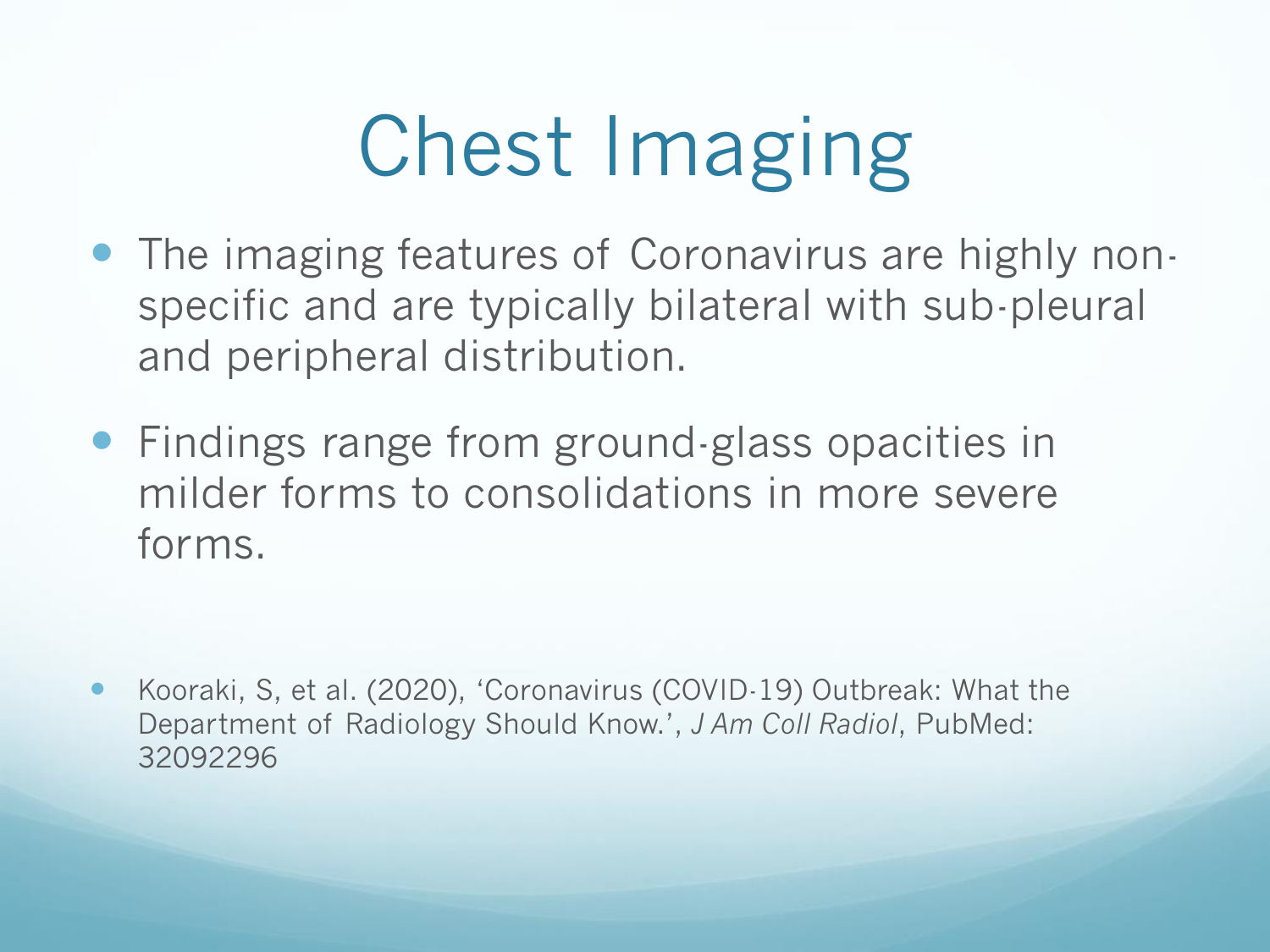# Chest Imaging

- The imaging features of Coronavirus are highly non-specific and are typically bilateral with sub-pleural and peripheral distribution.
- Findings range from ground-glass opacities in milder forms to consolidations in more severe forms.

- Kooraki, S, et al. (2020), 'Coronavirus (COVID-19) Outbreak: What the Department of Radiology Should Know.', *J Am Coll Radiol*, PubMed: 32092296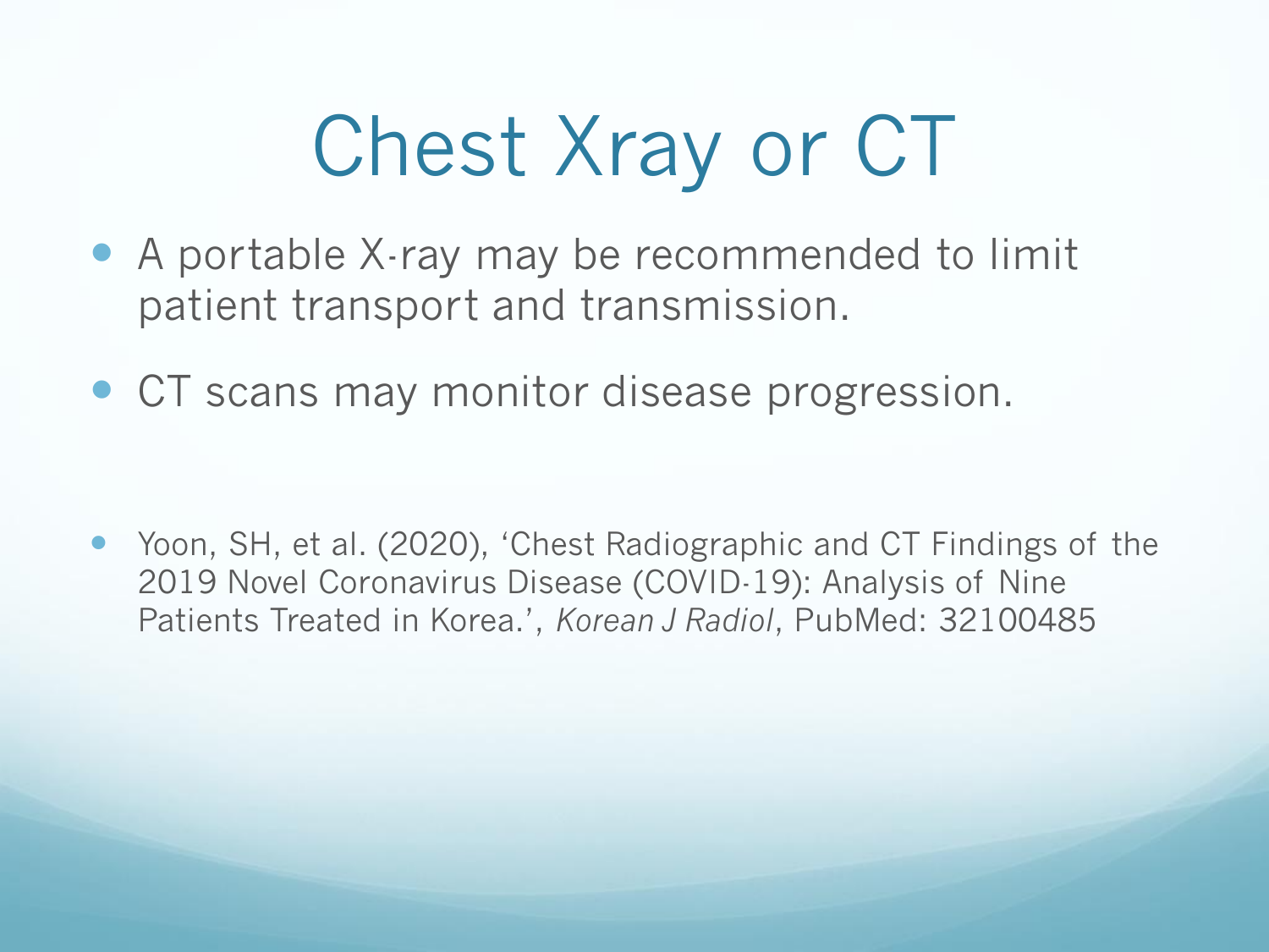# Chest Xray or CT

- A portable X-ray may be recommended to limit patient transport and transmission.
- CT scans may monitor disease progression.

- Yoon, SH, et al. (2020), 'Chest Radiographic and CT Findings of the 2019 Novel Coronavirus Disease (COVID-19): Analysis of Nine Patients Treated in Korea.', *Korean J Radiol*, PubMed: 32100485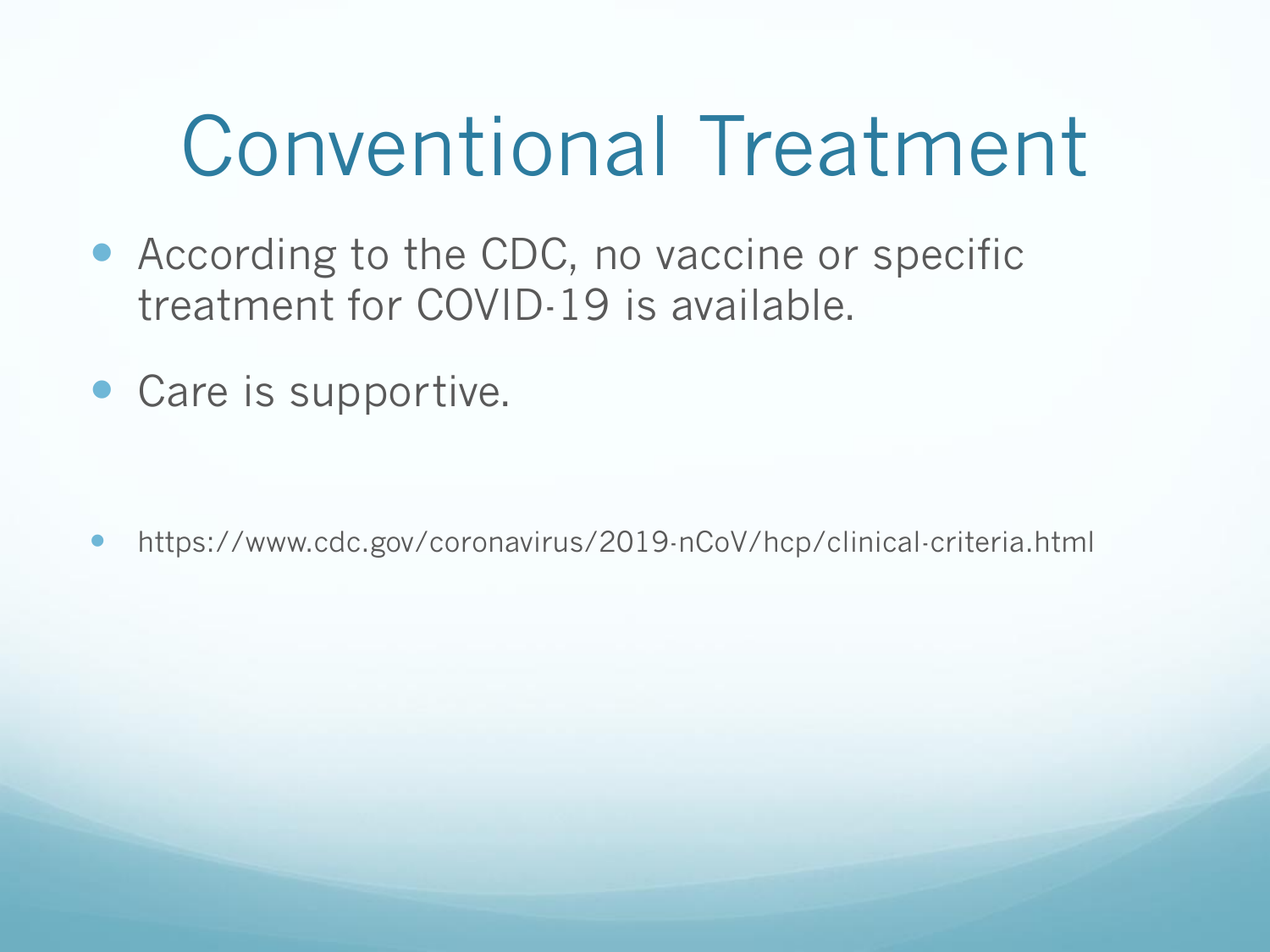# Conventional Treatment

- According to the CDC, no vaccine or specific treatment for COVID-19 is available.
- Care is supportive.

- https://www.cdc.gov/coronavirus/2019-nCoV/hcp/clinical-criteria.html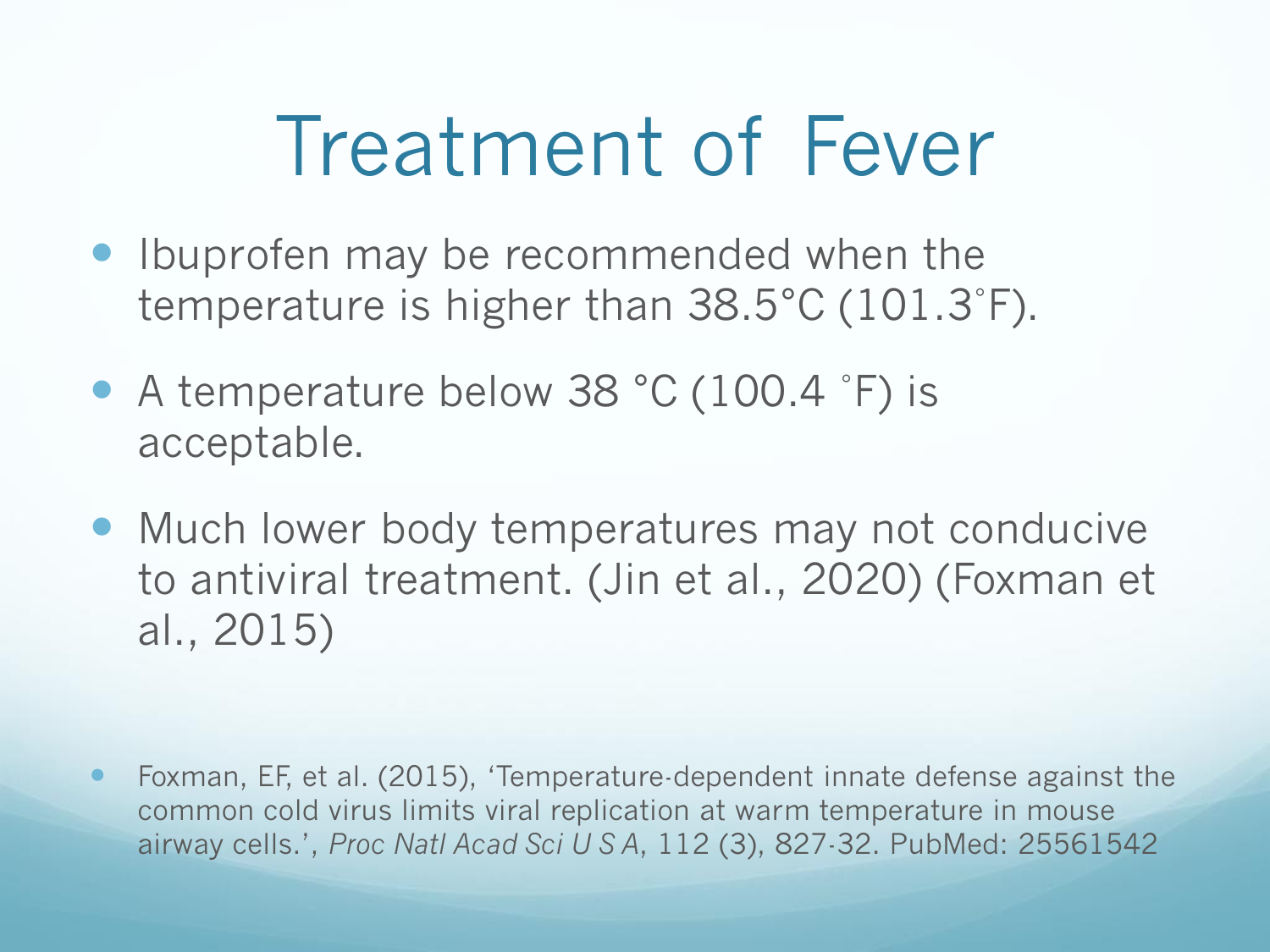# Treatment of Fever

- Ibuprofen may be recommended when the temperature is higher than 38.5°C (101.3˚F).
- A temperature below 38 °C (100.4 ˚F) is acceptable.
- Much lower body temperatures may not conducive to antiviral treatment. (Jin et al., 2020) (Foxman et al., 2015)

- Foxman, EF, et al. (2015), 'Temperature-dependent innate defense against the common cold virus limits viral replication at warm temperature in mouse airway cells.', *Proc Natl Acad Sci U S A*, 112 (3), 827-32. PubMed: 25561542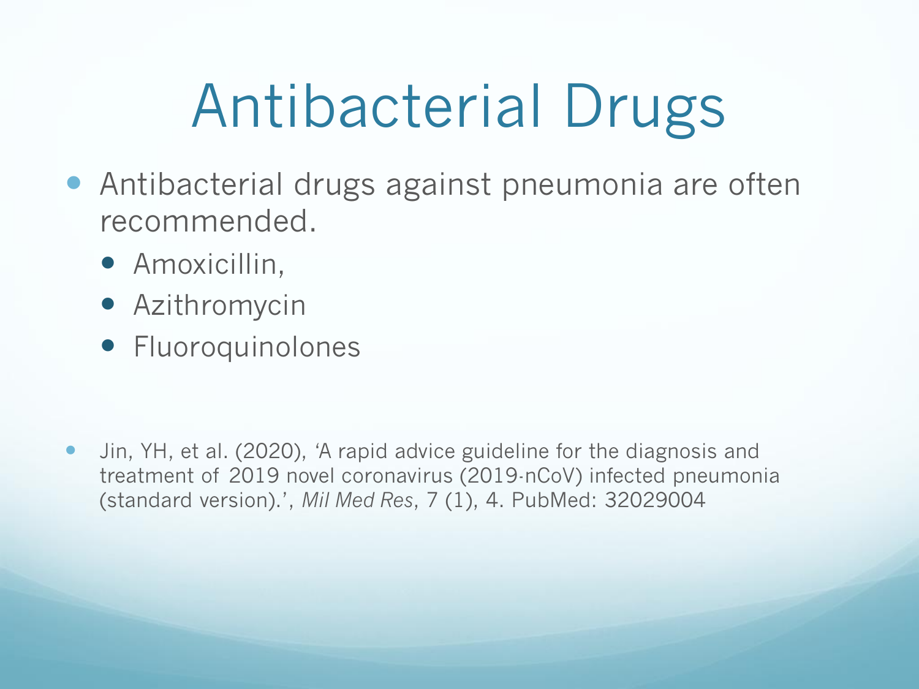# Antibacterial Drugs

- Antibacterial drugs against pneumonia are often recommended.
  - Amoxicillin,
  - Azithromycin
  - Fluoroquinolones

- Jin, YH, et al. (2020), 'A rapid advice guideline for the diagnosis and treatment of 2019 novel coronavirus (2019-nCoV) infected pneumonia (standard version).', *Mil Med Res*, 7 (1), 4. PubMed: 32029004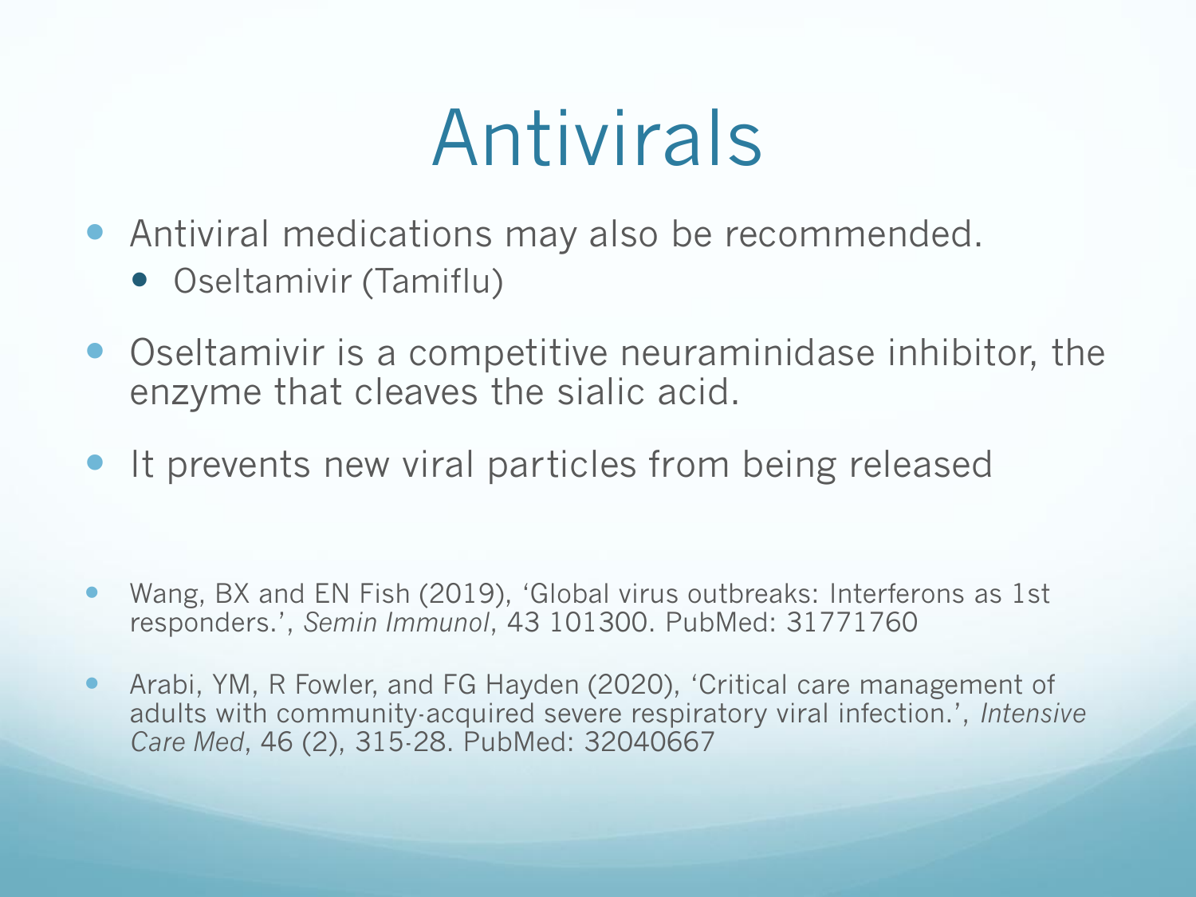# Antivirals

- Antiviral medications may also be recommended.
  - Oseltamivir (Tamiflu)
- Oseltamivir is a competitive neuraminidase inhibitor, the enzyme that cleaves the sialic acid.
- It prevents new viral particles from being released

- Wang, BX and EN Fish (2019), 'Global virus outbreaks: Interferons as 1st responders.', *Semin Immunol*, 43 101300. PubMed: 31771760
- Arabi, YM, R Fowler, and FG Hayden (2020), 'Critical care management of adults with community-acquired severe respiratory viral infection.', *Intensive Care Med*, 46 (2), 315-28. PubMed: 32040667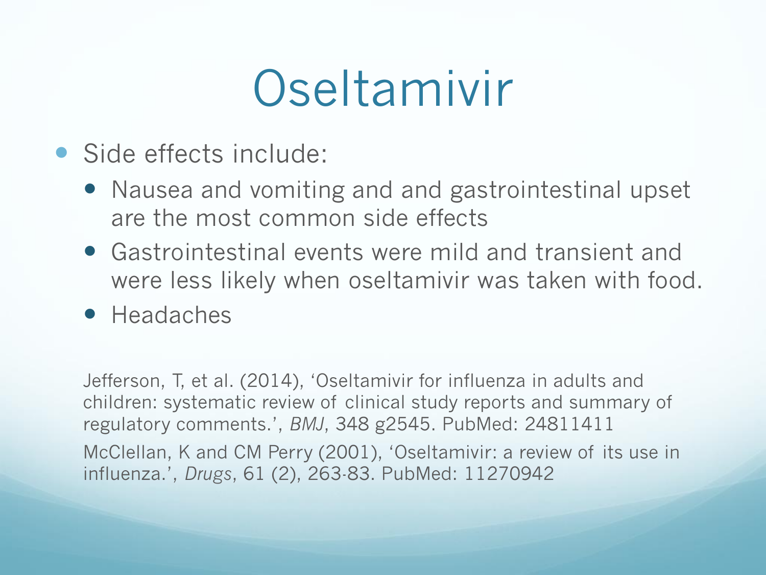# Oseltamivir

- Side effects include:
  - Nausea and vomiting and and gastrointestinal upset are the most common side effects
  - Gastrointestinal events were mild and transient and were less likely when oseltamivir was taken with food.
  - Headaches

Jefferson, T, et al. (2014), 'Oseltamivir for influenza in adults and children: systematic review of clinical study reports and summary of regulatory comments.', *BMJ*, 348 g2545. PubMed: 24811411

McClellan, K and CM Perry (2001), 'Oseltamivir: a review of its use in influenza.', *Drugs*, 61 (2), 263-83. PubMed: 11270942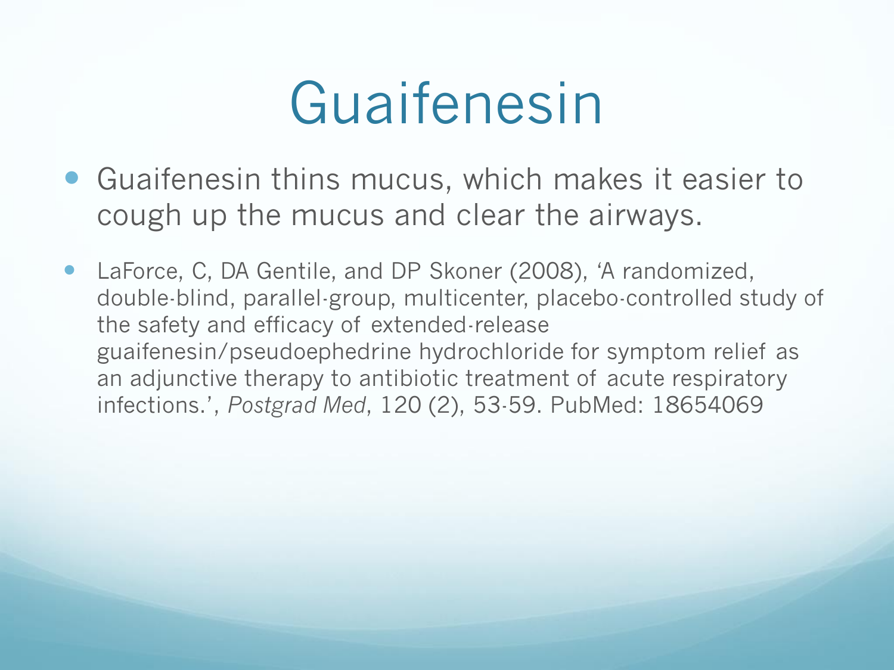# Guaifenesin

- Guaifenesin thins mucus, which makes it easier to cough up the mucus and clear the airways.

- LaForce, C, DA Gentile, and DP Skoner (2008), 'A randomized, double-blind, parallel-group, multicenter, placebo-controlled study of the safety and efficacy of extended-release guaifenesin/pseudoephedrine hydrochloride for symptom relief as an adjunctive therapy to antibiotic treatment of acute respiratory infections.', *Postgrad Med*, 120 (2), 53-59. PubMed: 18654069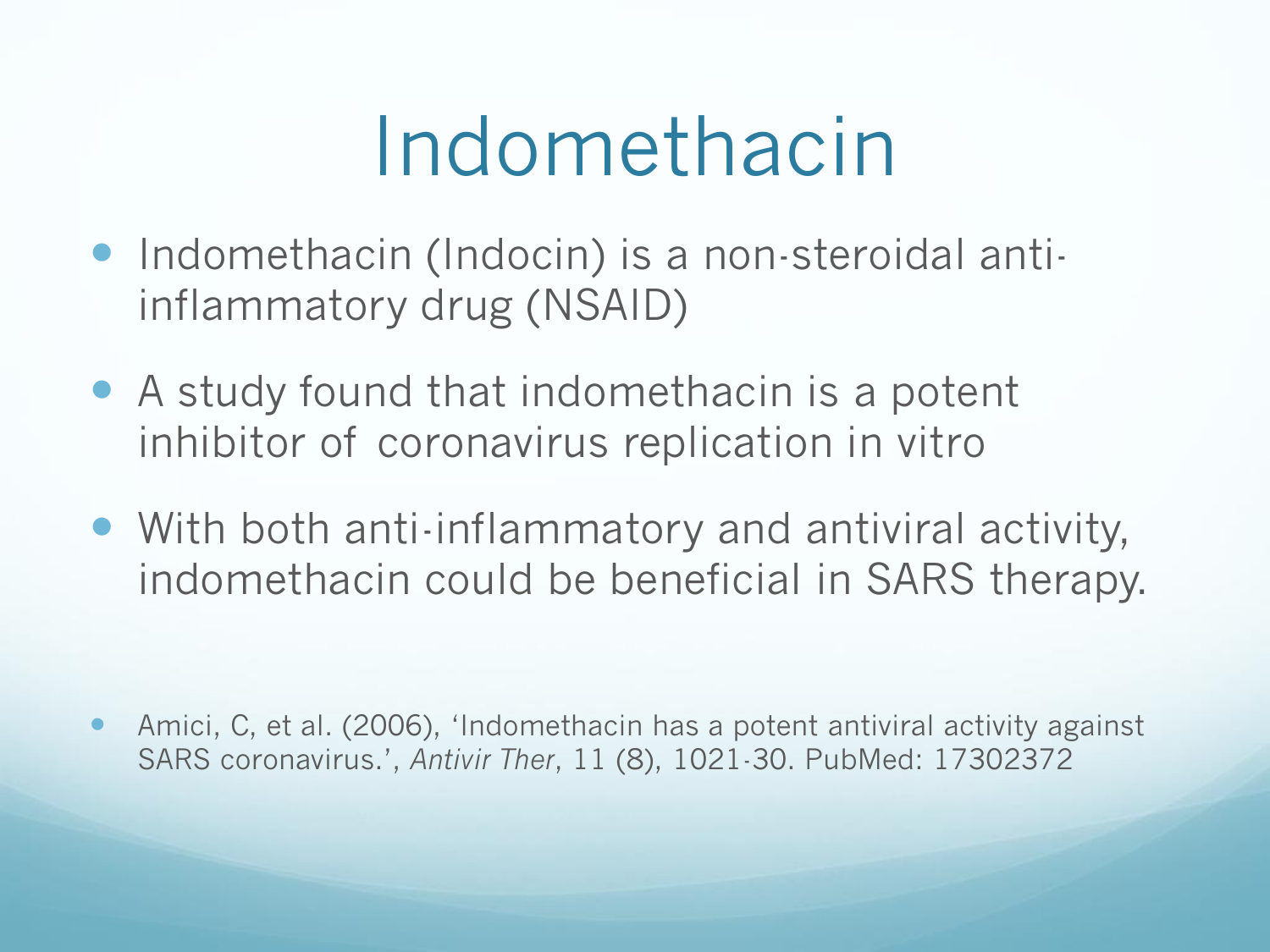# Indomethacin

- Indomethacin (Indocin) is a non-steroidal anti-inflammatory drug (NSAID)
- A study found that indomethacin is a potent inhibitor of coronavirus replication in vitro
- With both anti-inflammatory and antiviral activity, indomethacin could be beneficial in SARS therapy.

- Amici, C, et al. (2006), 'Indomethacin has a potent antiviral activity against SARS coronavirus.', *Antivir Ther*, 11 (8), 1021-30. PubMed: 17302372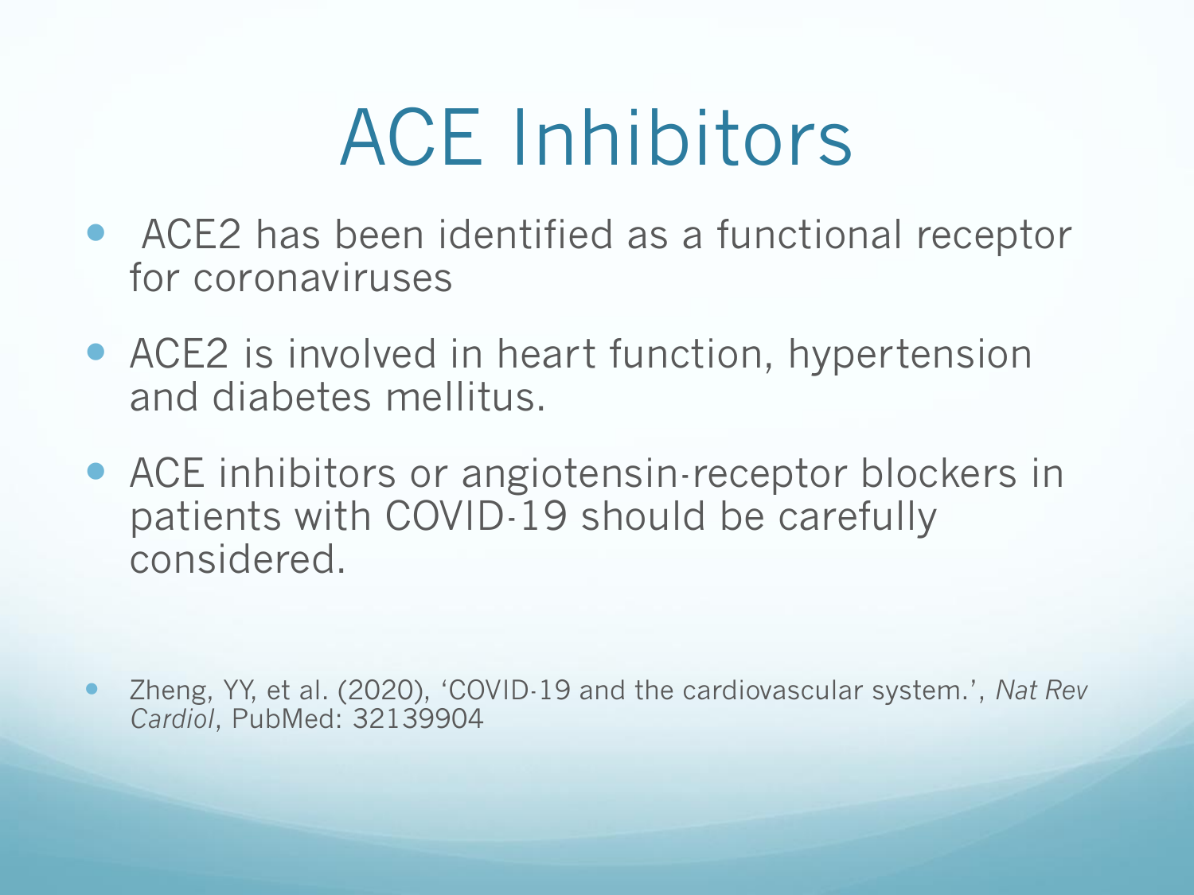# ACE Inhibitors

- ACE2 has been identified as a functional receptor for coronaviruses
- ACE2 is involved in heart function, hypertension and diabetes mellitus.
- ACE inhibitors or angiotensin-receptor blockers in patients with COVID-19 should be carefully considered.

- Zheng, YY, et al. (2020), 'COVID-19 and the cardiovascular system.', *Nat Rev Cardiol*, PubMed: 32139904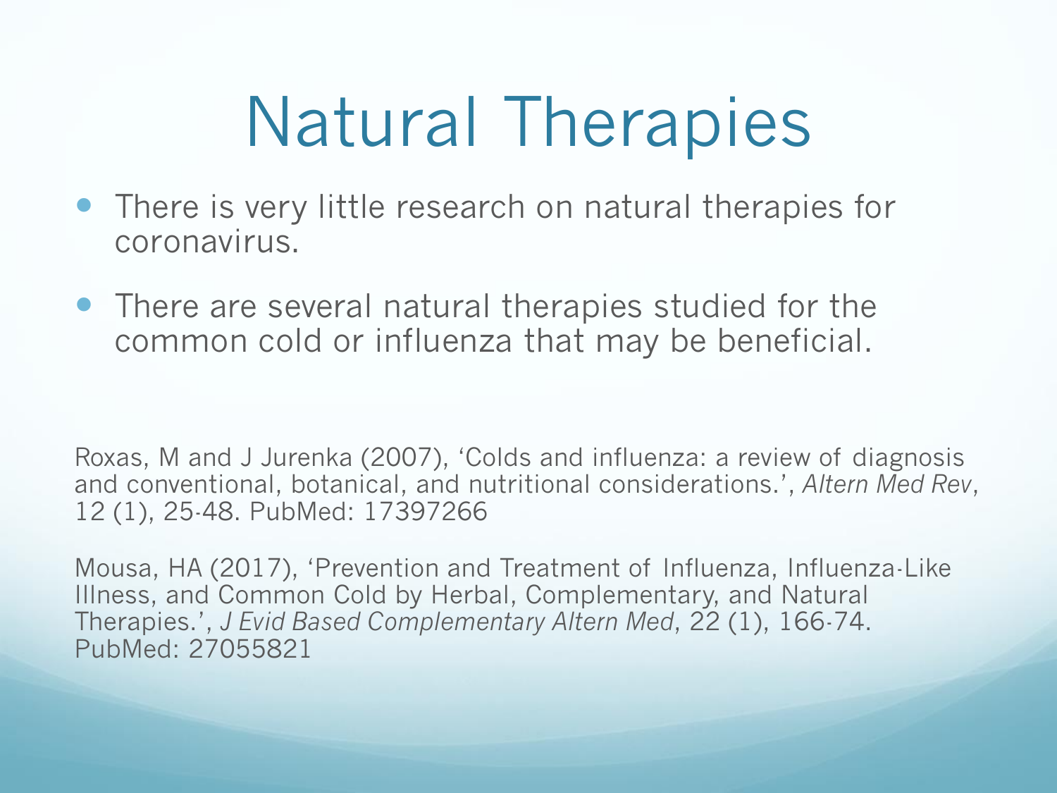# Natural Therapies

- There is very little research on natural therapies for coronavirus.
- There are several natural therapies studied for the common cold or influenza that may be beneficial.

Roxas, M and J Jurenka (2007), 'Colds and influenza: a review of diagnosis and conventional, botanical, and nutritional considerations.', *Altern Med Rev*, 12 (1), 25-48. PubMed: 17397266

Mousa, HA (2017), 'Prevention and Treatment of Influenza, Influenza-Like Illness, and Common Cold by Herbal, Complementary, and Natural Therapies.', *J Evid Based Complementary Altern Med*, 22 (1), 166-74. PubMed: 27055821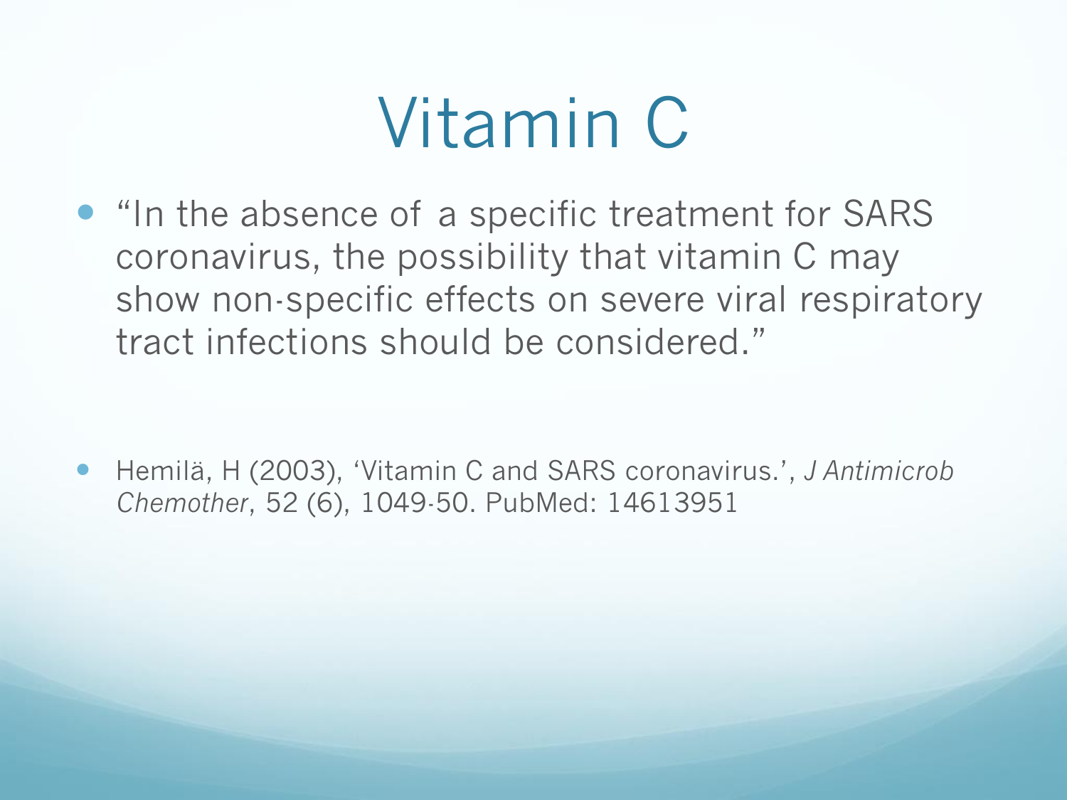# Vitamin C

- "In the absence of a specific treatment for SARS coronavirus, the possibility that vitamin C may show non-specific effects on severe viral respiratory tract infections should be considered."

- Hemilä, H (2003), 'Vitamin C and SARS coronavirus.', *J Antimicrob Chemother*, 52 (6), 1049-50. PubMed: 14613951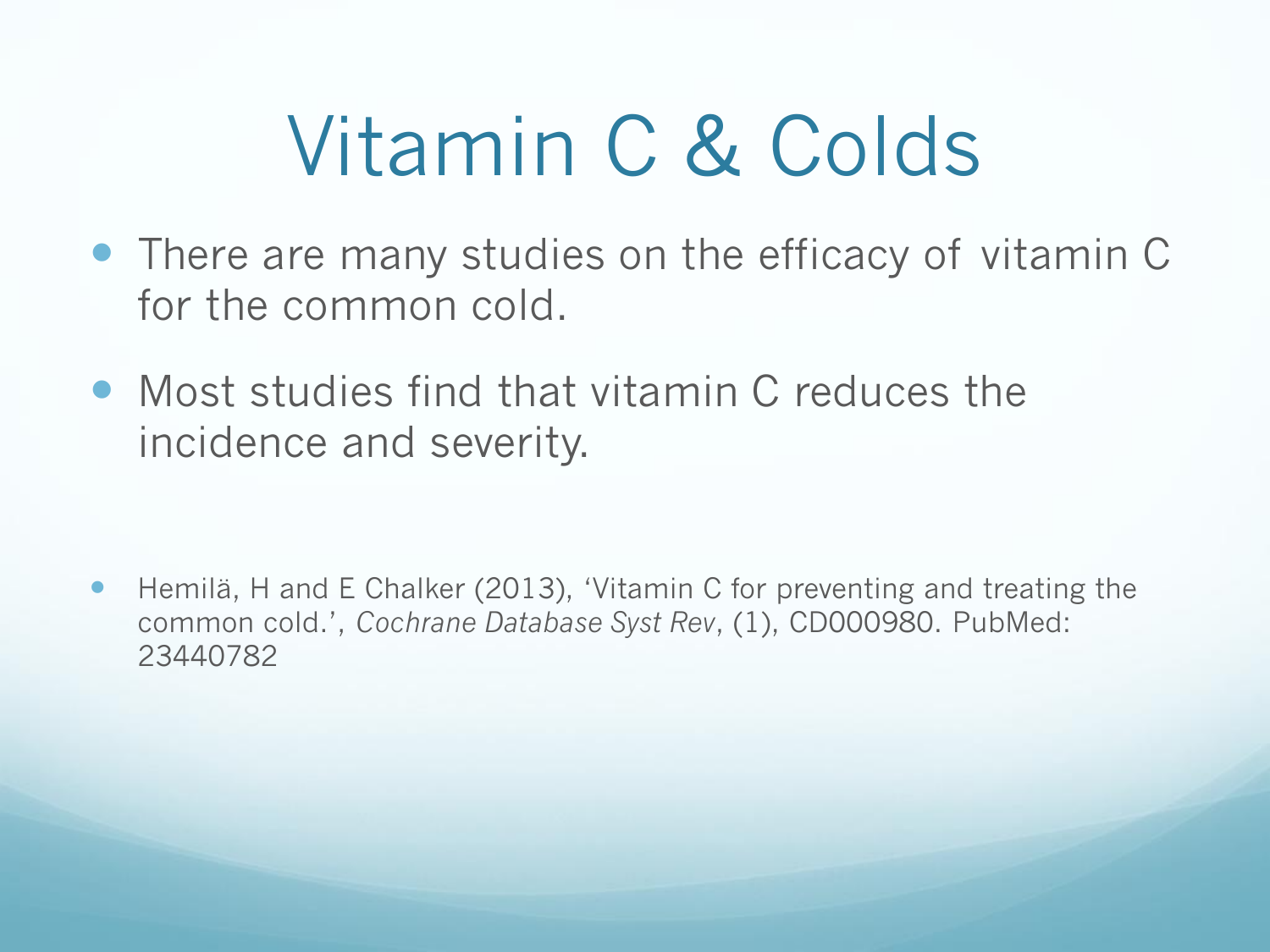# Vitamin C & Colds

- There are many studies on the efficacy of vitamin C for the common cold.
- Most studies find that vitamin C reduces the incidence and severity.

- Hemilä, H and E Chalker (2013), 'Vitamin C for preventing and treating the common cold.', *Cochrane Database Syst Rev*, (1), CD000980. PubMed: 23440782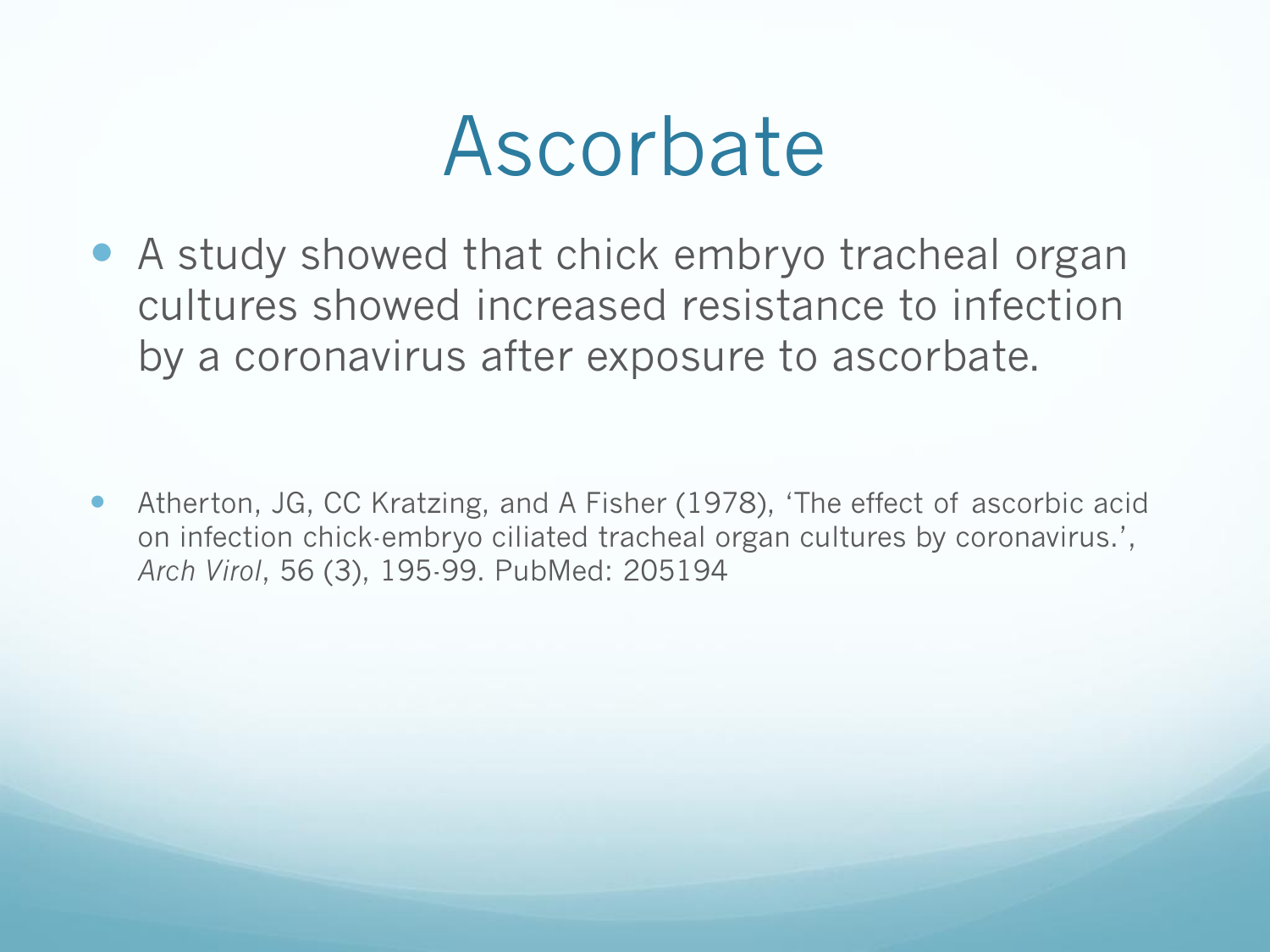# Ascorbate

- A study showed that chick embryo tracheal organ cultures showed increased resistance to infection by a coronavirus after exposure to ascorbate.

- Atherton, JG, CC Kratzing, and A Fisher (1978), 'The effect of ascorbic acid on infection chick-embryo ciliated tracheal organ cultures by coronavirus.', *Arch Virol*, 56 (3), 195-99. PubMed: 205194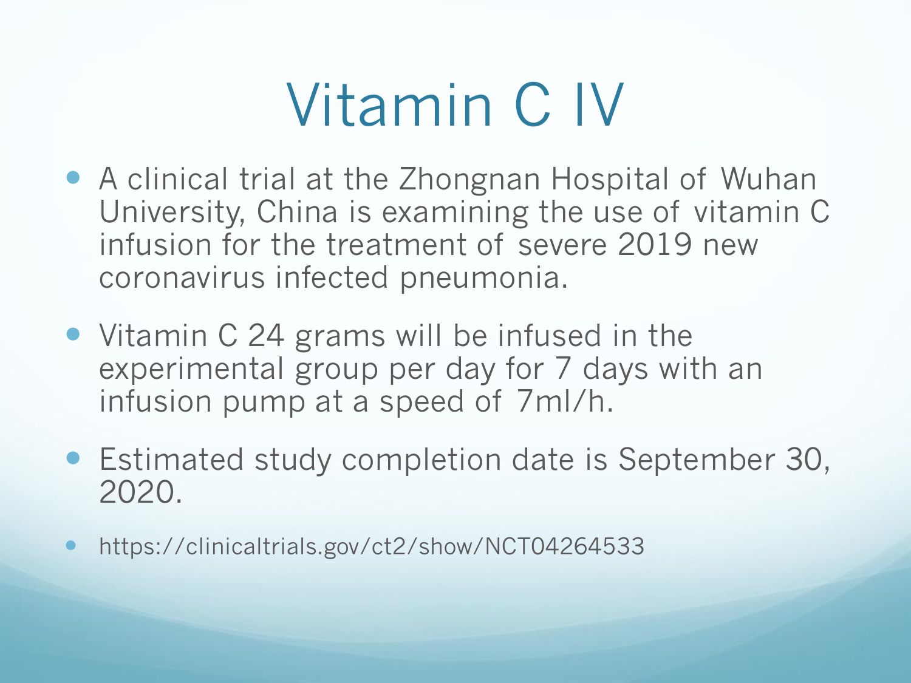# Vitamin C IV

- A clinical trial at the Zhongnan Hospital of Wuhan University, China is examining the use of vitamin C infusion for the treatment of severe 2019 new coronavirus infected pneumonia.
- Vitamin C 24 grams will be infused in the experimental group per day for 7 days with an infusion pump at a speed of 7ml/h.
- Estimated study completion date is September 30, 2020.
- https://clinicaltrials.gov/ct2/show/NCT04264533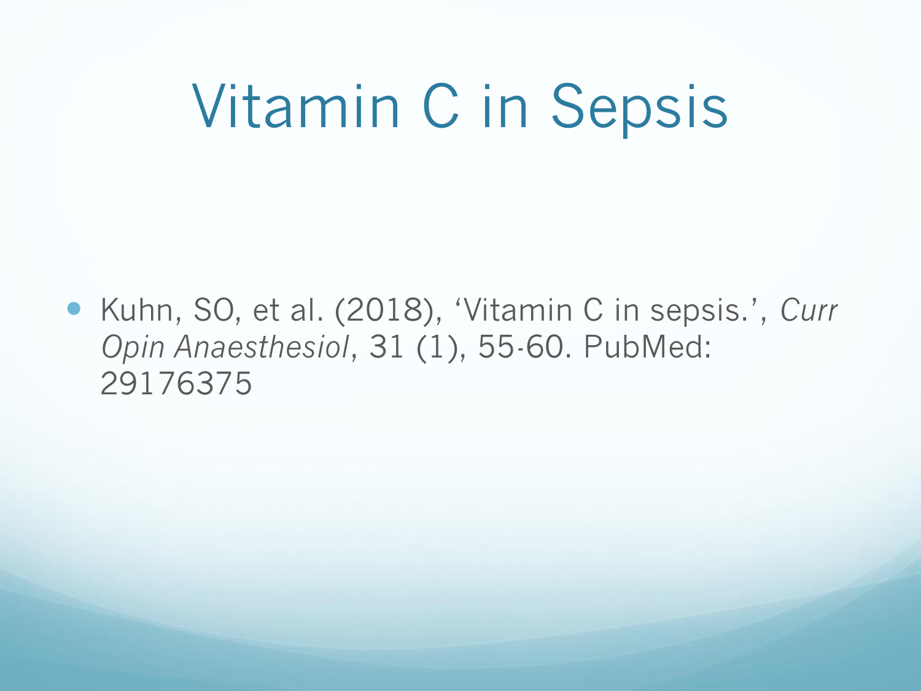# Vitamin C in Sepsis

- Kuhn, SO, et al. (2018), 'Vitamin C in sepsis.', *Curr Opin Anaesthesiol*, 31 (1), 55-60. PubMed: 29176375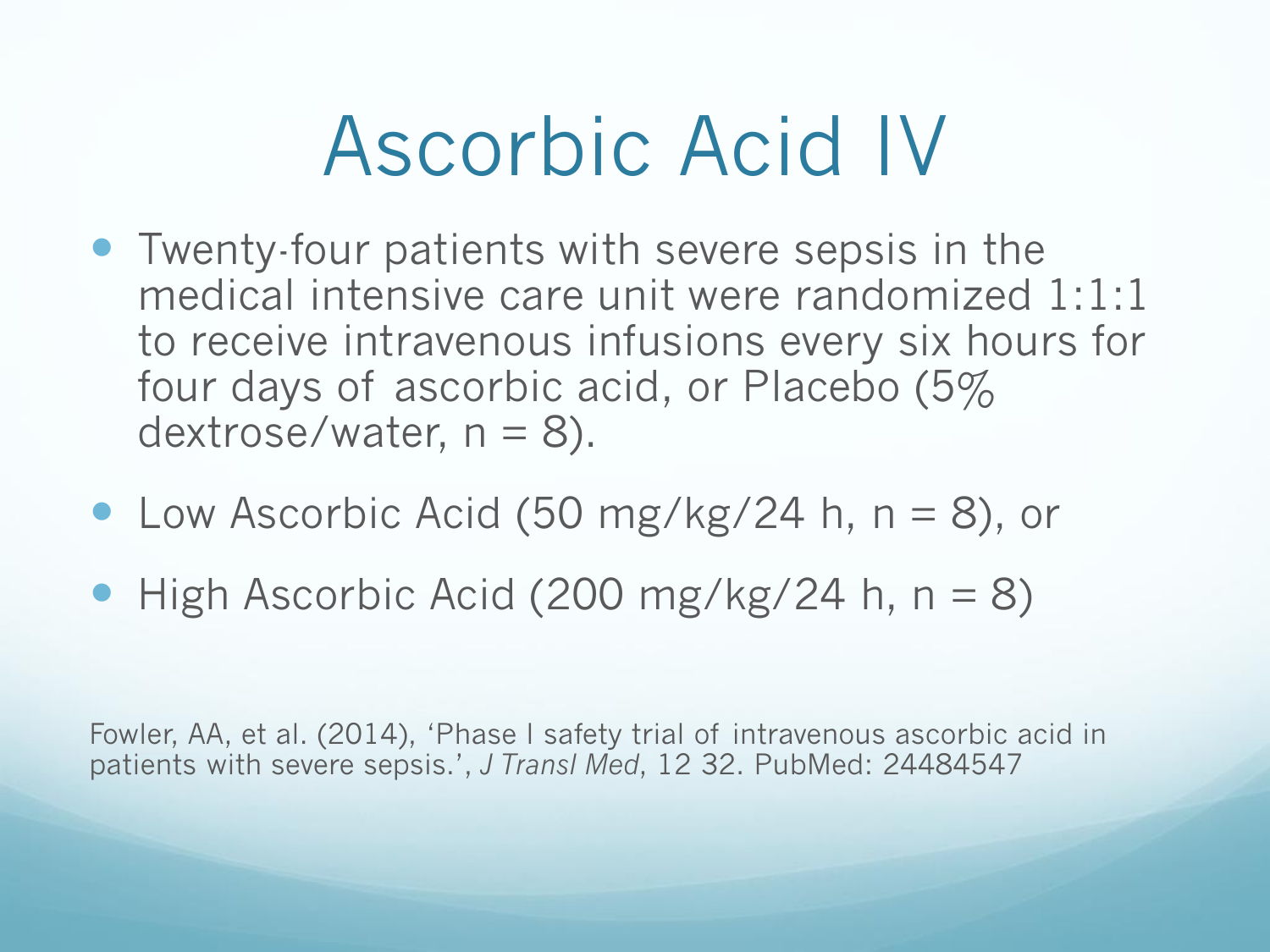# Ascorbic Acid IV

- Twenty-four patients with severe sepsis in the medical intensive care unit were randomized 1:1:1 to receive intravenous infusions every six hours for four days of ascorbic acid, or Placebo (5% dextrose/water, n = 8).
- Low Ascorbic Acid (50 mg/kg/24 h, n = 8), or
- High Ascorbic Acid (200 mg/kg/24 h, n = 8)

Fowler, AA, et al. (2014), 'Phase I safety trial of intravenous ascorbic acid in patients with severe sepsis.', *J Transl Med*, 12 32. PubMed: 24484547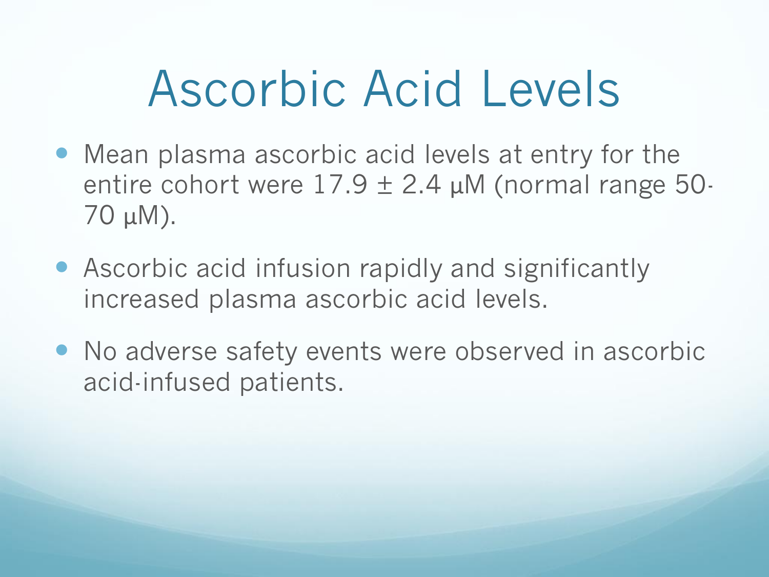# Ascorbic Acid Levels

- Mean plasma ascorbic acid levels at entry for the entire cohort were $17.9 \pm 2.4$ μM (normal range 50-70 μM).
- Ascorbic acid infusion rapidly and significantly increased plasma ascorbic acid levels.
- No adverse safety events were observed in ascorbic acid-infused patients.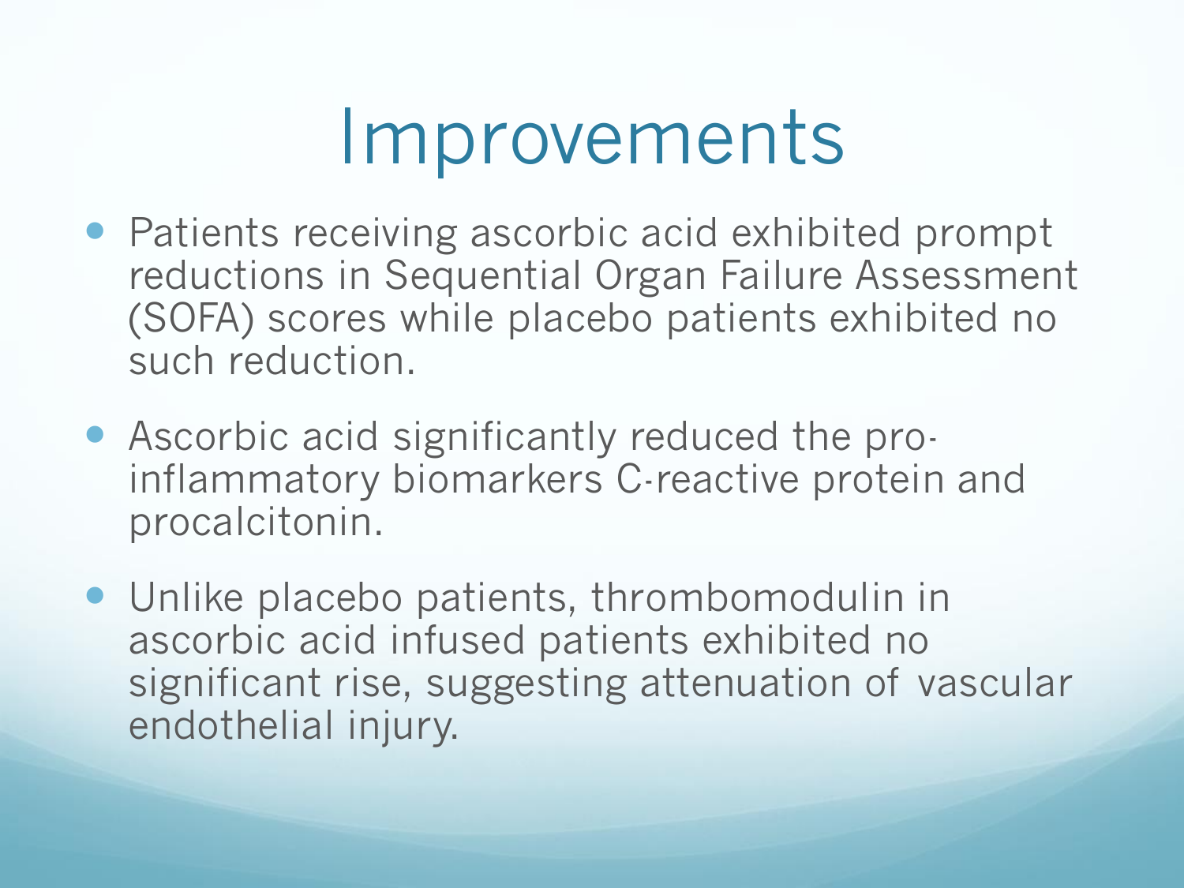# Improvements

- Patients receiving ascorbic acid exhibited prompt reductions in Sequential Organ Failure Assessment (SOFA) scores while placebo patients exhibited no such reduction.
- Ascorbic acid significantly reduced the pro-inflammatory biomarkers C-reactive protein and procalcitonin.
- Unlike placebo patients, thrombomodulin in ascorbic acid infused patients exhibited no significant rise, suggesting attenuation of vascular endothelial injury.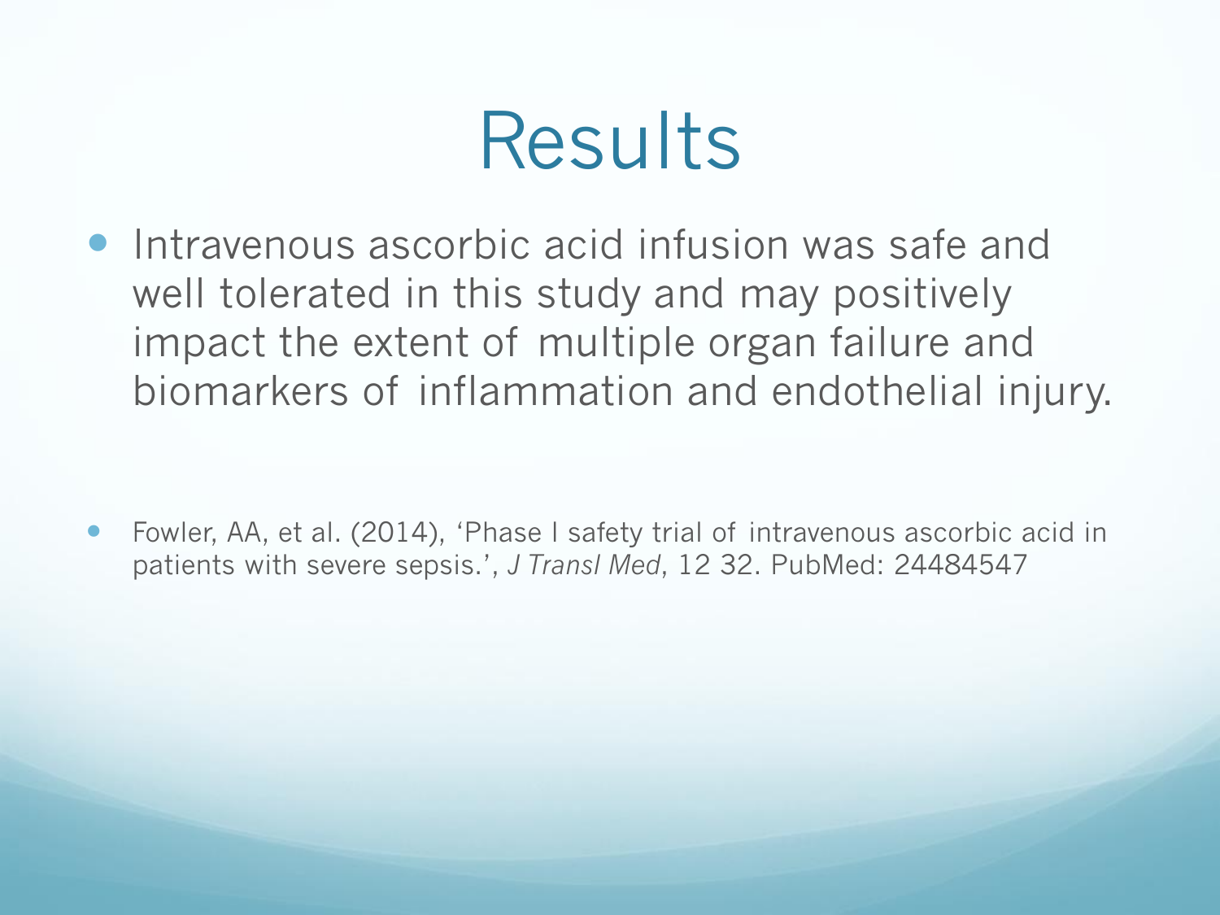# Results

- Intravenous ascorbic acid infusion was safe and well tolerated in this study and may positively impact the extent of multiple organ failure and biomarkers of inflammation and endothelial injury.

- Fowler, AA, et al. (2014), 'Phase I safety trial of intravenous ascorbic acid in patients with severe sepsis.', *J Transl Med*, 12 32. PubMed: 24484547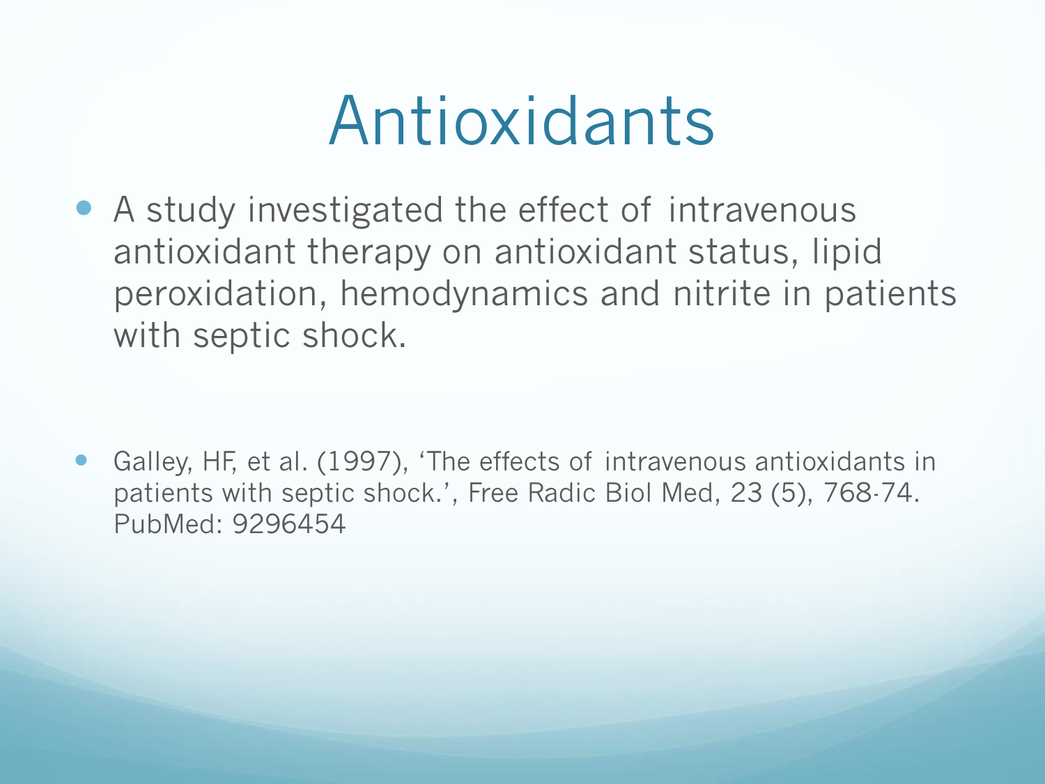# Antioxidants

- A study investigated the effect of intravenous antioxidant therapy on antioxidant status, lipid peroxidation, hemodynamics and nitrite in patients with septic shock.

- Galley, HF, et al. (1997), 'The effects of intravenous antioxidants in patients with septic shock.', Free Radic Biol Med, 23 (5), 768-74. PubMed: 9296454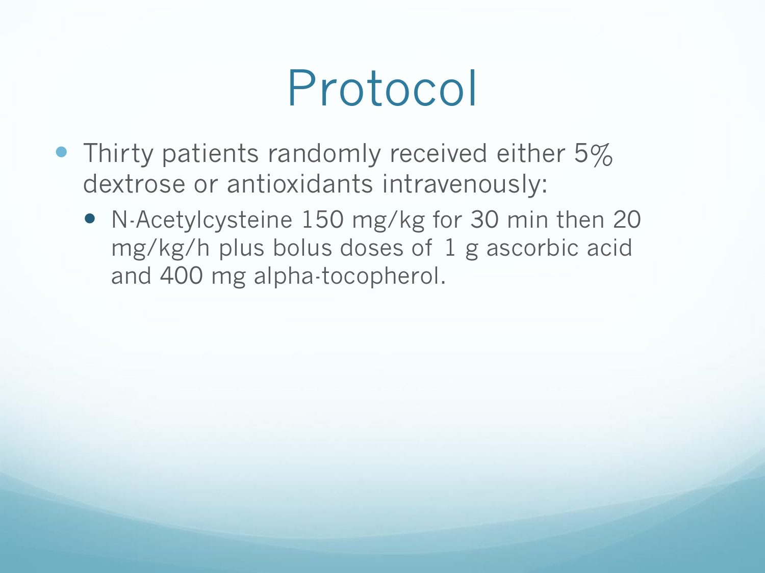# Protocol

- Thirty patients randomly received either 5% dextrose or antioxidants intravenously:
  - N-Acetylcysteine 150 mg/kg for 30 min then 20 mg/kg/h plus bolus doses of 1 g ascorbic acid and 400 mg alpha-tocopherol.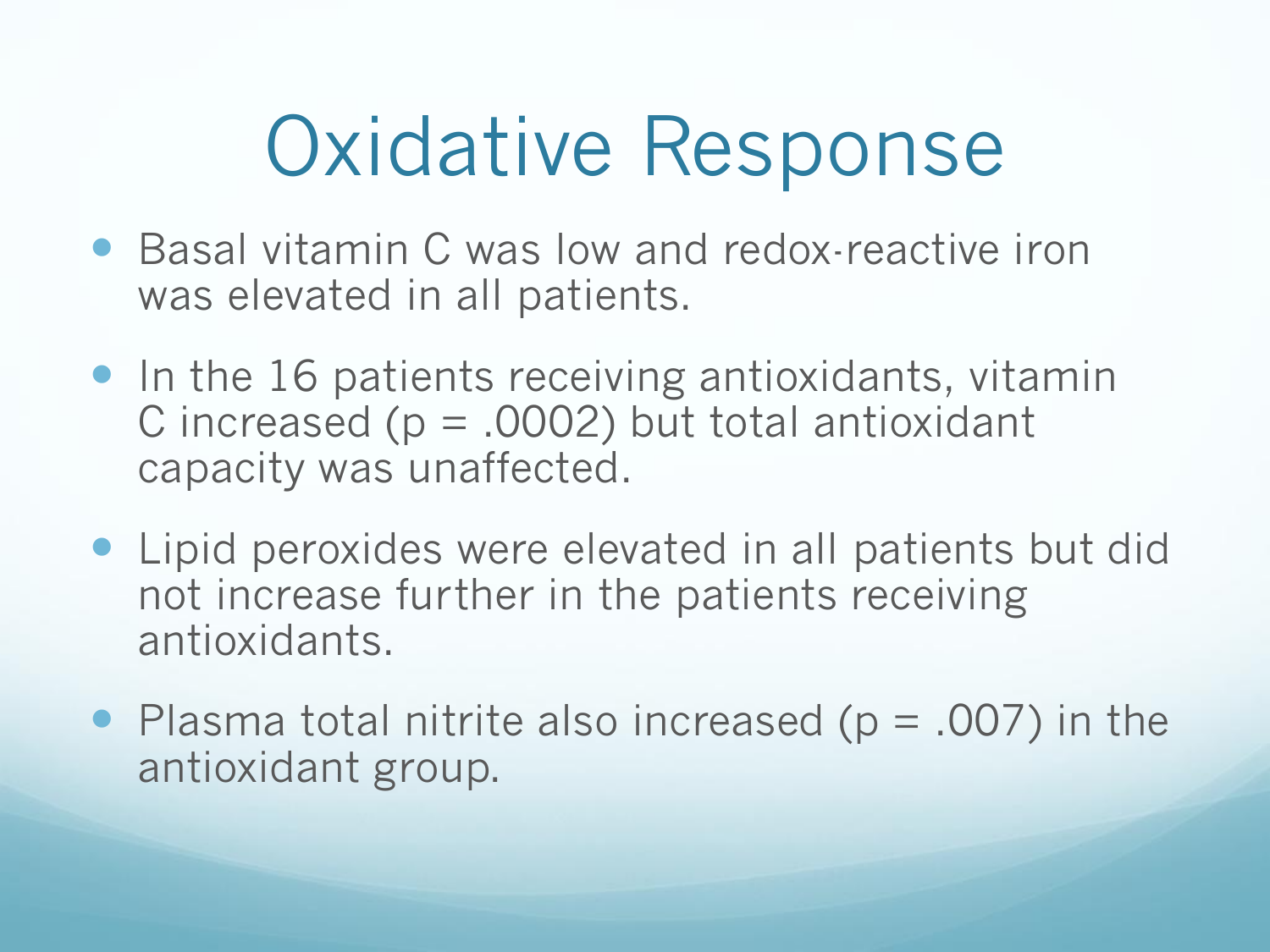# Oxidative Response

- Basal vitamin C was low and redox-reactive iron was elevated in all patients.
- In the 16 patients receiving antioxidants, vitamin C increased ($p = .0002$) but total antioxidant capacity was unaffected.
- Lipid peroxides were elevated in all patients but did not increase further in the patients receiving antioxidants.
- Plasma total nitrite also increased ($p = .007$) in the antioxidant group.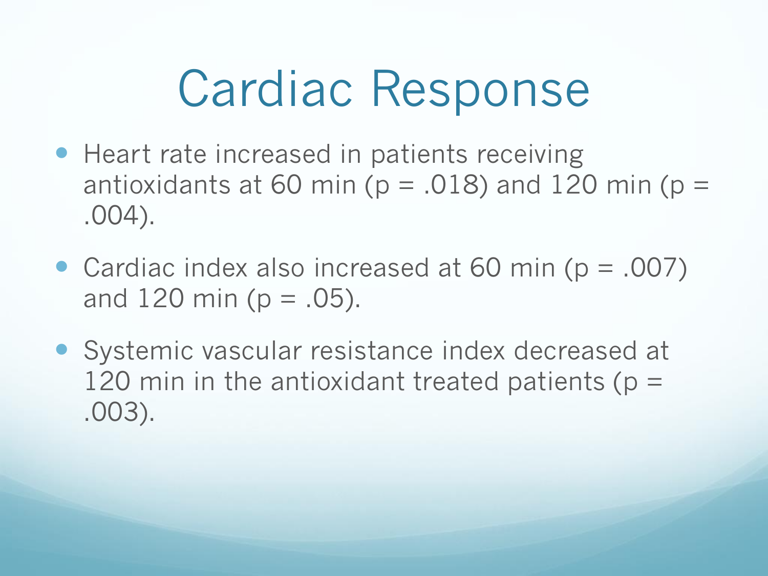# Cardiac Response

- Heart rate increased in patients receiving antioxidants at 60 min ($p = .018$) and 120 min ($p = .004$).
- Cardiac index also increased at 60 min ($p = .007$) and 120 min ($p = .05$).
- Systemic vascular resistance index decreased at 120 min in the antioxidant treated patients ($p = .003$).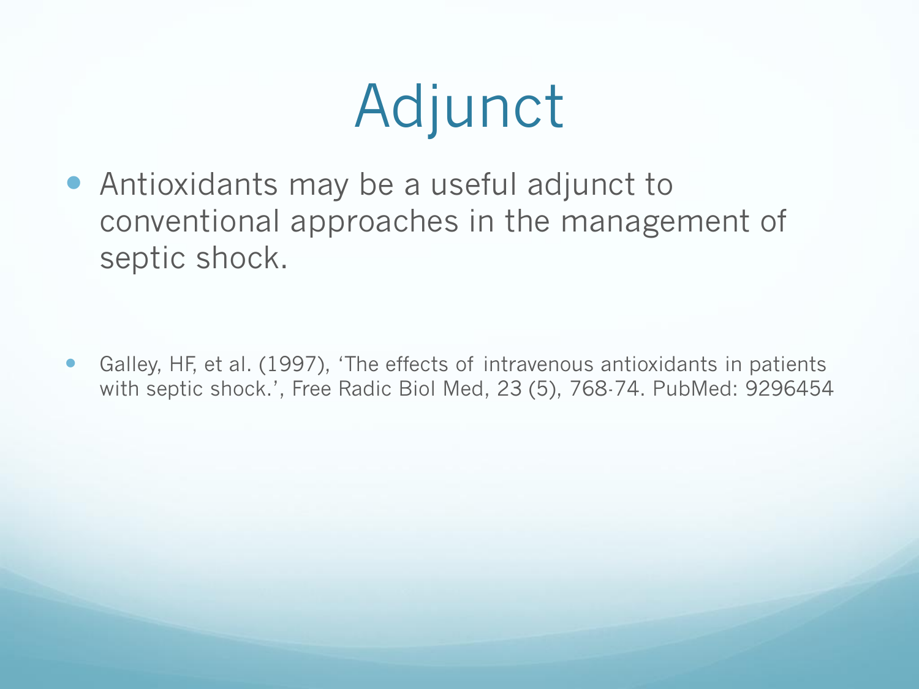# Adjunct

- Antioxidants may be a useful adjunct to conventional approaches in the management of septic shock.

- Galley, HF, et al. (1997), ‘The effects of intravenous antioxidants in patients with septic shock.’, Free Radic Biol Med, 23 (5), 768-74. PubMed: 9296454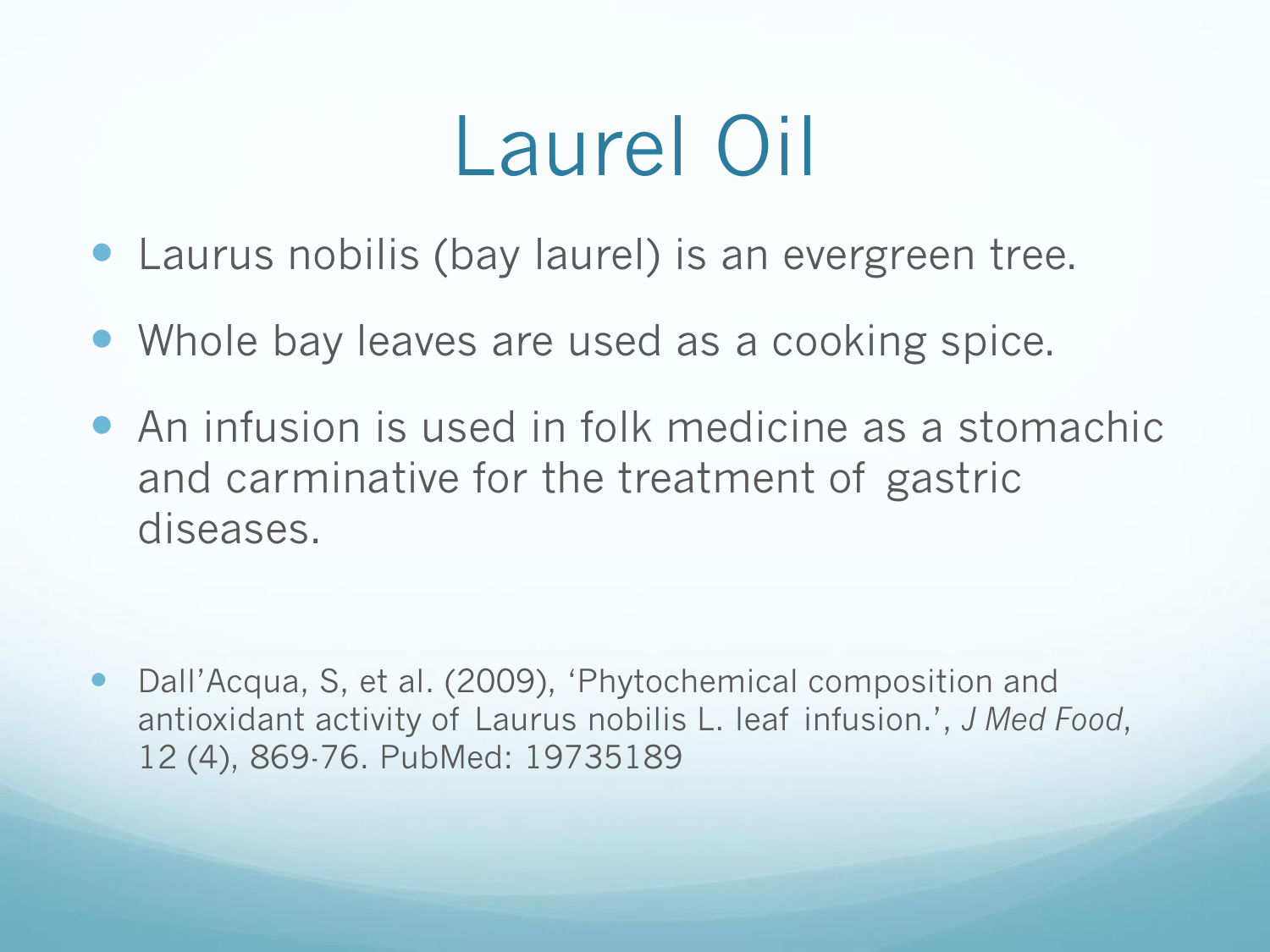# Laurel Oil

- Laurus nobilis (bay laurel) is an evergreen tree.
- Whole bay leaves are used as a cooking spice.
- An infusion is used in folk medicine as a stomachic and carminative for the treatment of gastric diseases.

- Dall'Acqua, S, et al. (2009), 'Phytochemical composition and antioxidant activity of Laurus nobilis L. leaf infusion.', *J Med Food*, 12 (4), 869-76. PubMed: 19735189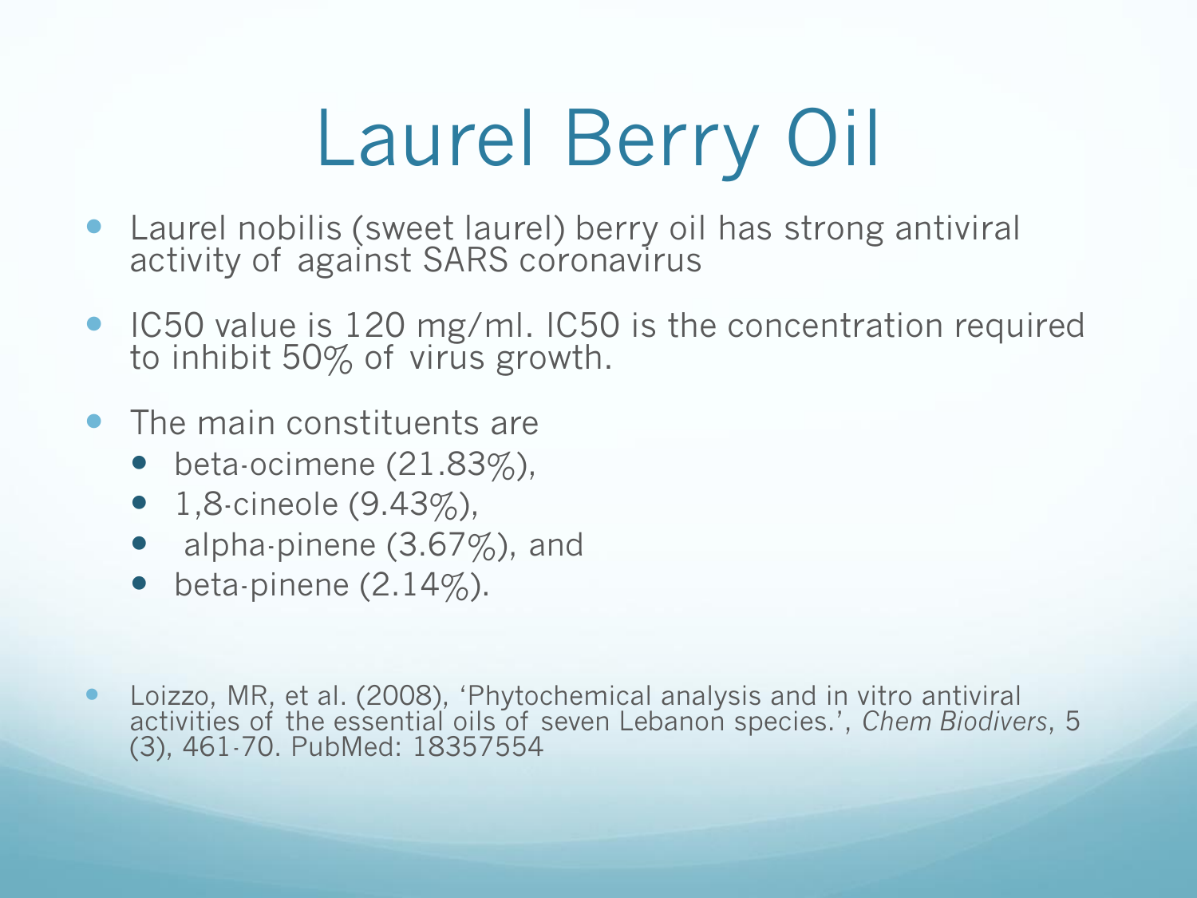# Laurel Berry Oil

- Laurel nobilis (sweet laurel) berry oil has strong antiviral activity of against SARS coronavirus
- IC50 value is 120 mg/ml. IC50 is the concentration required to inhibit 50% of virus growth.
- The main constituents are
  - beta-ocimene (21.83%),
  - 1,8-cineole (9.43%),
  - alpha-pinene (3.67%), and
  - beta-pinene (2.14%).

- Loizzo, MR, et al. (2008), 'Phytochemical analysis and in vitro antiviral activities of the essential oils of seven Lebanon species.', *Chem Biodivers*, 5 (3), 461-70. PubMed: 18357554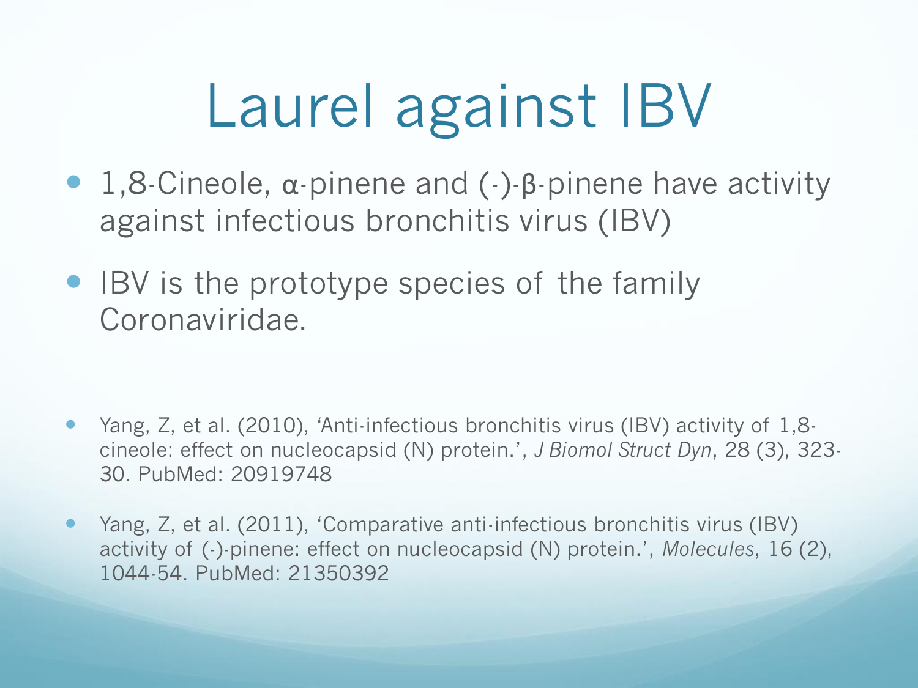# Laurel against IBV

- 1,8-Cineole, α-pinene and (-)-β-pinene have activity against infectious bronchitis virus (IBV)
- IBV is the prototype species of the family Coronaviridae.

- Yang, Z, et al. (2010), 'Anti-infectious bronchitis virus (IBV) activity of 1,8-cineole: effect on nucleocapsid (N) protein.', *J Biomol Struct Dyn*, 28 (3), 323-30. PubMed: 20919748
- Yang, Z, et al. (2011), 'Comparative anti-infectious bronchitis virus (IBV) activity of (-)-pinene: effect on nucleocapsid (N) protein.', *Molecules*, 16 (2), 1044-54. PubMed: 21350392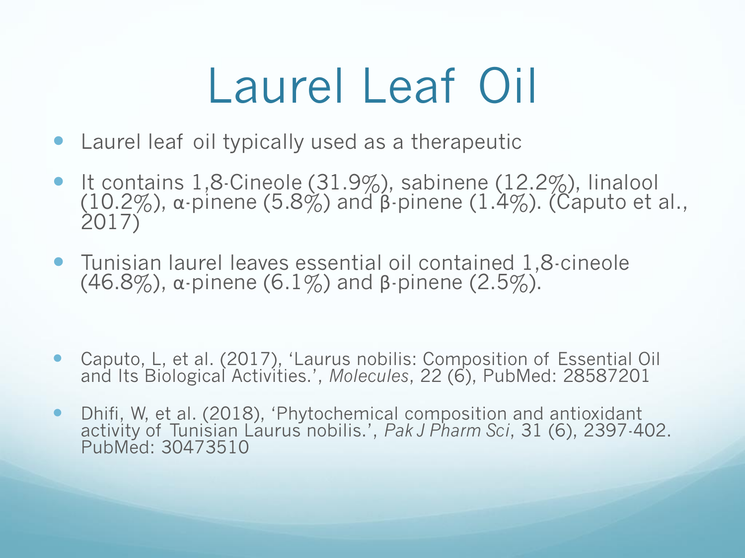# Laurel Leaf Oil

- Laurel leaf oil typically used as a therapeutic
- It contains 1,8-Cineole (31.9%), sabinene (12.2%), linalool (10.2%), α-pinene (5.8%) and β-pinene (1.4%). (Caputo et al., 2017)
- Tunisian laurel leaves essential oil contained 1,8-cineole (46.8%), α-pinene (6.1%) and β-pinene (2.5%).

- Caputo, L, et al. (2017), 'Laurus nobilis: Composition of Essential Oil and Its Biological Activities.', *Molecules*, 22 (6), PubMed: 28587201
- Dhifi, W, et al. (2018), 'Phytochemical composition and antioxidant activity of Tunisian Laurus nobilis.', *Pak J Pharm Sci*, 31 (6), 2397-402. PubMed: 30473510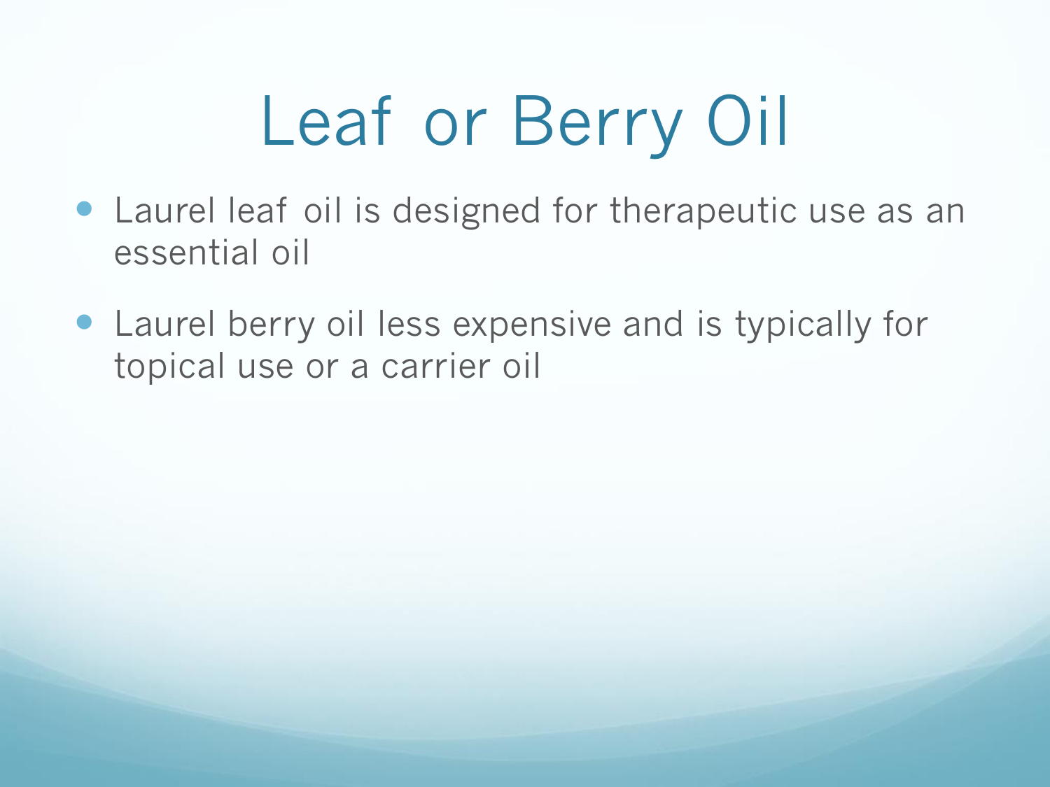# Leaf or Berry Oil

- Laurel leaf oil is designed for therapeutic use as an essential oil
- Laurel berry oil less expensive and is typically for topical use or a carrier oil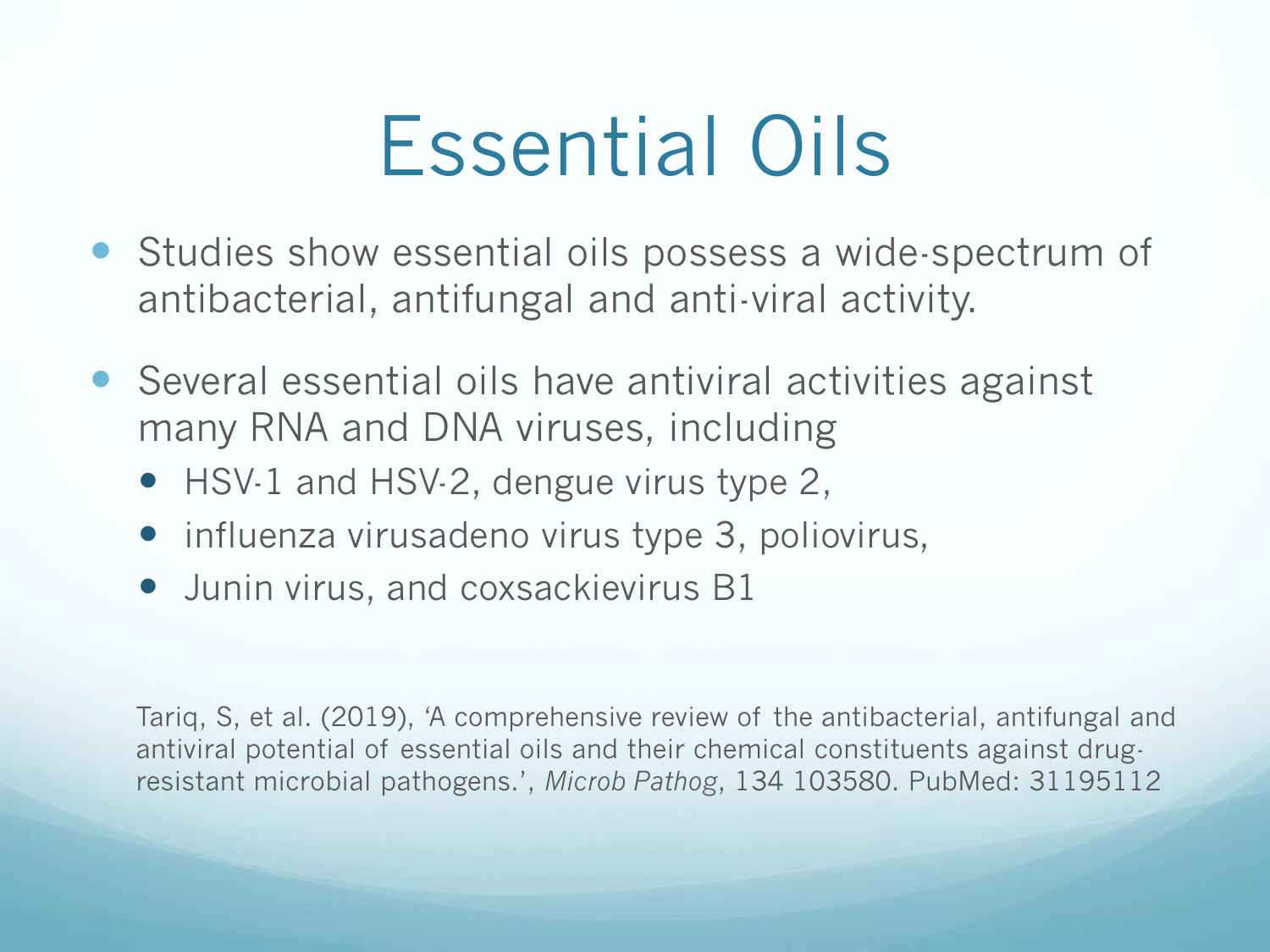# Essential Oils

- Studies show essential oils possess a wide-spectrum of antibacterial, antifungal and anti-viral activity.
- Several essential oils have antiviral activities against many RNA and DNA viruses, including
  - HSV-1 and HSV-2, dengue virus type 2,
  - influenza virusadeno virus type 3, poliovirus,
  - Junin virus, and coxsackievirus B1

Tariq, S, et al. (2019), 'A comprehensive review of the antibacterial, antifungal and antiviral potential of essential oils and their chemical constituents against drug-resistant microbial pathogens.', *Microb Pathog*, 134 103580. PubMed: 31195112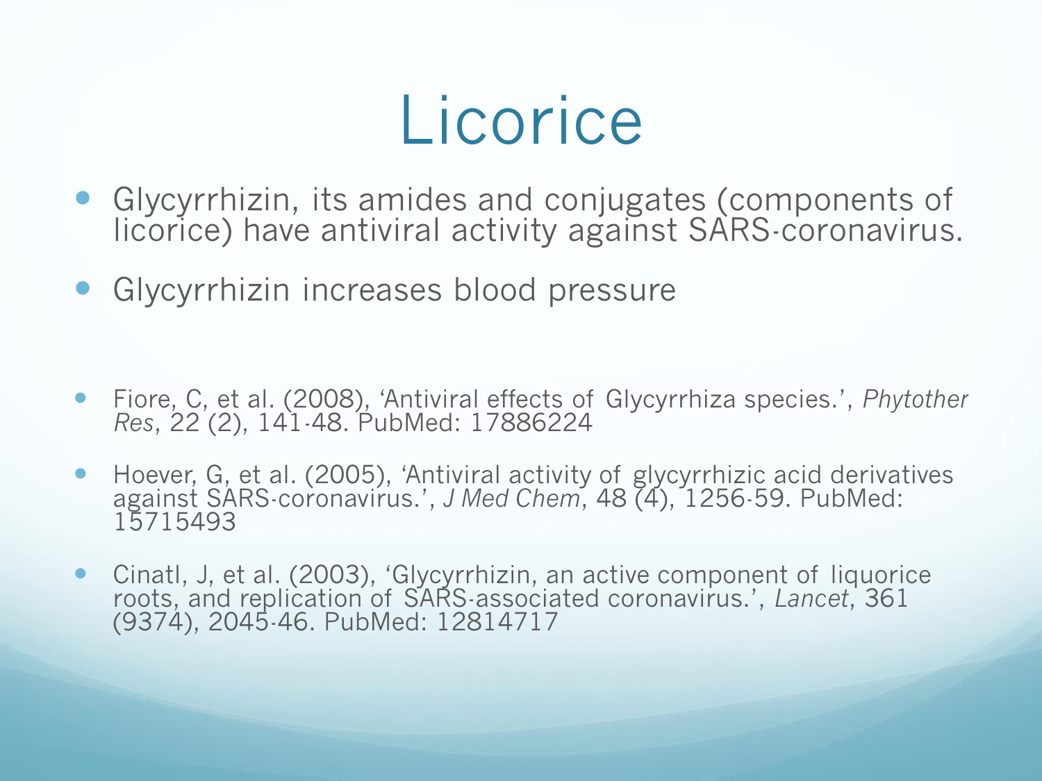# Licorice

- Glycyrrhizin, its amides and conjugates (components of licorice) have antiviral activity against SARS-coronavirus.
- Glycyrrhizin increases blood pressure

- Fiore, C, et al. (2008), 'Antiviral effects of Glycyrrhiza species.', *Phytother Res*, 22 (2), 141-48. PubMed: 17886224
- Hoever, G, et al. (2005), 'Antiviral activity of glycyrrhizic acid derivatives against SARS-coronavirus.', *J Med Chem*, 48 (4), 1256-59. PubMed: 15715493
- Cinatl, J, et al. (2003), 'Glycyrrhizin, an active component of liquorice roots, and replication of SARS-associated coronavirus.', *Lancet*, 361 (9374), 2045-46. PubMed: 12814717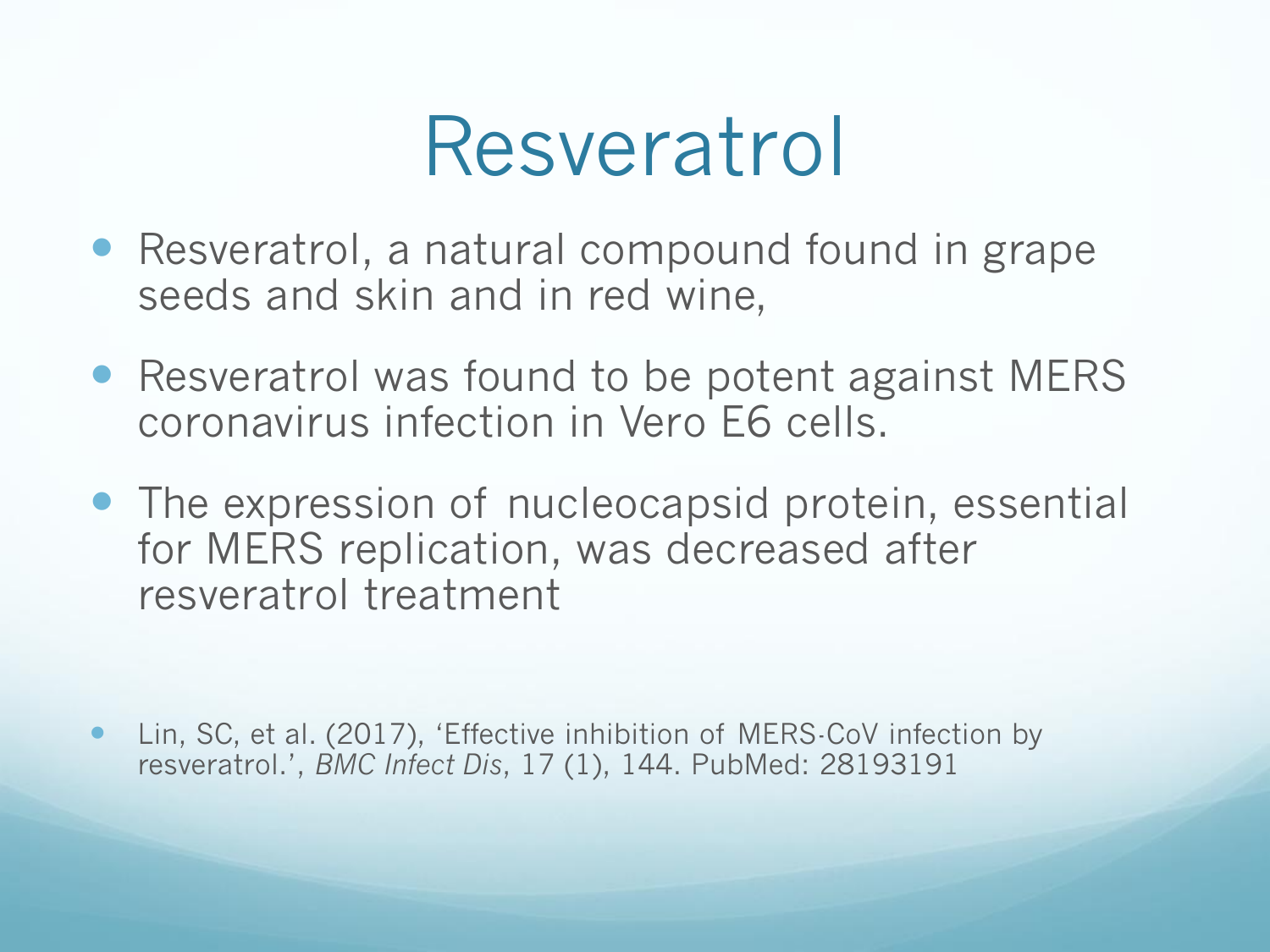# Resveratrol

- Resveratrol, a natural compound found in grape seeds and skin and in red wine,
- Resveratrol was found to be potent against MERS coronavirus infection in Vero E6 cells.
- The expression of nucleocapsid protein, essential for MERS replication, was decreased after resveratrol treatment

- Lin, SC, et al. (2017), 'Effective inhibition of MERS-CoV infection by resveratrol.', *BMC Infect Dis*, 17 (1), 144. PubMed: 28193191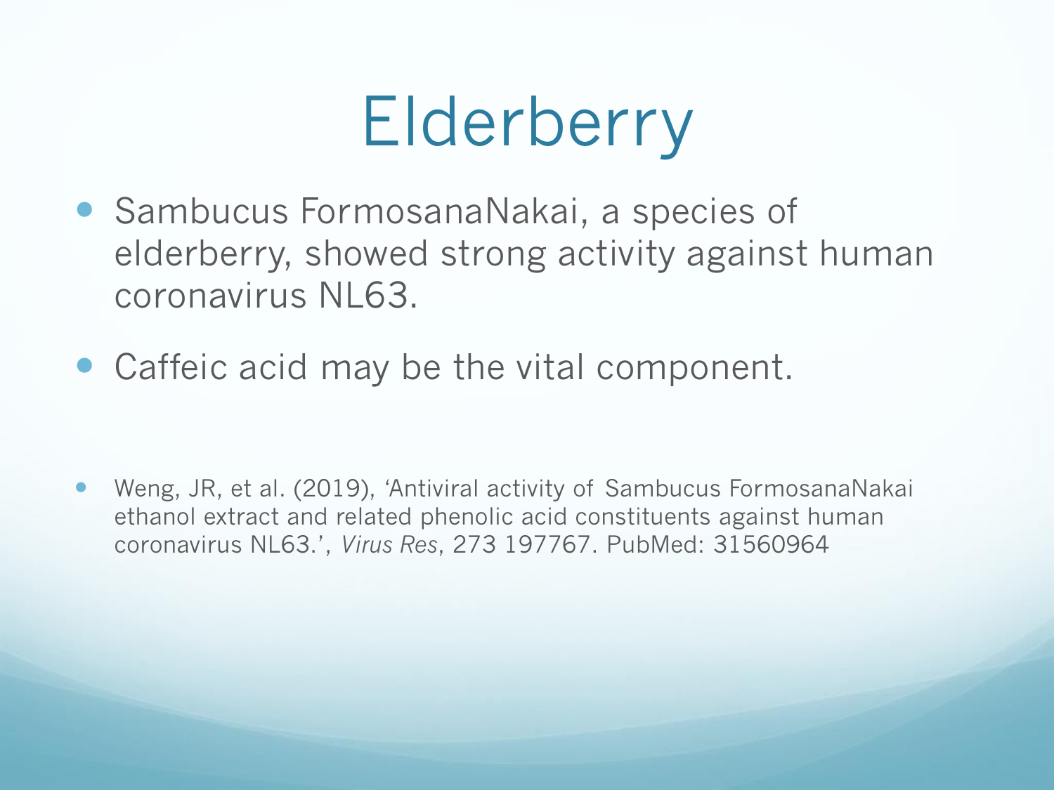# Elderberry

- Sambucus FormosanaNakai, a species of elderberry, showed strong activity against human coronavirus NL63.
- Caffeic acid may be the vital component.

- Weng, JR, et al. (2019), 'Antiviral activity of Sambucus FormosanaNakai ethanol extract and related phenolic acid constituents against human coronavirus NL63.', *Virus Res*, 273 197767. PubMed: 31560964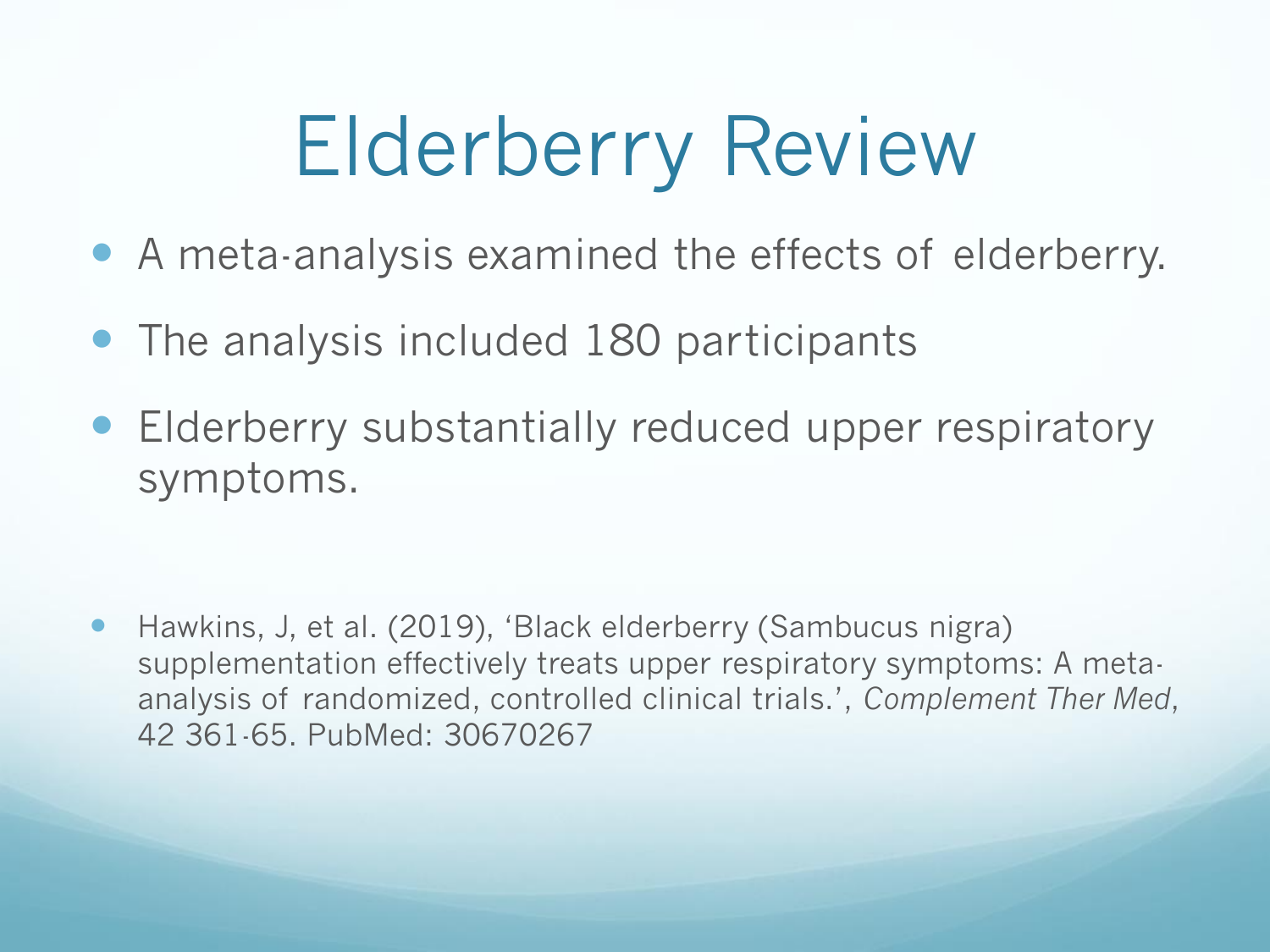# Elderberry Review

- A meta-analysis examined the effects of elderberry.
- The analysis included 180 participants
- Elderberry substantially reduced upper respiratory symptoms.

- Hawkins, J, et al. (2019), 'Black elderberry (Sambucus nigra) supplementation effectively treats upper respiratory symptoms: A meta-analysis of randomized, controlled clinical trials.', *Complement Ther Med*, 42 361-65. PubMed: 30670267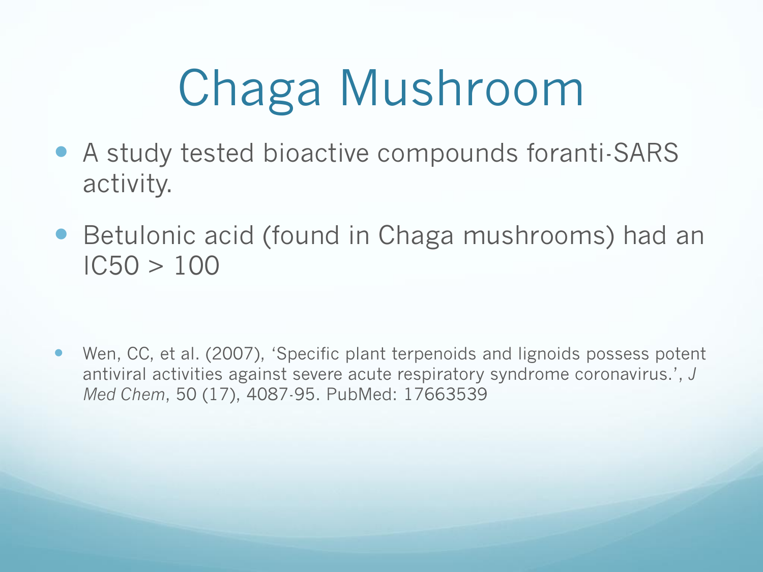# Chaga Mushroom

- A study tested bioactive compounds foranti-SARS activity.
- Betulonic acid (found in Chaga mushrooms) had an IC50 > 100

- Wen, CC, et al. (2007), 'Specific plant terpenoids and lignoids possess potent antiviral activities against severe acute respiratory syndrome coronavirus.', *J Med Chem*, 50 (17), 4087-95. PubMed: 17663539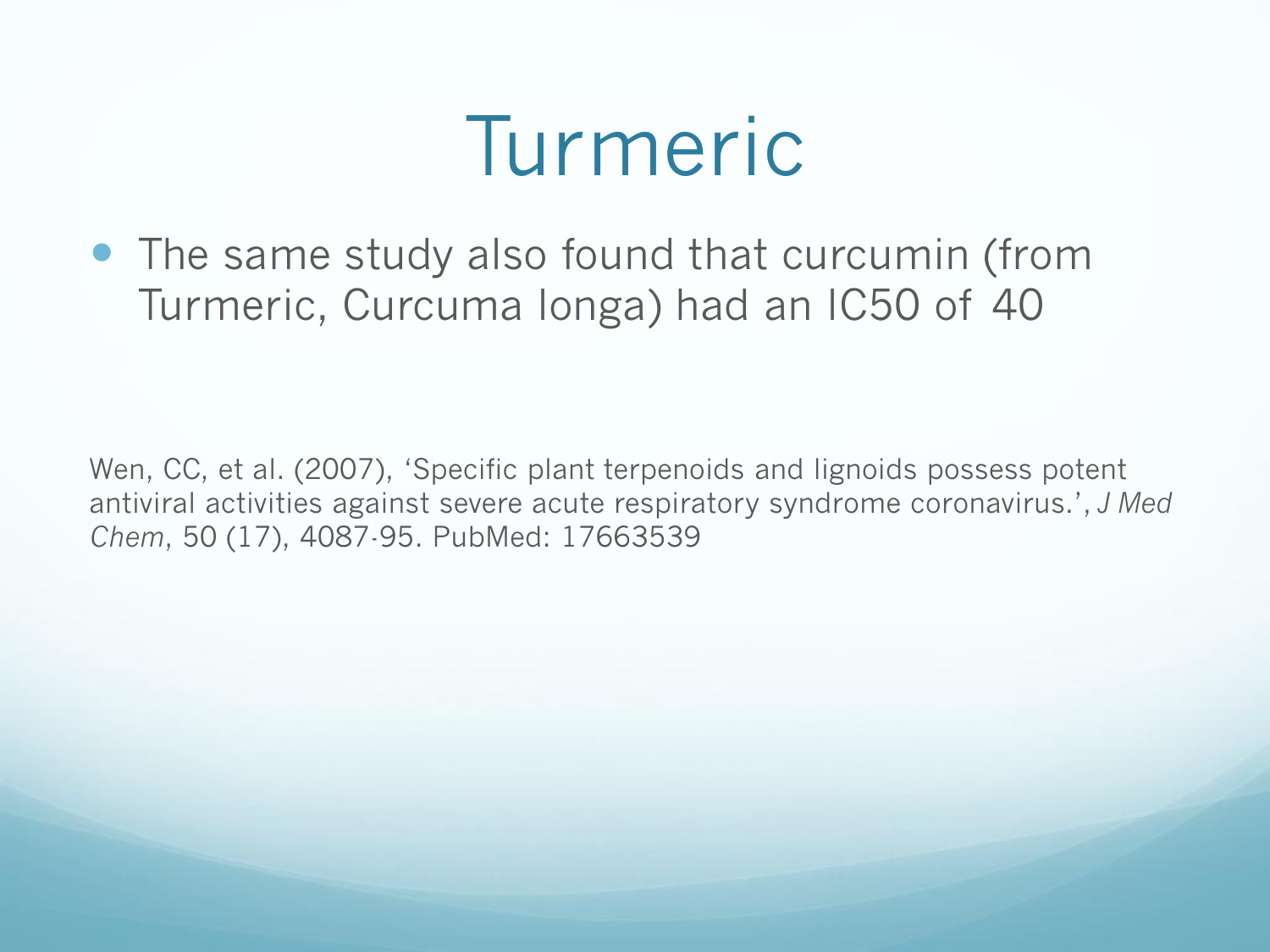# Turmeric

- The same study also found that curcumin (from Turmeric, Curcuma longa) had an IC50 of 40

Wen, CC, et al. (2007), 'Specific plant terpenoids and lignoids possess potent antiviral activities against severe acute respiratory syndrome coronavirus.', *J Med Chem*, 50 (17), 4087-95. PubMed: 17663539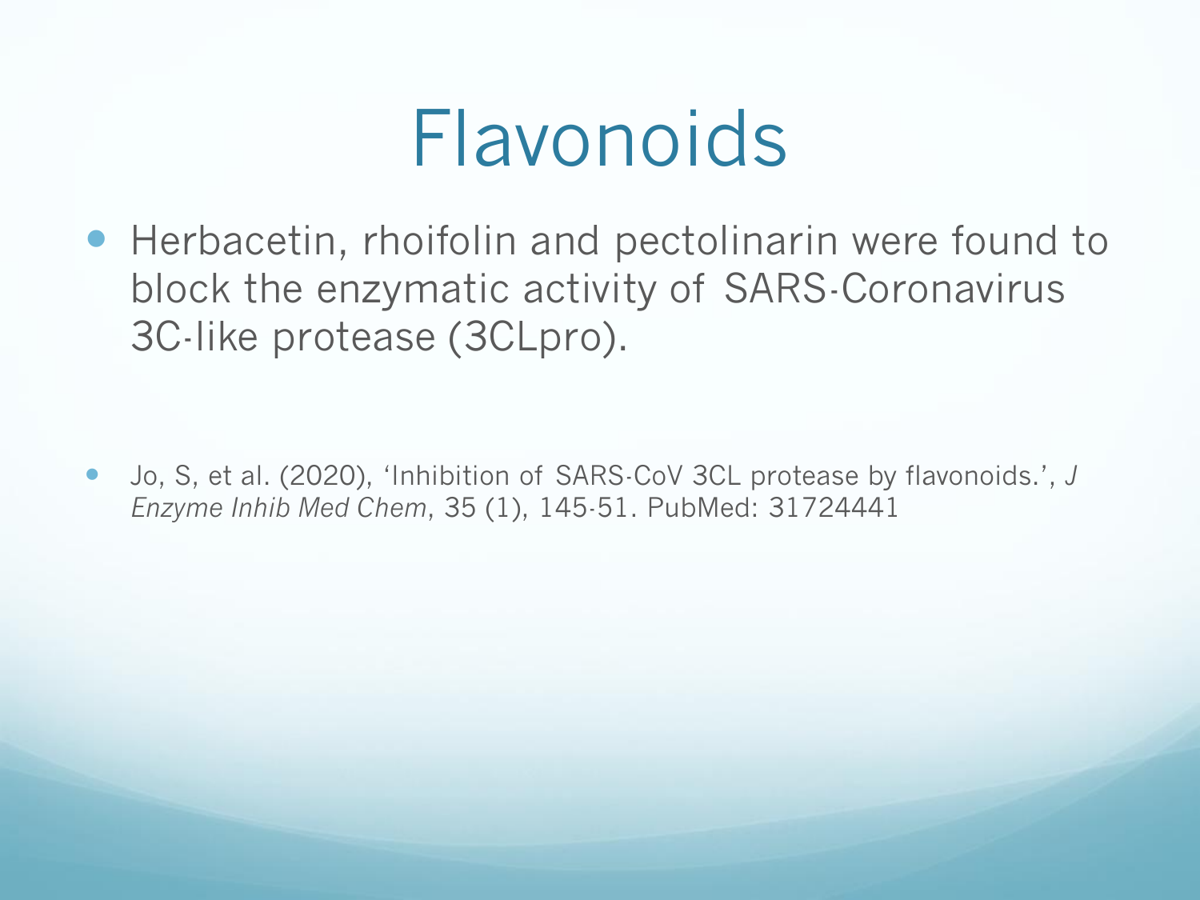# Flavonoids

- Herbacetin, rhoifolin and pectolinarin were found to block the enzymatic activity of SARS-Coronavirus 3C-like protease (3CLpro).

- Jo, S, et al. (2020), 'Inhibition of SARS-CoV 3CL protease by flavonoids.', *J Enzyme Inhib Med Chem*, 35 (1), 145-51. PubMed: 31724441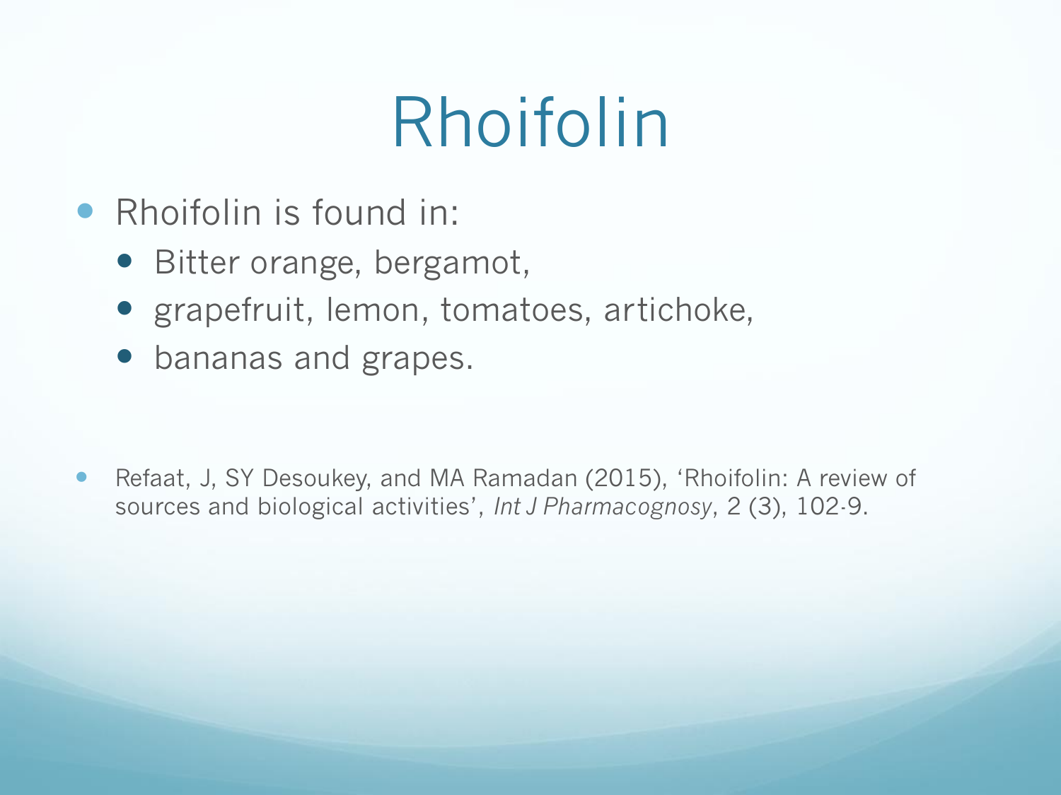# Rhoifolin

- Rhoifolin is found in:
  - Bitter orange, bergamot,
  - grapefruit, lemon, tomatoes, artichoke,
  - bananas and grapes.

- Refaat, J, SY Desoukey, and MA Ramadan (2015), 'Rhoifolin: A review of sources and biological activities', *Int J Pharmacognosy*, 2 (3), 102-9.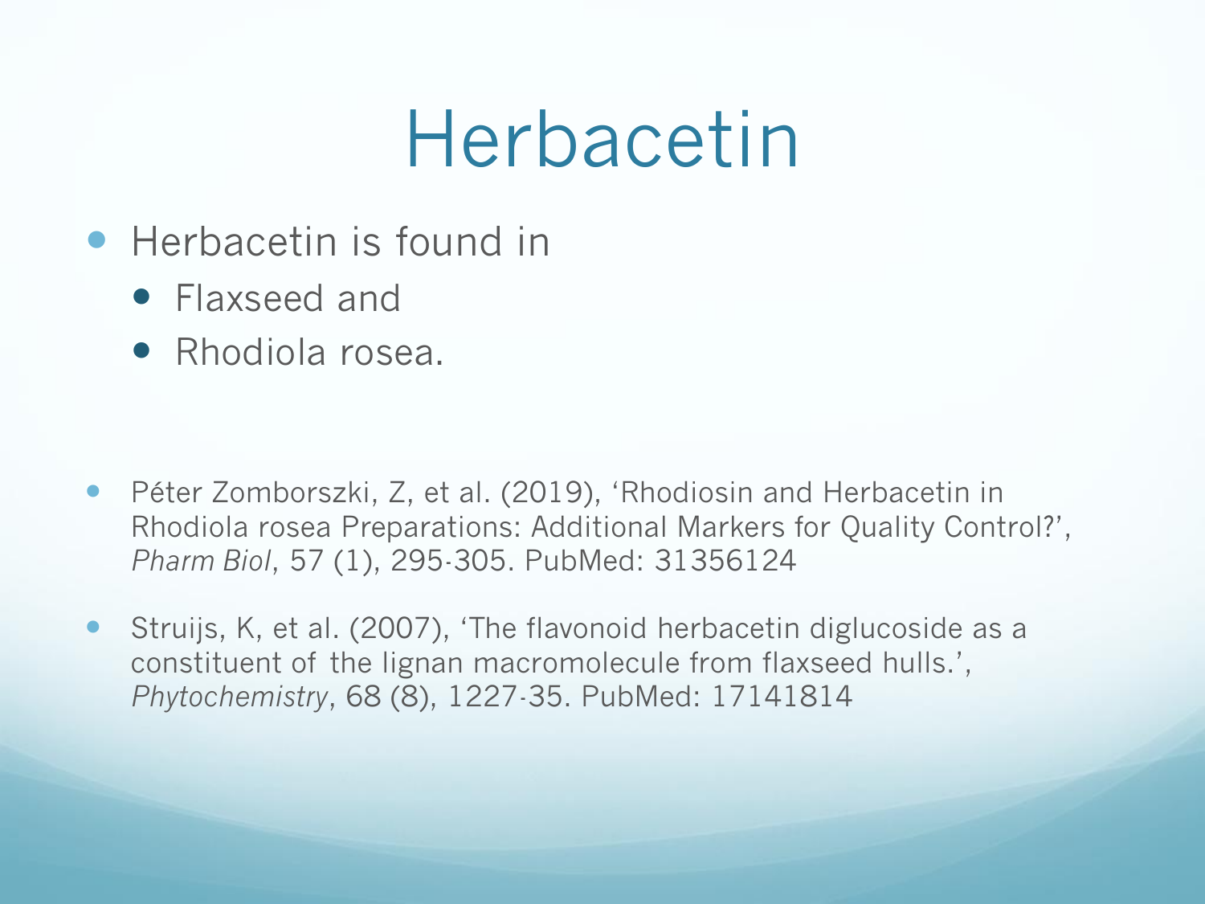# Herbacetin

- Herbacetin is found in
  - Flaxseed and
  - Rhodiola rosea.

- Péter Zomborszki, Z, et al. (2019), 'Rhodiosin and Herbacetin in Rhodiola rosea Preparations: Additional Markers for Quality Control?', *Pharm Biol*, 57 (1), 295-305. PubMed: 31356124

- Struijs, K, et al. (2007), 'The flavonoid herbacetin diglucoside as a constituent of the lignan macromolecule from flaxseed hulls.', *Phytochemistry*, 68 (8), 1227-35. PubMed: 17141814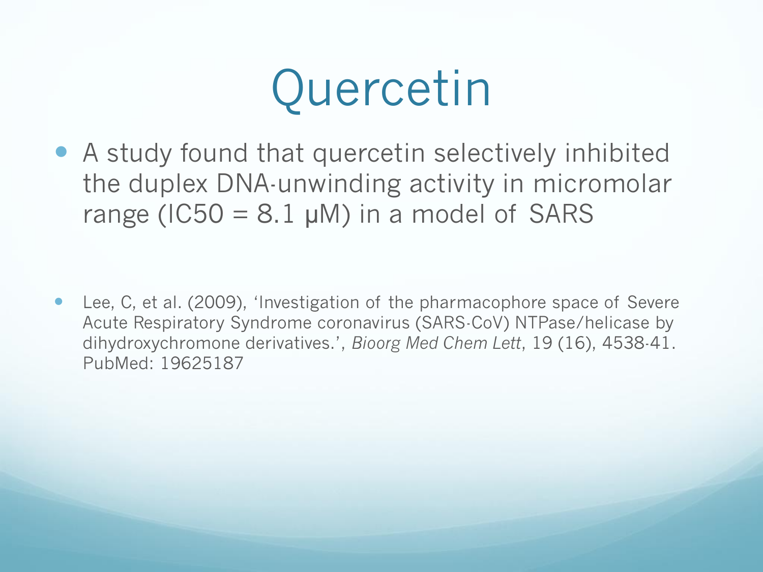# Quercetin

- A study found that quercetin selectively inhibited the duplex DNA-unwinding activity in micromolar range (IC50 = 8.1 μM) in a model of SARS

- Lee, C, et al. (2009), 'Investigation of the pharmacophore space of Severe Acute Respiratory Syndrome coronavirus (SARS-CoV) NTPase/helicase by dihydroxychromone derivatives.', *Bioorg Med Chem Lett*, 19 (16), 4538-41. PubMed: 19625187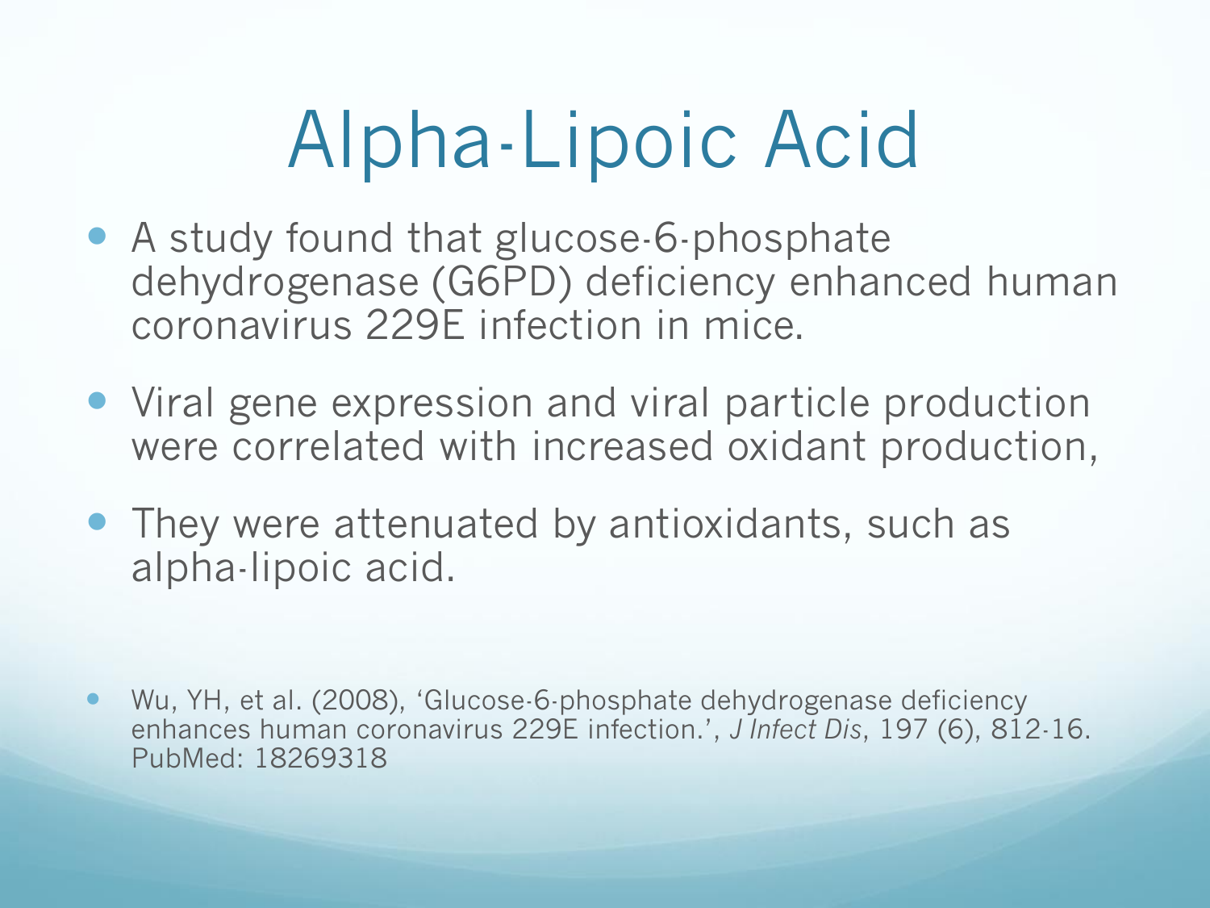# Alpha-Lipoic Acid

- A study found that glucose-6-phosphate dehydrogenase (G6PD) deficiency enhanced human coronavirus 229E infection in mice.
- Viral gene expression and viral particle production were correlated with increased oxidant production,
- They were attenuated by antioxidants, such as alpha-lipoic acid.

- Wu, YH, et al. (2008), 'Glucose-6-phosphate dehydrogenase deficiency enhances human coronavirus 229E infection.', *J Infect Dis*, 197 (6), 812-16. PubMed: 18269318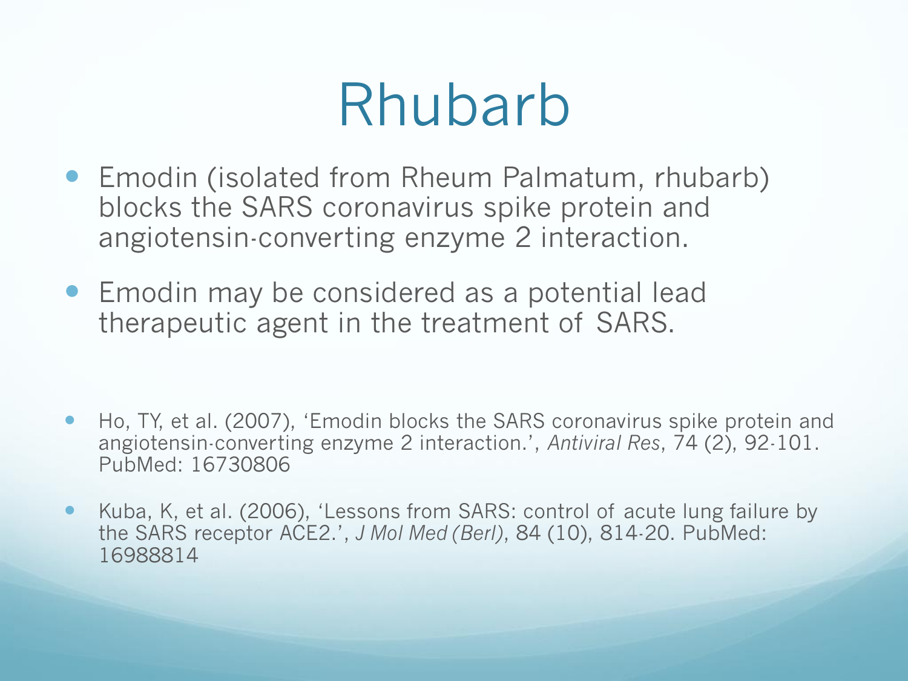# Rhubarb

- Emodin (isolated from Rheum Palmatum, rhubarb) blocks the SARS coronavirus spike protein and angiotensin-converting enzyme 2 interaction.
- Emodin may be considered as a potential lead therapeutic agent in the treatment of SARS.

- Ho, TY, et al. (2007), 'Emodin blocks the SARS coronavirus spike protein and angiotensin-converting enzyme 2 interaction.', *Antiviral Res*, 74 (2), 92-101. PubMed: 16730806
- Kuba, K, et al. (2006), 'Lessons from SARS: control of acute lung failure by the SARS receptor ACE2.', *J Mol Med (Berl)*, 84 (10), 814-20. PubMed: 16988814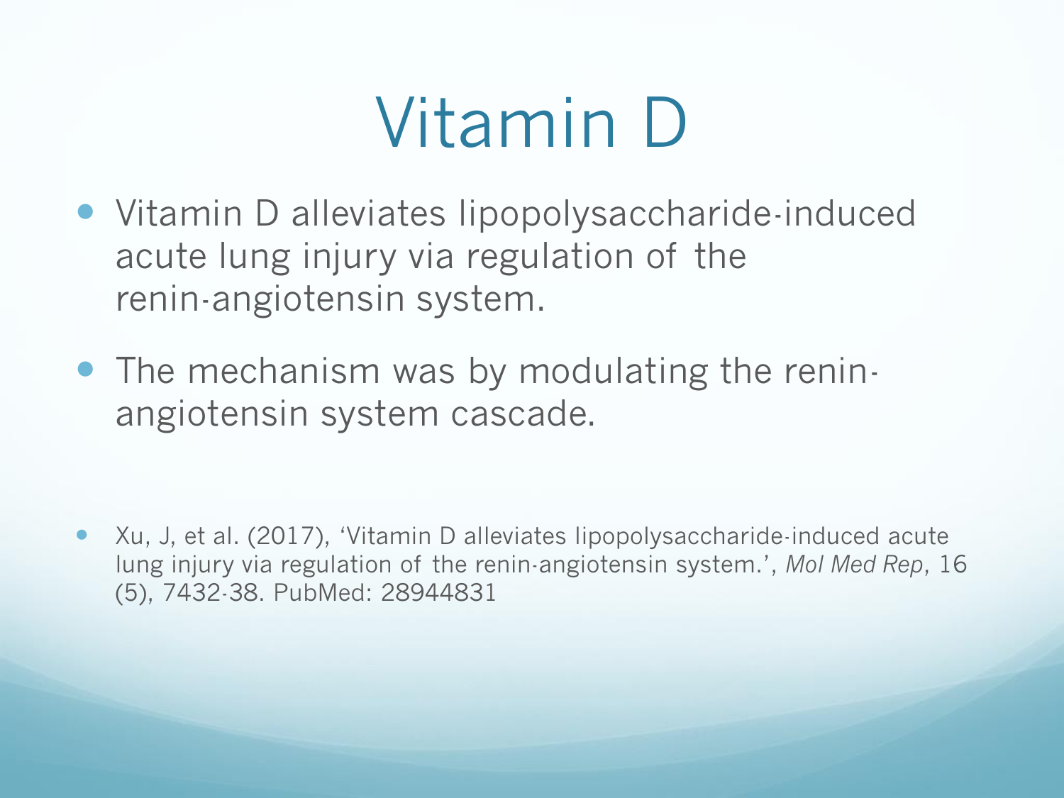# Vitamin D

- Vitamin D alleviates lipopolysaccharide-induced acute lung injury via regulation of the renin-angiotensin system.
- The mechanism was by modulating the renin-angiotensin system cascade.

- Xu, J, et al. (2017), 'Vitamin D alleviates lipopolysaccharide-induced acute lung injury via regulation of the renin-angiotensin system.', *Mol Med Rep*, 16 (5), 7432-38. PubMed: 28944831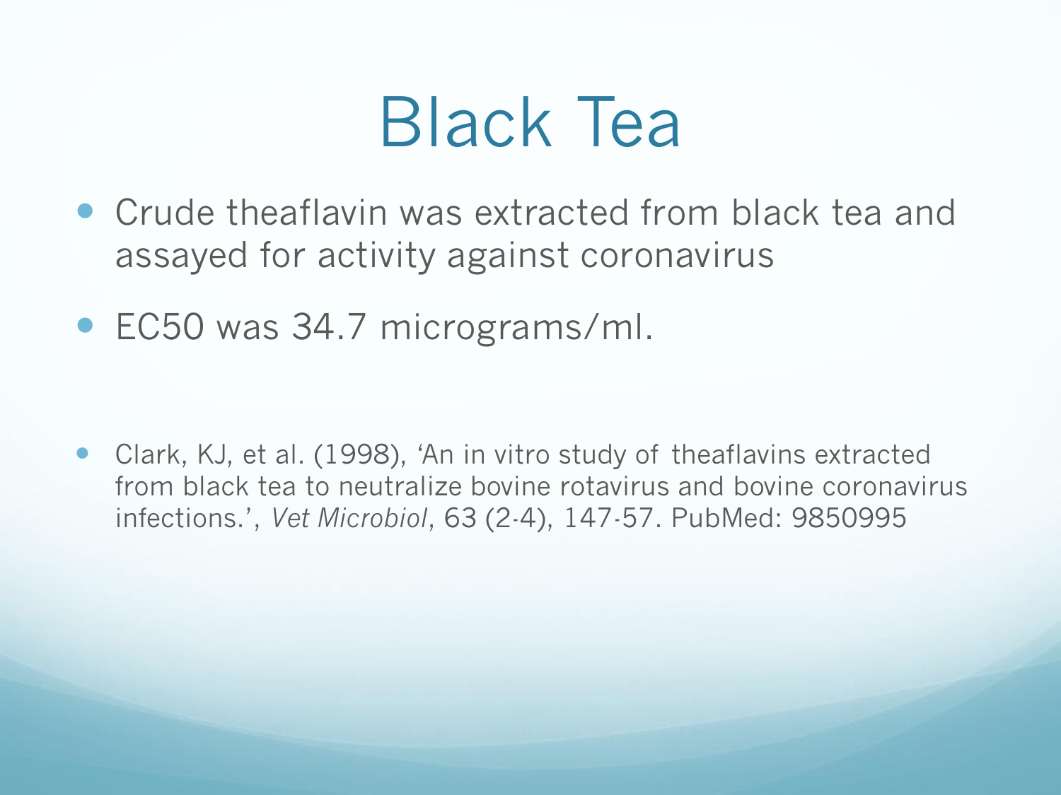# Black Tea

- Crude theaflavin was extracted from black tea and assayed for activity against coronavirus
- EC50 was 34.7 micrograms/ml.

- Clark, KJ, et al. (1998), 'An in vitro study of theaflavins extracted from black tea to neutralize bovine rotavirus and bovine coronavirus infections.', *Vet Microbiol*, 63 (2-4), 147-57. PubMed: 9850995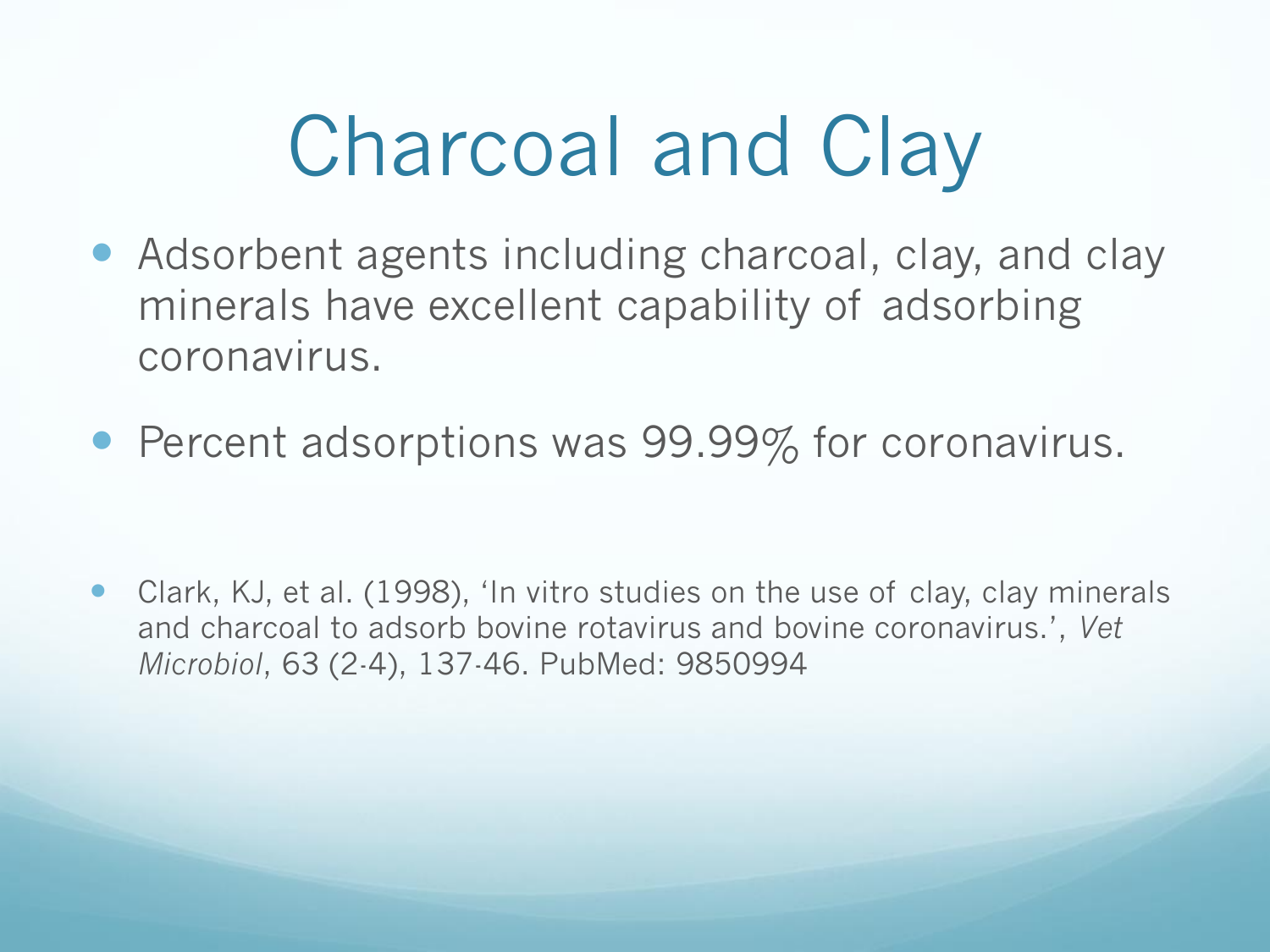# Charcoal and Clay

- Adsorbent agents including charcoal, clay, and clay minerals have excellent capability of adsorbing coronavirus.
- Percent adsorptions was 99.99% for coronavirus.

- Clark, KJ, et al. (1998), 'In vitro studies on the use of clay, clay minerals and charcoal to adsorb bovine rotavirus and bovine coronavirus.', *Vet Microbiol*, 63 (2-4), 137-46. PubMed: 9850994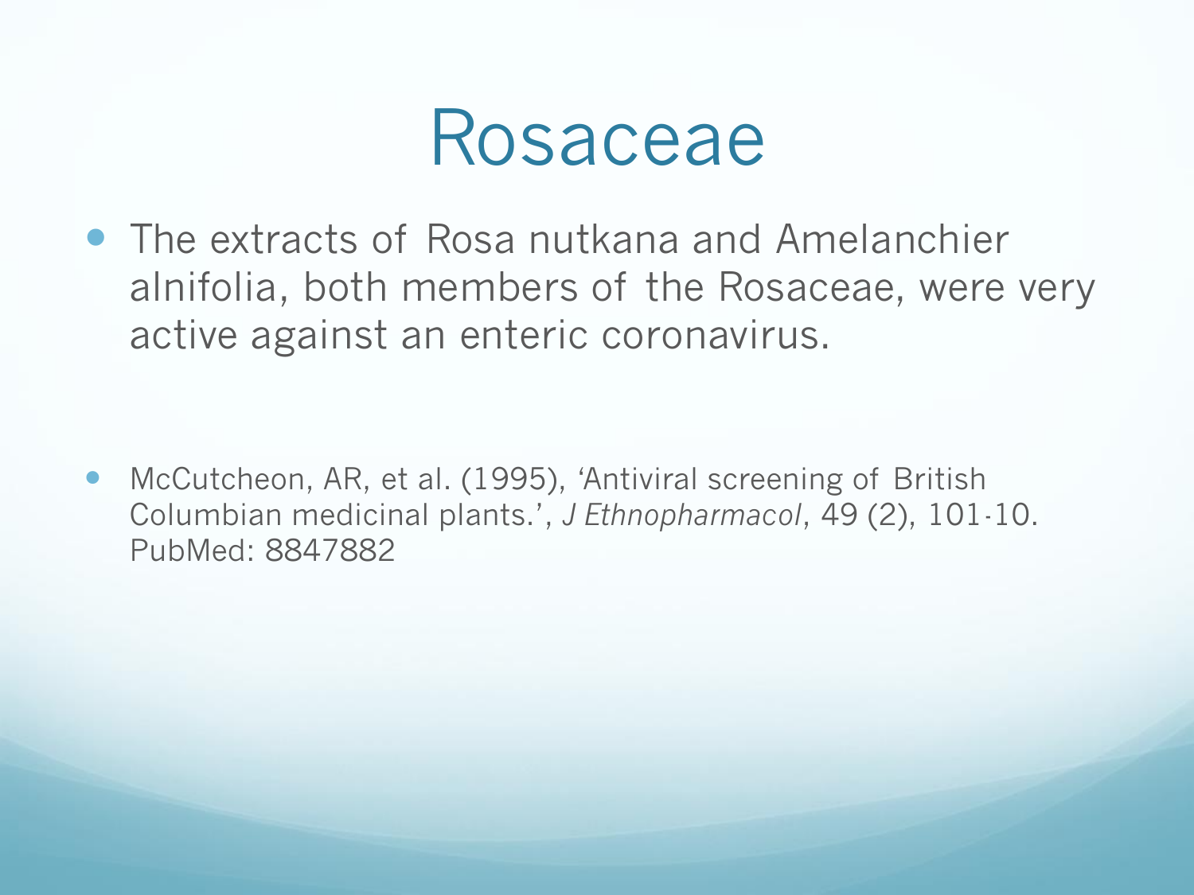# Rosaceae

- The extracts of Rosa nutkana and Amelanchier alnifolia, both members of the Rosaceae, were very active against an enteric coronavirus.

- McCutcheon, AR, et al. (1995), 'Antiviral screening of British Columbian medicinal plants.', *J Ethnopharmacol*, 49 (2), 101-10. PubMed: 8847882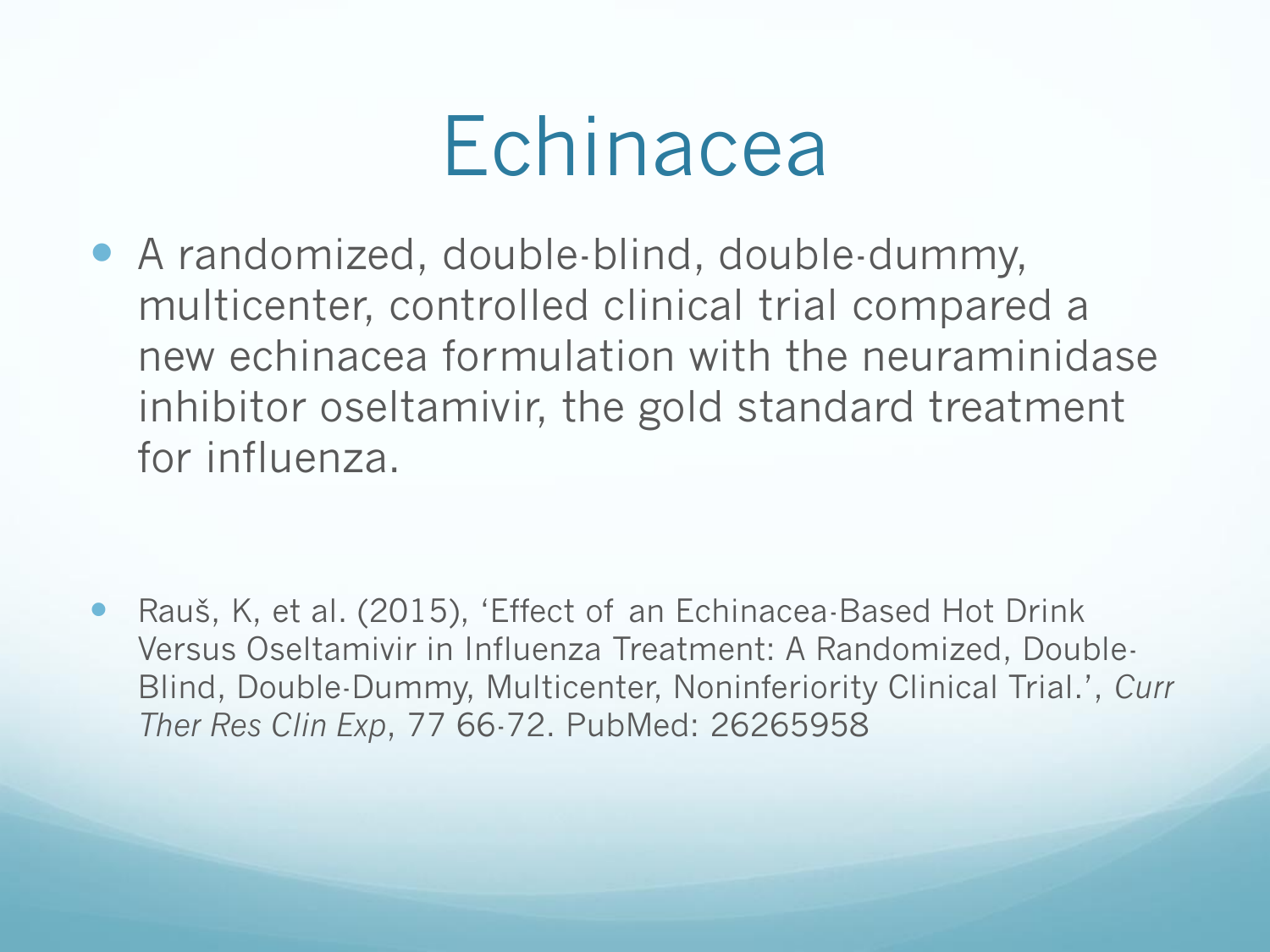# Echinacea

- A randomized, double-blind, double-dummy, multicenter, controlled clinical trial compared a new echinacea formulation with the neuraminidase inhibitor oseltamivir, the gold standard treatment for influenza.

- Rauš, K, et al. (2015), 'Effect of an Echinacea-Based Hot Drink Versus Oseltamivir in Influenza Treatment: A Randomized, Double-Blind, Double-Dummy, Multicenter, Noninferiority Clinical Trial.', *Curr Ther Res Clin Exp*, 77 66-72. PubMed: 26265958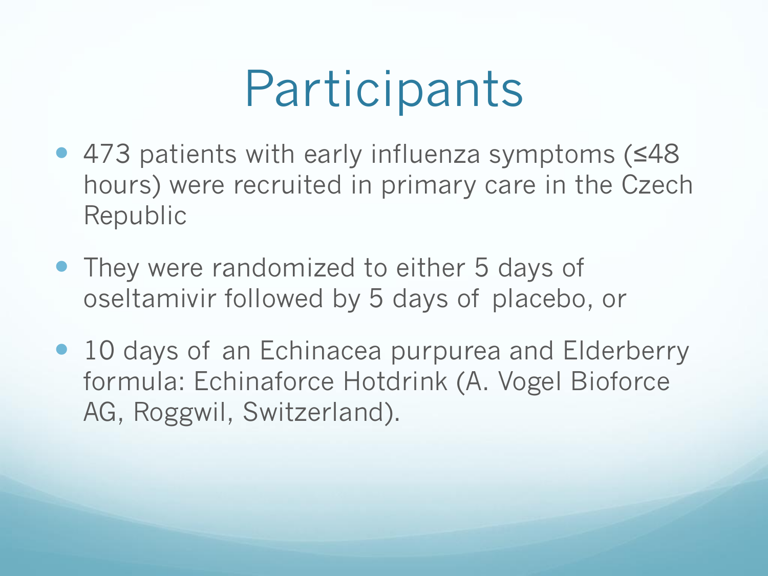# Participants

- 473 patients with early influenza symptoms (≤48 hours) were recruited in primary care in the Czech Republic
- They were randomized to either 5 days of oseltamivir followed by 5 days of placebo, or
- 10 days of an Echinacea purpurea and Elderberry formula: Echinaforce Hotdrink (A. Vogel Bioforce AG, Roggwil, Switzerland).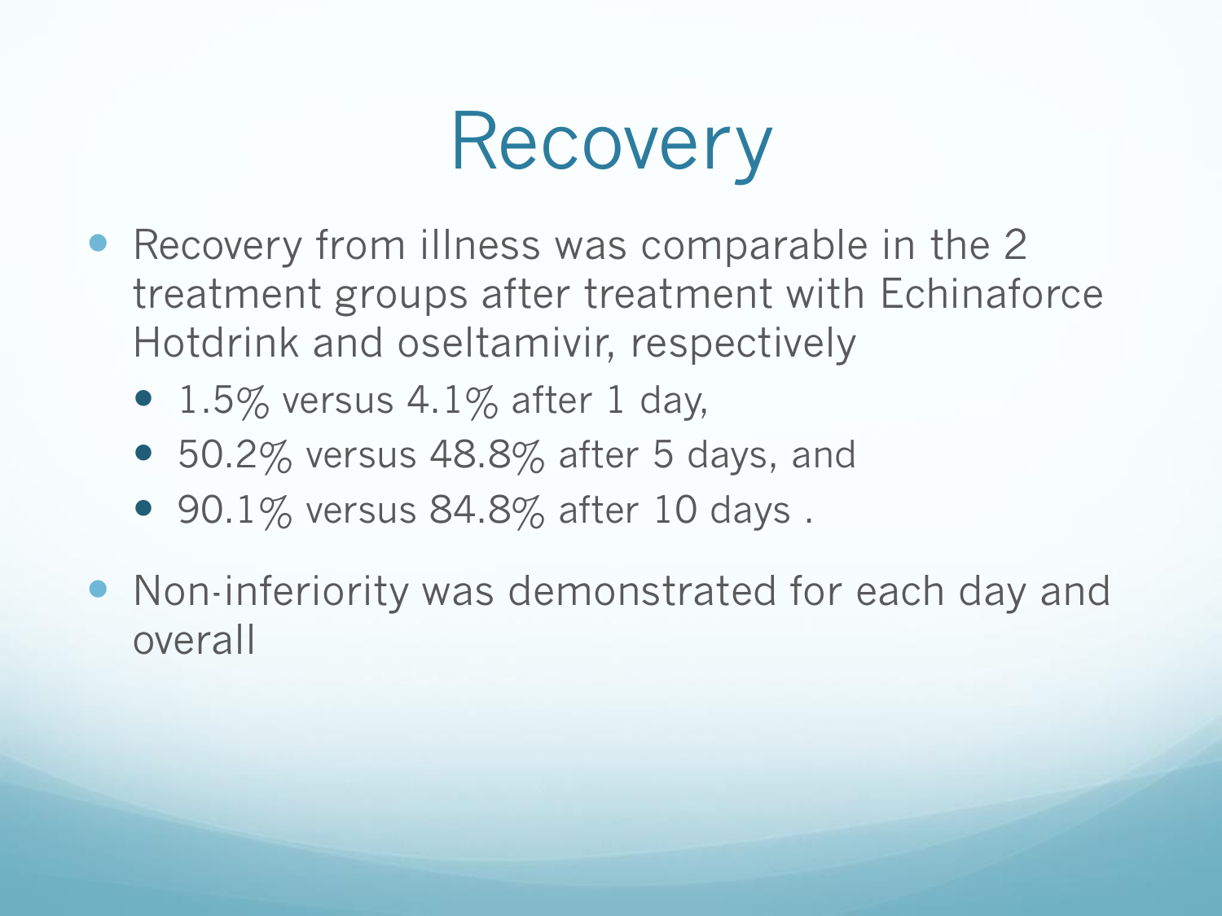# Recovery

- Recovery from illness was comparable in the 2 treatment groups after treatment with Echinaforce Hotdrink and oseltamivir, respectively
  - 1.5% versus 4.1% after 1 day,
  - 50.2% versus 48.8% after 5 days, and
  - 90.1% versus 84.8% after 10 days .
- Non-inferiority was demonstrated for each day and overall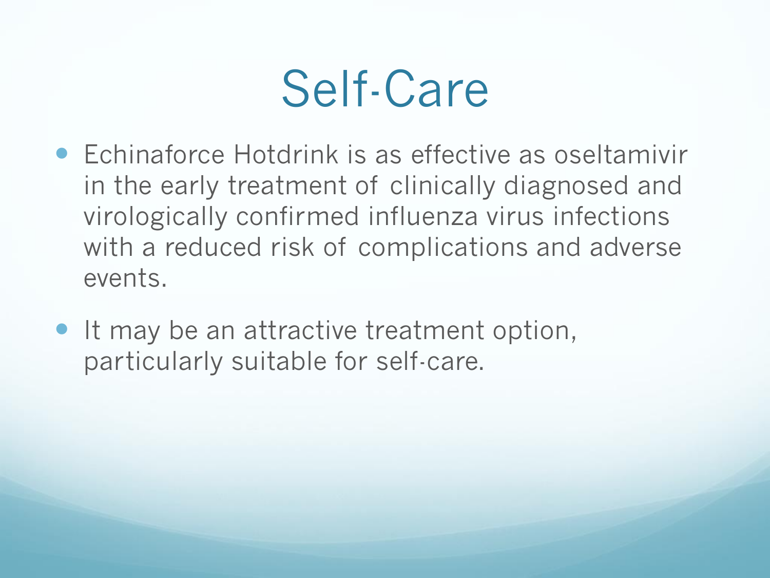# Self-Care

- Echinaforce Hotdrink is as effective as oseltamivir in the early treatment of clinically diagnosed and virologically confirmed influenza virus infections with a reduced risk of complications and adverse events.
- It may be an attractive treatment option, particularly suitable for self-care.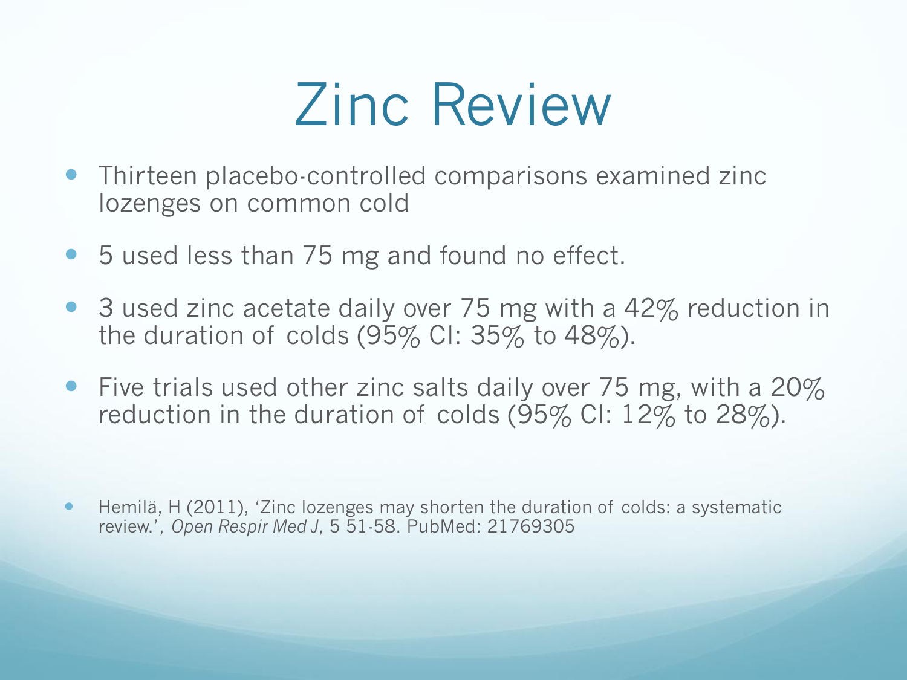# Zinc Review

- Thirteen placebo-controlled comparisons examined zinc lozenges on common cold
- 5 used less than 75 mg and found no effect.
- 3 used zinc acetate daily over 75 mg with a 42% reduction in the duration of colds (95% CI: 35% to 48%).
- Five trials used other zinc salts daily over 75 mg, with a 20% reduction in the duration of colds (95% CI: 12% to 28%).

- Hemilä, H (2011), 'Zinc lozenges may shorten the duration of colds: a systematic review.', *Open Respir Med J*, 5 51-58. PubMed: 21769305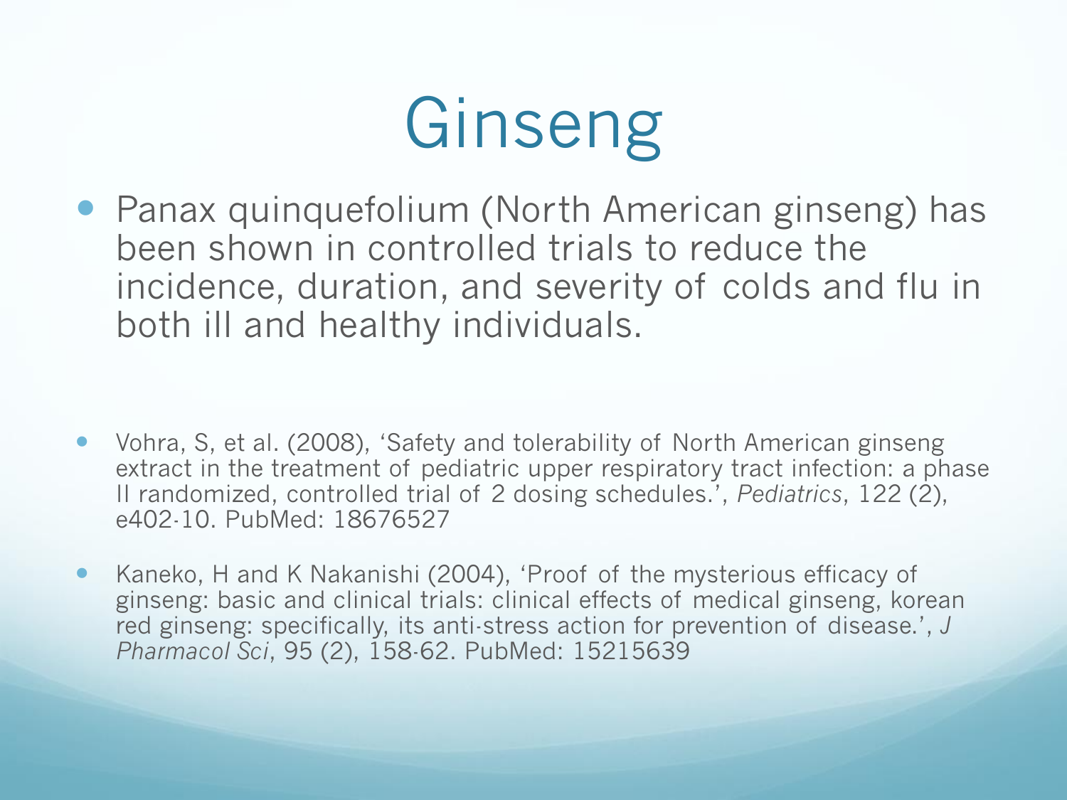# Ginseng

- Panax quinquefolium (North American ginseng) has been shown in controlled trials to reduce the incidence, duration, and severity of colds and flu in both ill and healthy individuals.

- Vohra, S, et al. (2008), 'Safety and tolerability of North American ginseng extract in the treatment of pediatric upper respiratory tract infection: a phase II randomized, controlled trial of 2 dosing schedules.', *Pediatrics*, 122 (2), e402-10. PubMed: 18676527

- Kaneko, H and K Nakanishi (2004), 'Proof of the mysterious efficacy of ginseng: basic and clinical trials: clinical effects of medical ginseng, korean red ginseng: specifically, its anti-stress action for prevention of disease.', *J Pharmacol Sci*, 95 (2), 158-62. PubMed: 15215639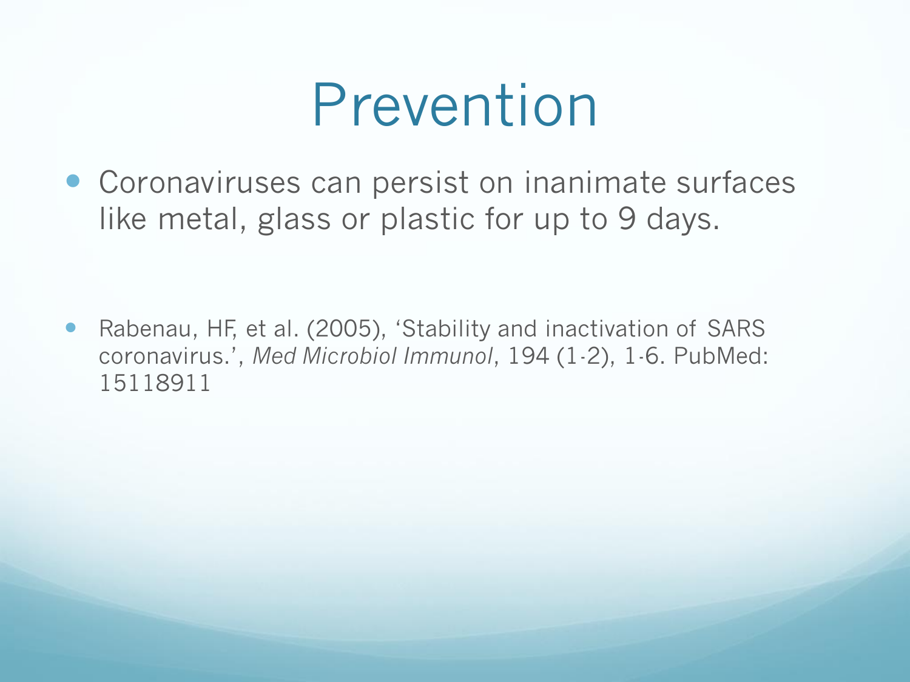# Prevention

- Coronaviruses can persist on inanimate surfaces like metal, glass or plastic for up to 9 days.

- Rabenau, HF, et al. (2005), 'Stability and inactivation of SARS coronavirus.', *Med Microbiol Immunol*, 194 (1-2), 1-6. PubMed: 15118911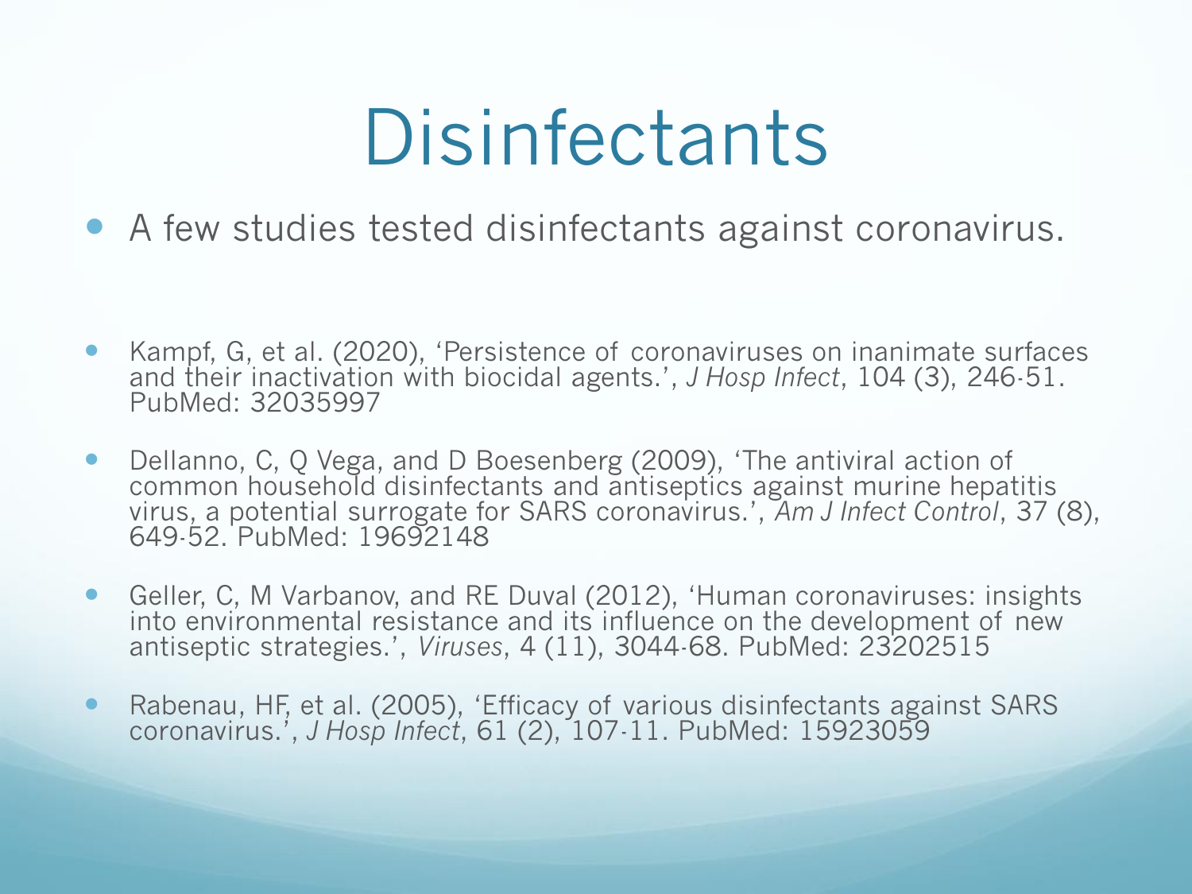# Disinfectants

- A few studies tested disinfectants against coronavirus.

- Kampf, G, et al. (2020), 'Persistence of coronaviruses on inanimate surfaces and their inactivation with biocidal agents.', *J Hosp Infect*, 104 (3), 246-51. PubMed: 32035997

- Dellanno, C, Q Vega, and D Boesenberg (2009), 'The antiviral action of common household disinfectants and antiseptics against murine hepatitis virus, a potential surrogate for SARS coronavirus.', *Am J Infect Control*, 37 (8), 649-52. PubMed: 19692148

- Geller, C, M Varbanov, and RE Duval (2012), 'Human coronaviruses: insights into environmental resistance and its influence on the development of new antiseptic strategies.', *Viruses*, 4 (11), 3044-68. PubMed: 23202515

- Rabenau, HF, et al. (2005), 'Efficacy of various disinfectants against SARS coronavirus.', *J Hosp Infect*, 61 (2), 107-11. PubMed: 15923059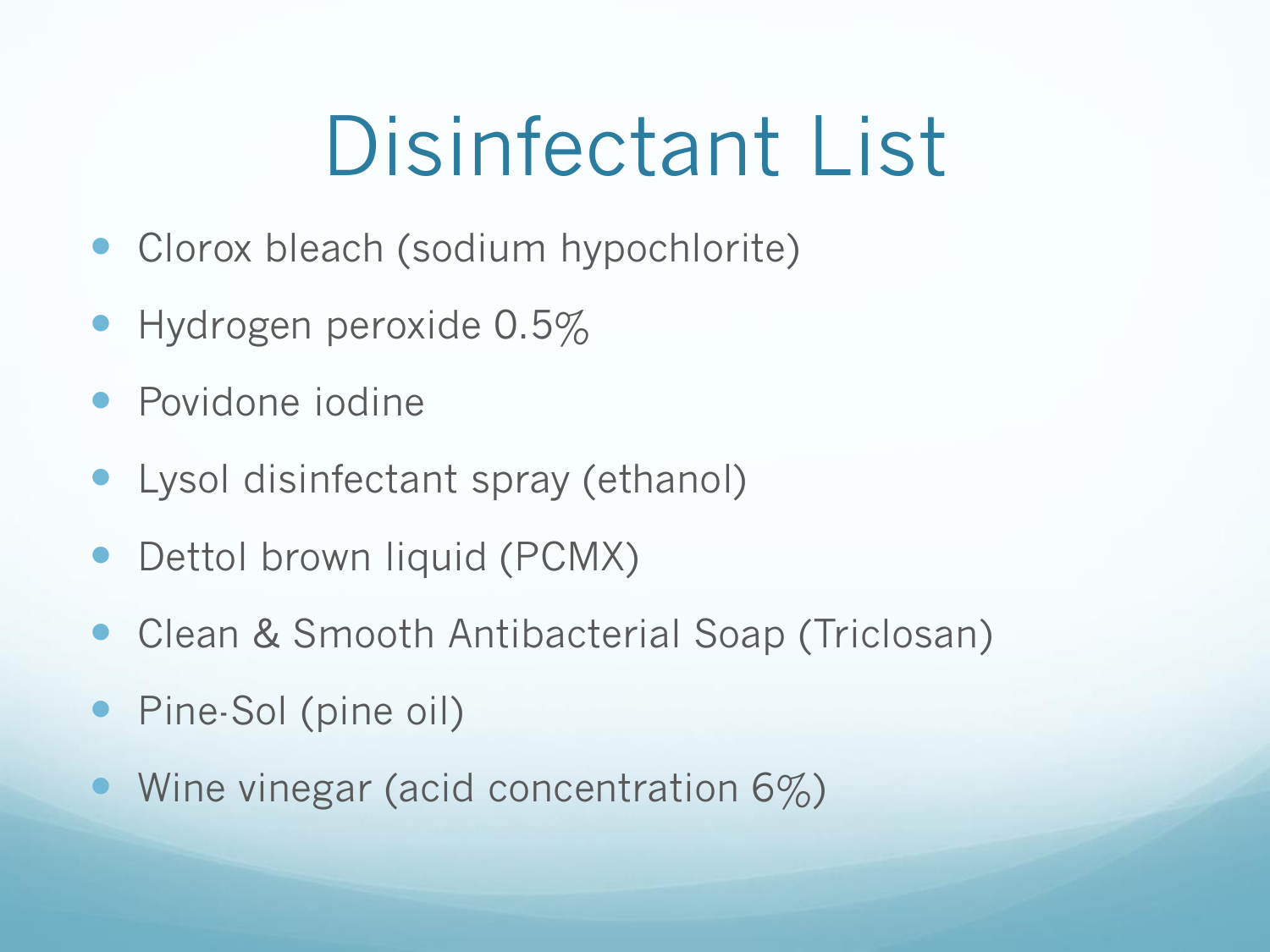# Disinfectant List

- Clorox bleach (sodium hypochlorite)
- Hydrogen peroxide 0.5%
- Povidone iodine
- Lysol disinfectant spray (ethanol)
- Dettol brown liquid (PCMX)
- Clean & Smooth Antibacterial Soap (Triclosan)
- Pine-Sol (pine oil)
- Wine vinegar (acid concentration 6%)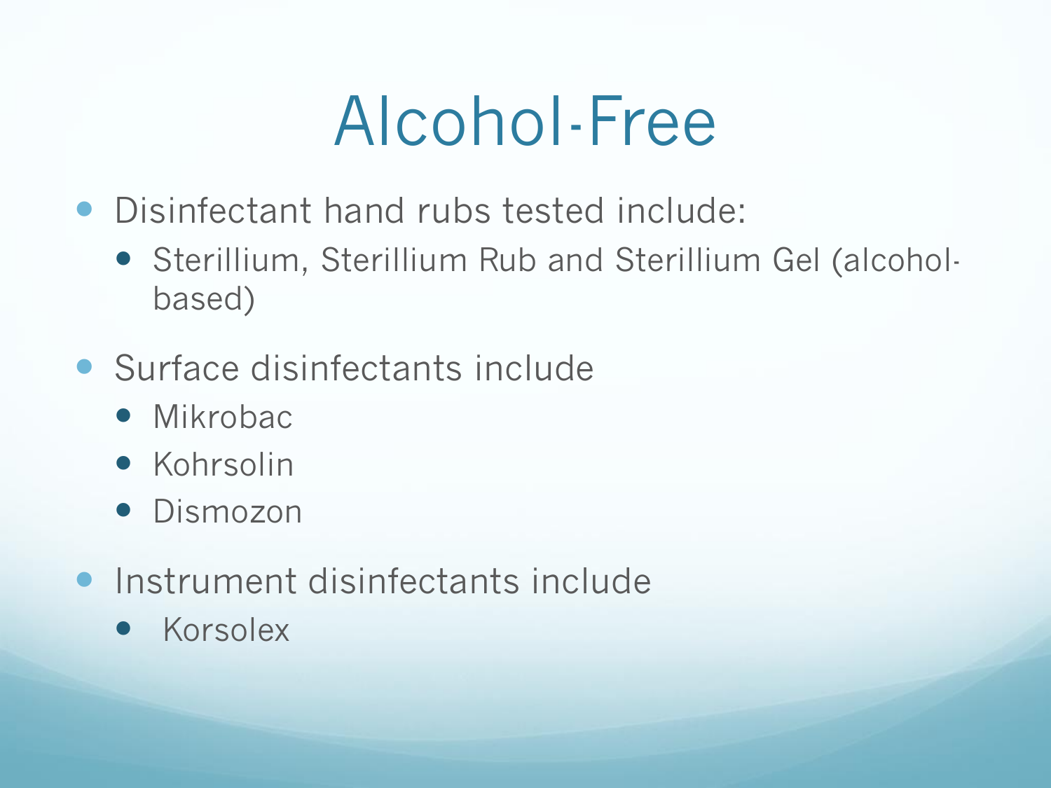# Alcohol-Free

- Disinfectant hand rubs tested include:
  - Sterillium, Sterillium Rub and Sterillium Gel (alcohol-based)
- Surface disinfectants include
  - Mikrobac
  - Kohrsolin
  - Dismozon
- Instrument disinfectants include
  - Korsolex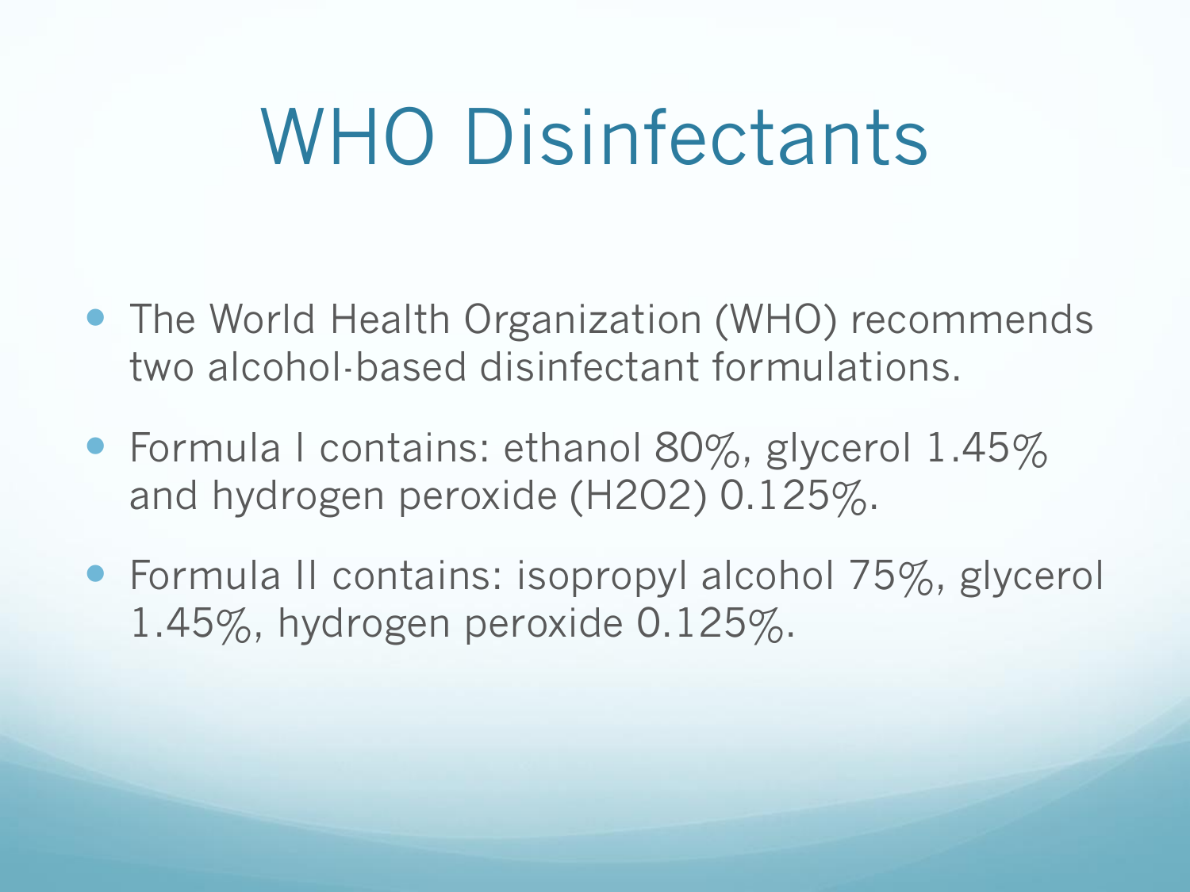# WHO Disinfectants

- The World Health Organization (WHO) recommends two alcohol-based disinfectant formulations.
- Formula I contains: ethanol 80%, glycerol 1.45% and hydrogen peroxide ($H_2O_2$) 0.125%.
- Formula II contains: isopropyl alcohol 75%, glycerol 1.45%, hydrogen peroxide 0.125%.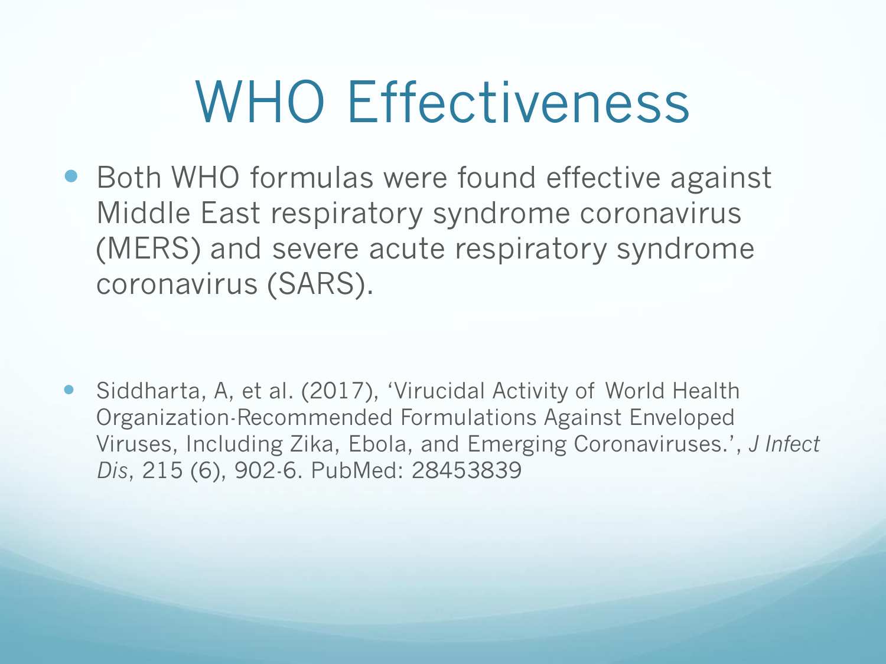# WHO Effectiveness

- Both WHO formulas were found effective against Middle East respiratory syndrome coronavirus (MERS) and severe acute respiratory syndrome coronavirus (SARS).

- Siddharta, A, et al. (2017), 'Virucidal Activity of World Health Organization-Recommended Formulations Against Enveloped Viruses, Including Zika, Ebola, and Emerging Coronaviruses.', *J Infect Dis*, 215 (6), 902-6. PubMed: 28453839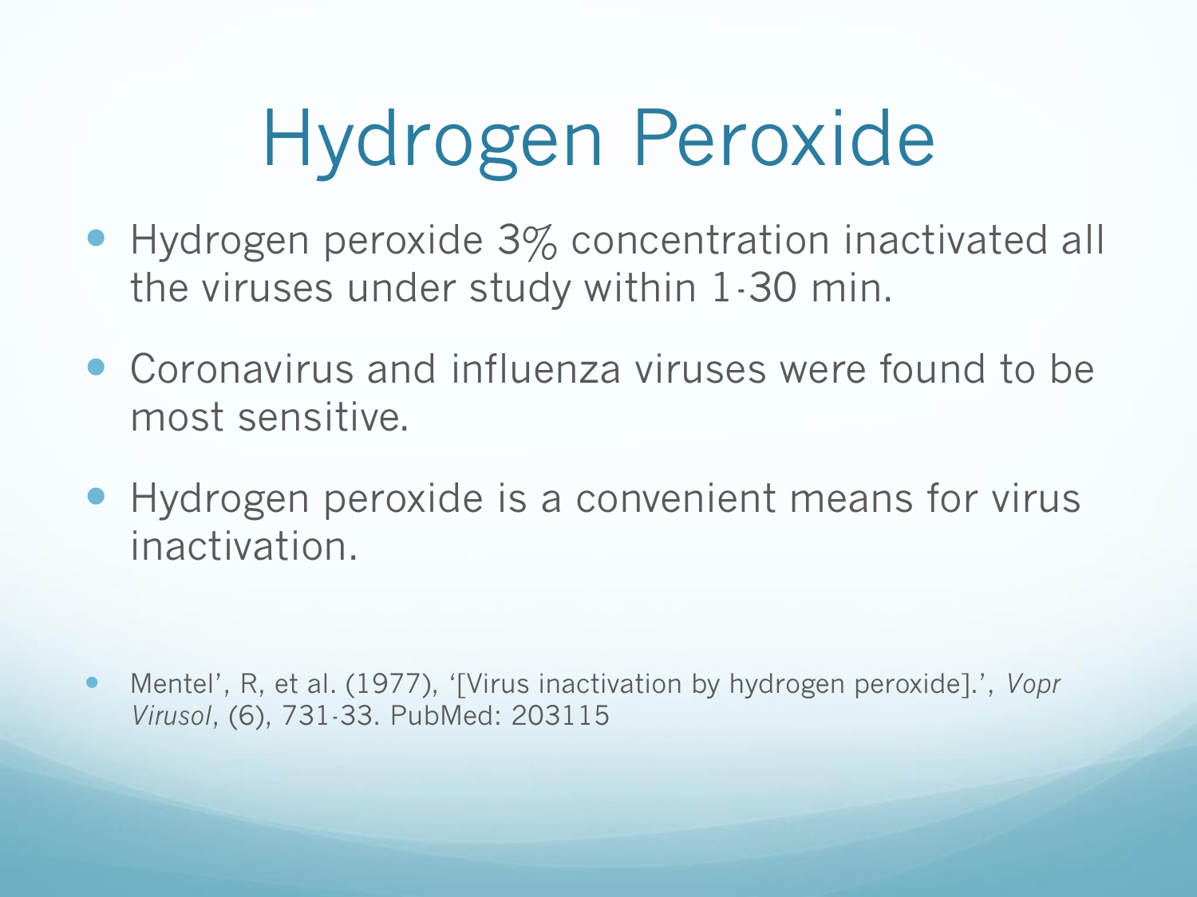# Hydrogen Peroxide

- Hydrogen peroxide 3% concentration inactivated all the viruses under study within 1-30 min.
- Coronavirus and influenza viruses were found to be most sensitive.
- Hydrogen peroxide is a convenient means for virus inactivation.

- Mentel', R, et al. (1977), '[Virus inactivation by hydrogen peroxide].', *Vopr Virusol*, (6), 731-33. PubMed: 203115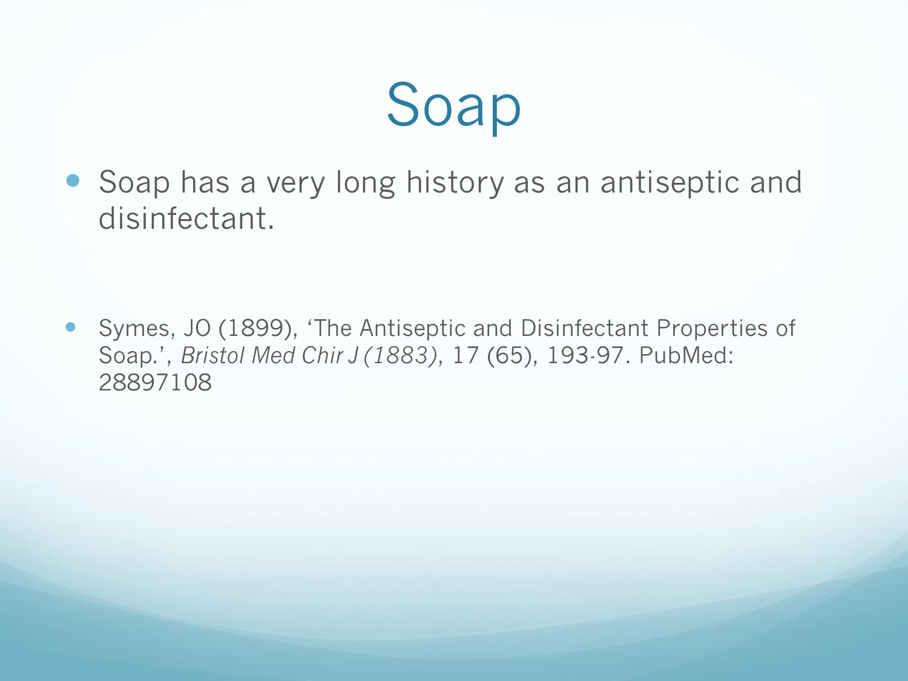# Soap

- Soap has a very long history as an antiseptic and disinfectant.

- Symes, JO (1899), 'The Antiseptic and Disinfectant Properties of Soap.', *Bristol Med Chir J (1883)*, 17 (65), 193-97. PubMed: 28897108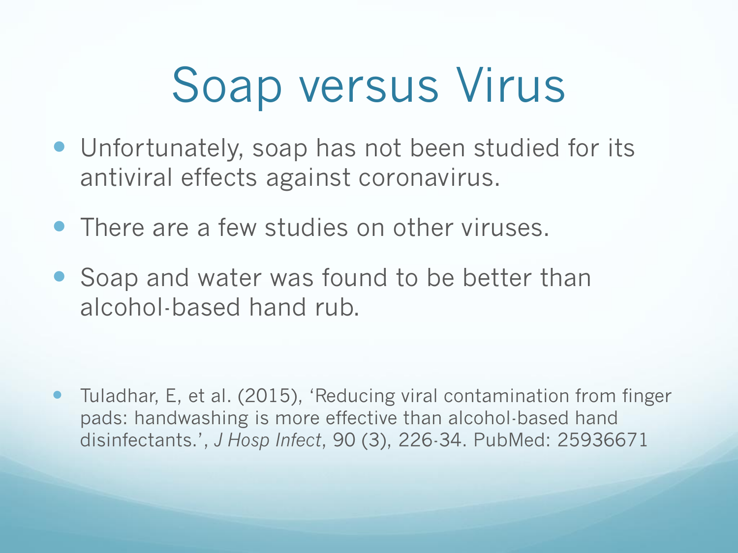# Soap versus Virus

- Unfortunately, soap has not been studied for its antiviral effects against coronavirus.
- There are a few studies on other viruses.
- Soap and water was found to be better than alcohol-based hand rub.

- Tuladhar, E, et al. (2015), 'Reducing viral contamination from finger pads: handwashing is more effective than alcohol-based hand disinfectants.', *J Hosp Infect*, 90 (3), 226-34. PubMed: 25936671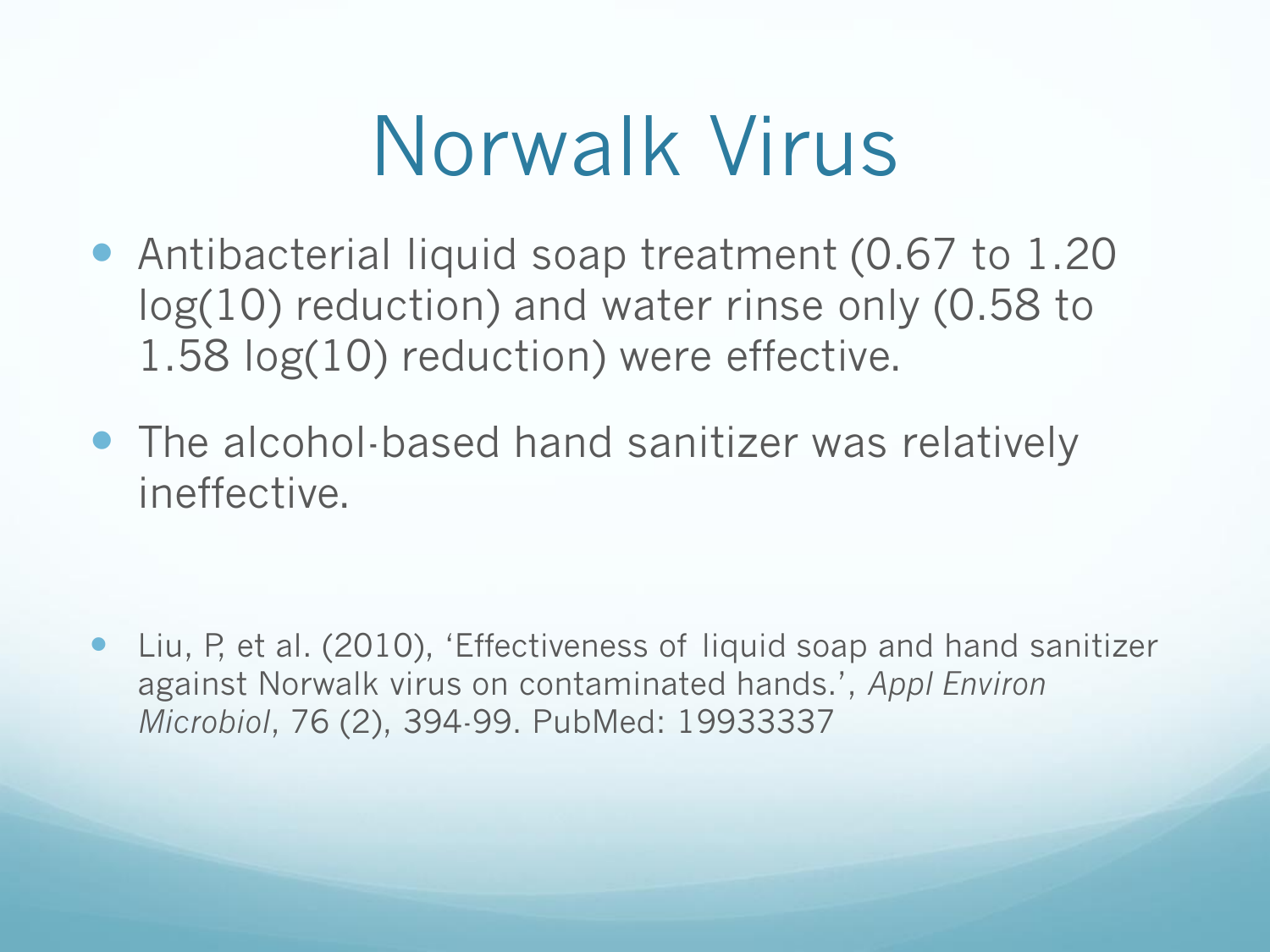# Norwalk Virus

- Antibacterial liquid soap treatment (0.67 to 1.20 log(10) reduction) and water rinse only (0.58 to 1.58 log(10) reduction) were effective.
- The alcohol-based hand sanitizer was relatively ineffective.

- Liu, P, et al. (2010), 'Effectiveness of liquid soap and hand sanitizer against Norwalk virus on contaminated hands.', *Appl Environ Microbiol*, 76 (2), 394-99. PubMed: 19933337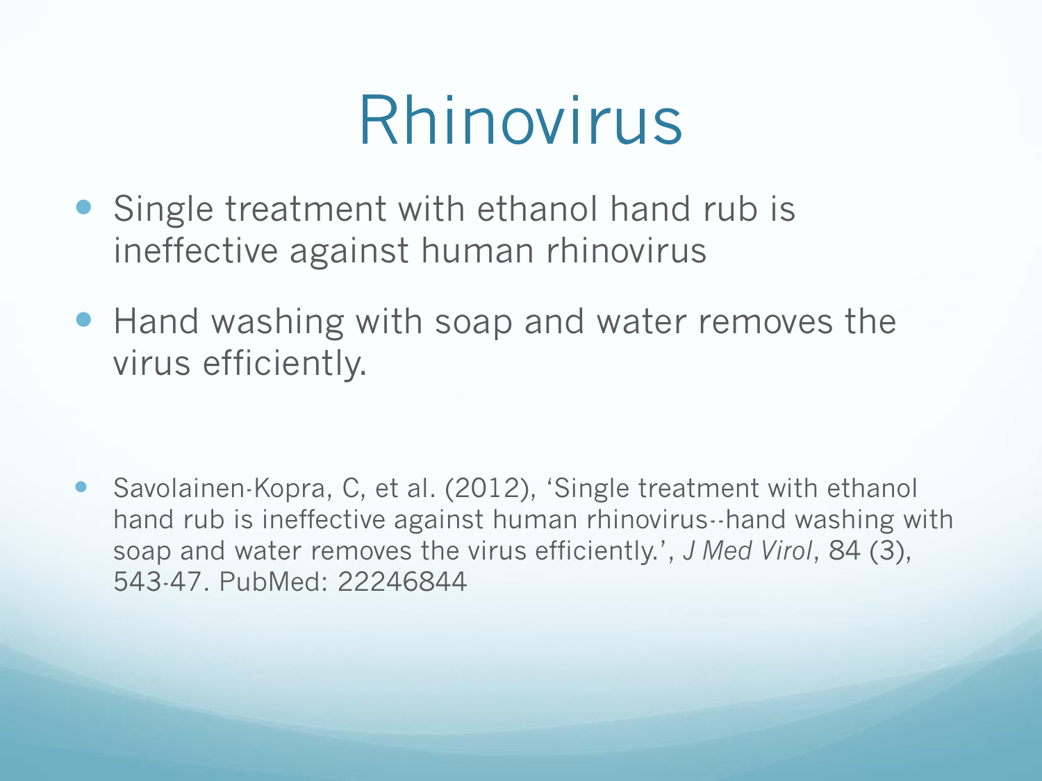# Rhinovirus

- Single treatment with ethanol hand rub is ineffective against human rhinovirus
- Hand washing with soap and water removes the virus efficiently.

- Savolainen-Kopra, C, et al. (2012), 'Single treatment with ethanol hand rub is ineffective against human rhinovirus--hand washing with soap and water removes the virus efficiently.', *J Med Virol*, 84 (3), 543-47. PubMed: 22246844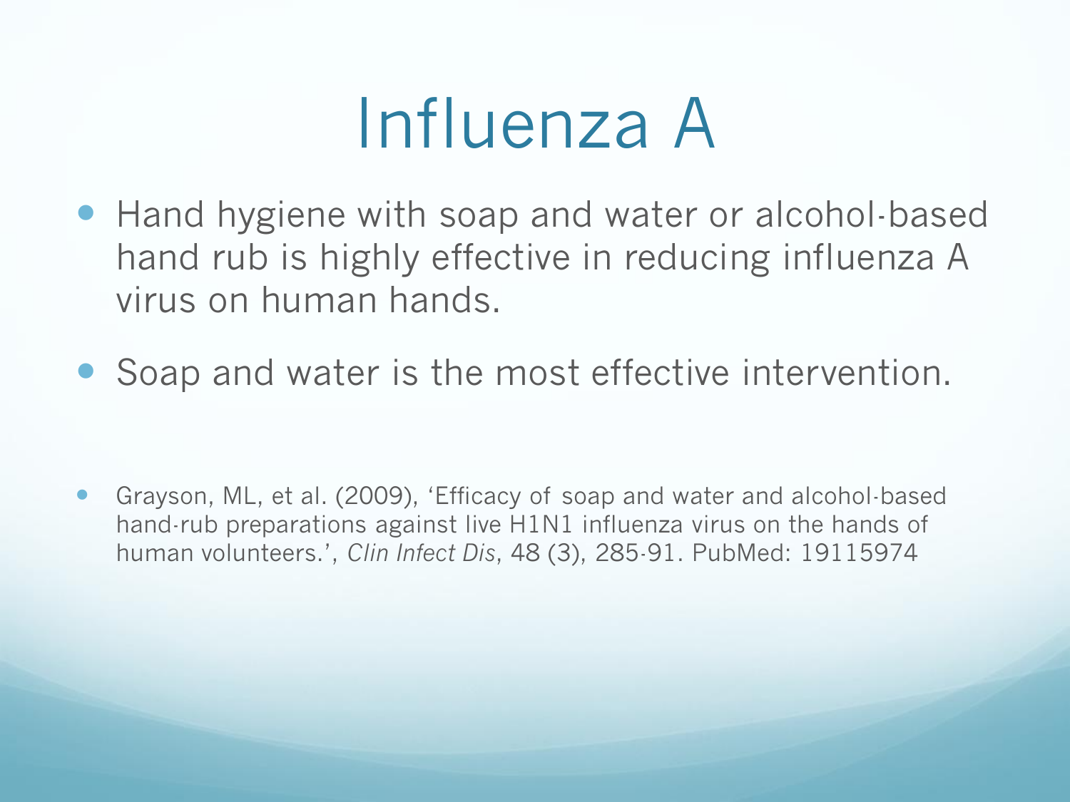# Influenza A

- Hand hygiene with soap and water or alcohol-based hand rub is highly effective in reducing influenza A virus on human hands.
- Soap and water is the most effective intervention.

- Grayson, ML, et al. (2009), 'Efficacy of soap and water and alcohol-based hand-rub preparations against live H1N1 influenza virus on the hands of human volunteers.', *Clin Infect Dis*, 48 (3), 285-91. PubMed: 19115974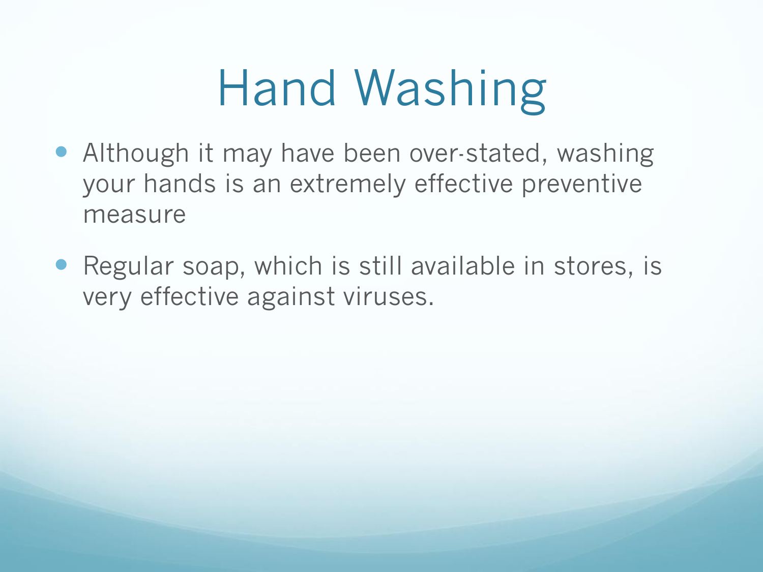# Hand Washing

- Although it may have been over-stated, washing your hands is an extremely effective preventive measure
- Regular soap, which is still available in stores, is very effective against viruses.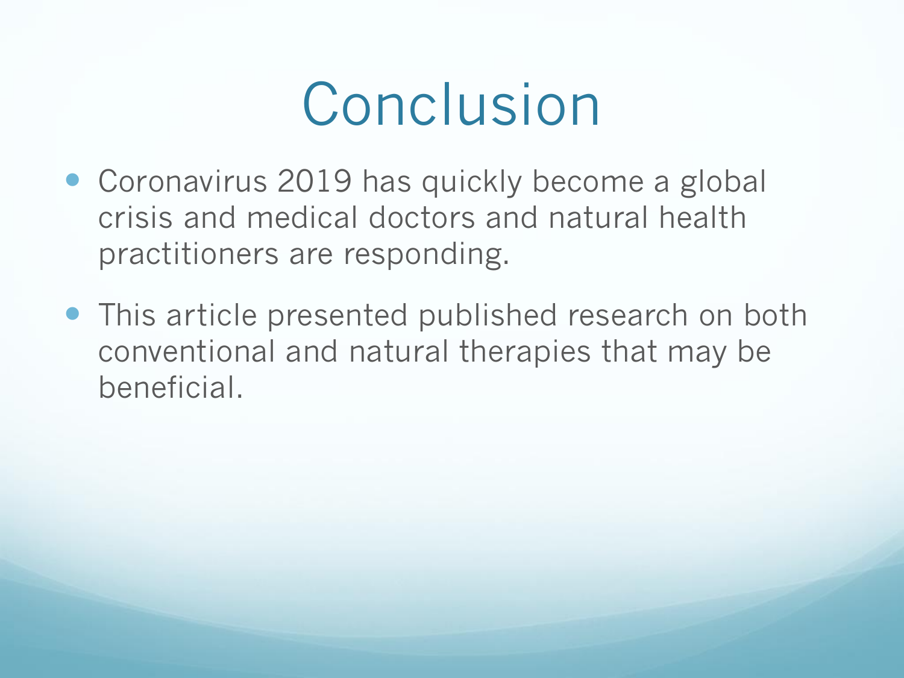# Conclusion

- Coronavirus 2019 has quickly become a global crisis and medical doctors and natural health practitioners are responding.
- This article presented published research on both conventional and natural therapies that may be beneficial.